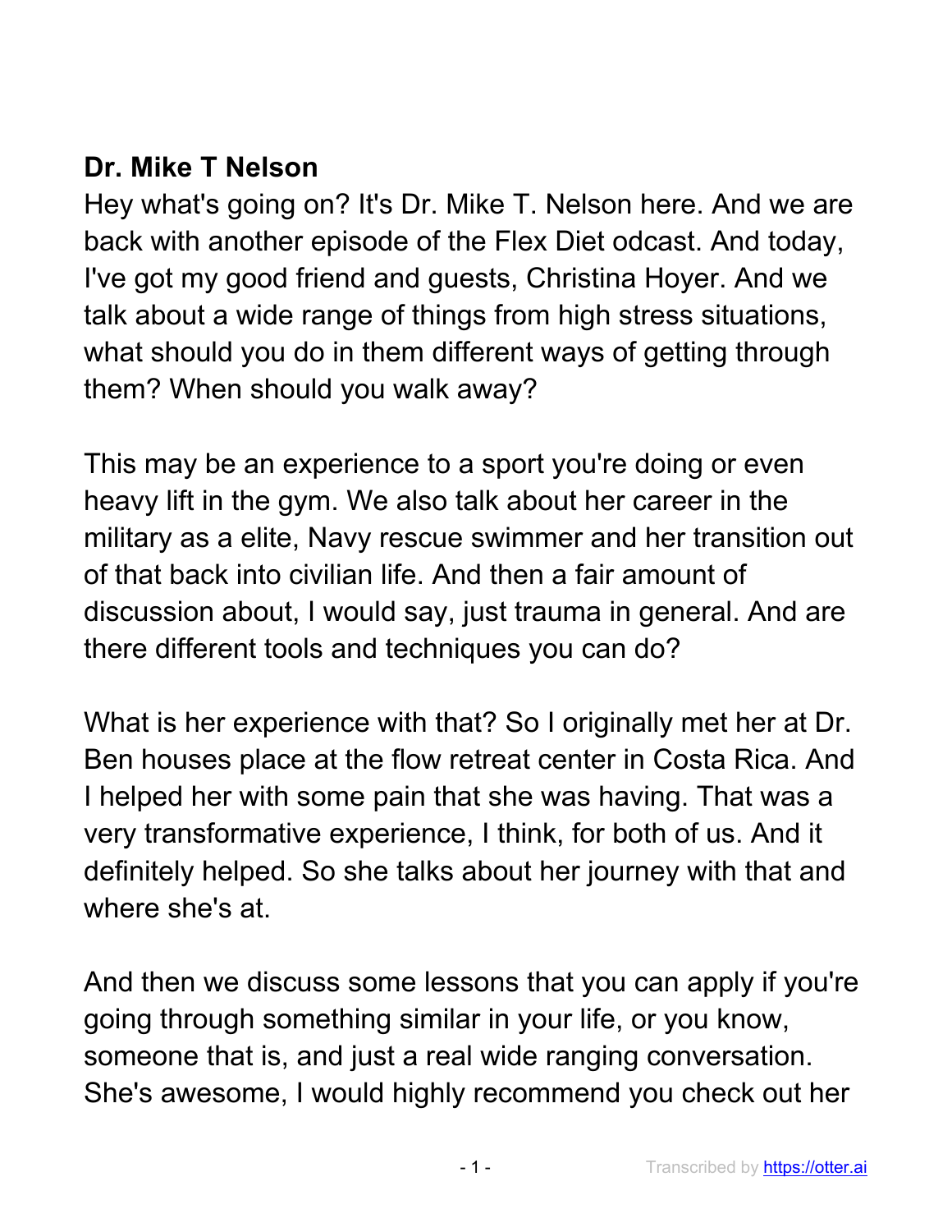**Dr. Mike T Nelson**

Hey what's going on? It's Dr. Mike T. Nelson here. And we are back with another episode of the Flex Diet odcast. And today, I've got my good friend and guests, Christina Hoyer. And we talk about a wide range of things from high stress situations, what should you do in them different ways of getting through them? When should you walk away?

This may be an experience to a sport you're doing or even heavy lift in the gym. We also talk about her career in the military as a elite, Navy rescue swimmer and her transition out of that back into civilian life. And then a fair amount of discussion about, I would say, just trauma in general. And are there different tools and techniques you can do?

What is her experience with that? So I originally met her at Dr. Ben houses place at the flow retreat center in Costa Rica. And I helped her with some pain that she was having. That was a very transformative experience, I think, for both of us. And it definitely helped. So she talks about her journey with that and where she's at.

And then we discuss some lessons that you can apply if you're going through something similar in your life, or you know, someone that is, and just a real wide ranging conversation. She's awesome, I would highly recommend you check out her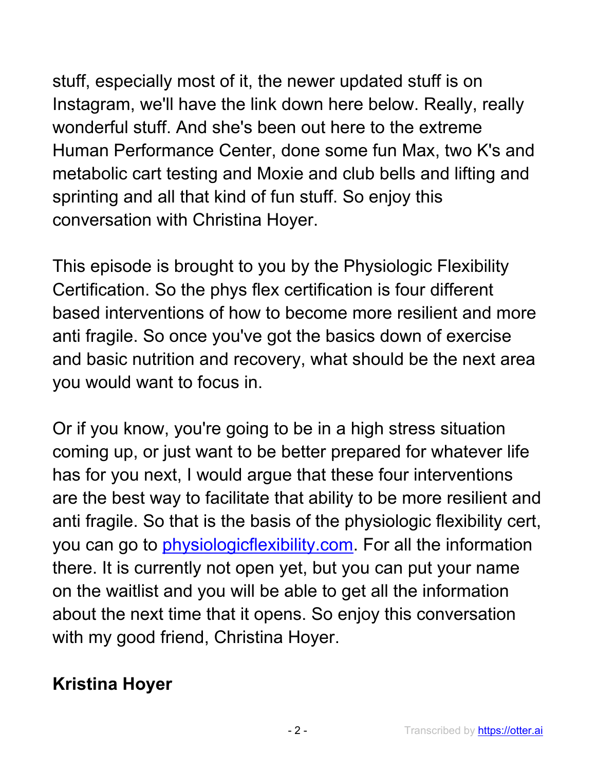stuff, especially most of it, the newer updated stuff is on Instagram, we'll have the link down here below. Really, really wonderful stuff. And she's been out here to the extreme Human Performance Center, done some fun Max, two K's and metabolic cart testing and Moxie and club bells and lifting and sprinting and all that kind of fun stuff. So enjoy this conversation with Christina Hoyer.

This episode is brought to you by the Physiologic Flexibility Certification. So the phys flex certification is four different based interventions of how to become more resilient and more anti fragile. So once you've got the basics down of exercise and basic nutrition and recovery, what should be the next area you would want to focus in.

Or if you know, you're going to be in a high stress situation coming up, or just want to be better prepared for whatever life has for you next, I would argue that these four interventions are the best way to facilitate that ability to be more resilient and anti fragile. So that is the basis of the physiologic flexibility cert, you can go to [physiologicflexibility.com](physiologicflexibility.com). For all the information there. It is currently not open yet, but you can put your name on the waitlist and you will be able to get all the information about the next time that it opens. So enjoy this conversation with my good friend, Christina Hoyer.

**Kristina Hoyer**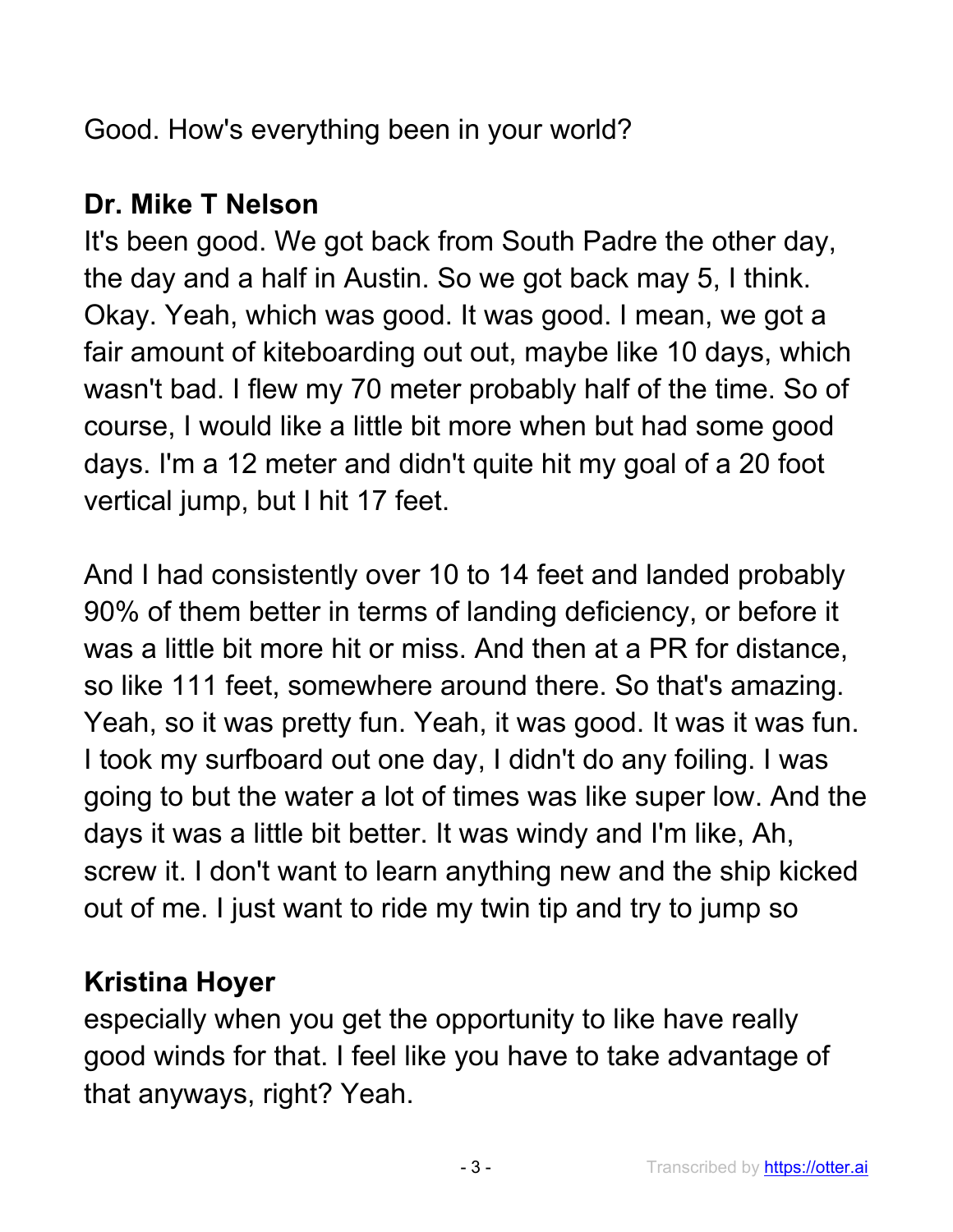Good. How's everything been in your world?

**Dr. Mike T Nelson**
It's been good. We got back from South Padre the other day, the day and a half in Austin. So we got back may 5, I think. Okay. Yeah, which was good. It was good. I mean, we got a fair amount of kiteboarding out out, maybe like 10 days, which wasn't bad. I flew my 70 meter probably half of the time. So of course, I would like a little bit more when but had some good days. I'm a 12 meter and didn't quite hit my goal of a 20 foot vertical jump, but I hit 17 feet.

And I had consistently over 10 to 14 feet and landed probably 90% of them better in terms of landing deficiency, or before it was a little bit more hit or miss. And then at a PR for distance, so like 111 feet, somewhere around there. So that's amazing. Yeah, so it was pretty fun. Yeah, it was good. It was it was fun. I took my surfboard out one day, I didn't do any foiling. I was going to but the water a lot of times was like super low. And the days it was a little bit better. It was windy and I'm like, Ah, screw it. I don't want to learn anything new and the ship kicked out of me. I just want to ride my twin tip and try to jump so

**Kristina Hoyer**
especially when you get the opportunity to like have really good winds for that. I feel like you have to take advantage of that anyways, right? Yeah.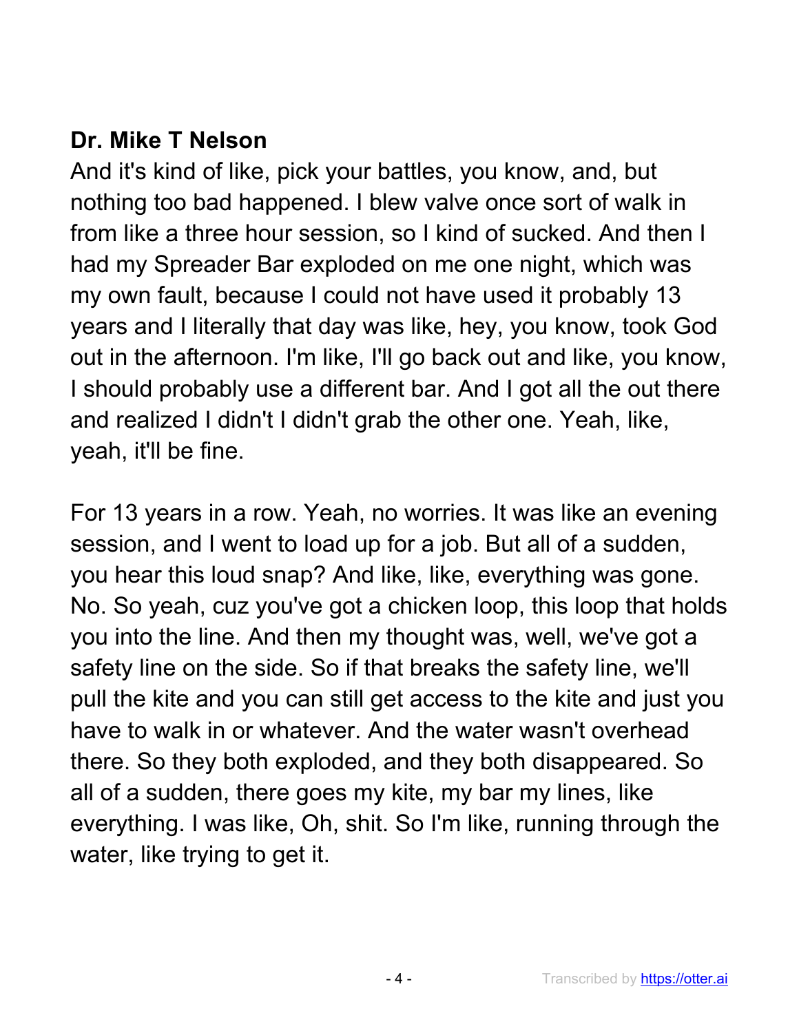**Dr. Mike T Nelson**

And it's kind of like, pick your battles, you know, and, but nothing too bad happened. I blew valve once sort of walk in from like a three hour session, so I kind of sucked. And then I had my Spreader Bar exploded on me one night, which was my own fault, because I could not have used it probably 13 years and I literally that day was like, hey, you know, took God out in the afternoon. I'm like, I'll go back out and like, you know, I should probably use a different bar. And I got all the out there and realized I didn't I didn't grab the other one. Yeah, like, yeah, it'll be fine.

For 13 years in a row. Yeah, no worries. It was like an evening session, and I went to load up for a job. But all of a sudden, you hear this loud snap? And like, like, everything was gone. No. So yeah, cuz you've got a chicken loop, this loop that holds you into the line. And then my thought was, well, we've got a safety line on the side. So if that breaks the safety line, we'll pull the kite and you can still get access to the kite and just you have to walk in or whatever. And the water wasn't overhead there. So they both exploded, and they both disappeared. So all of a sudden, there goes my kite, my bar my lines, like everything. I was like, Oh, shit. So I'm like, running through the water, like trying to get it.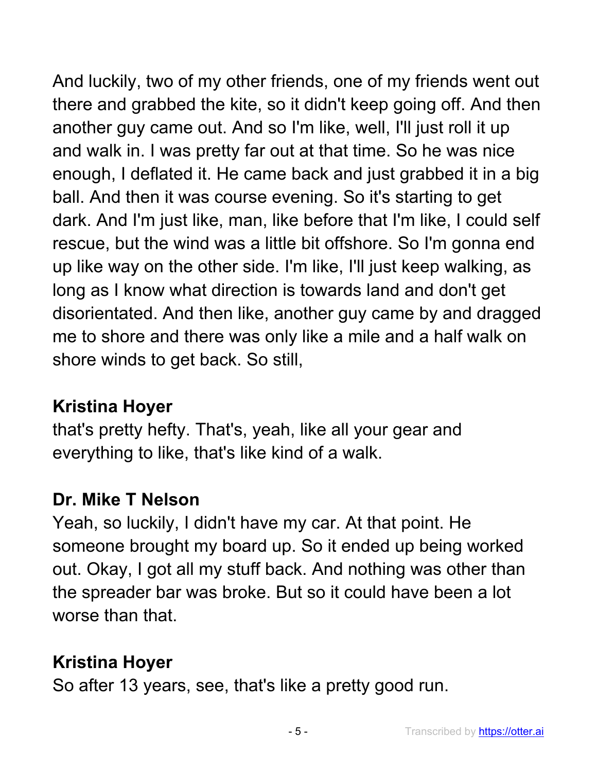And luckily, two of my other friends, one of my friends went out there and grabbed the kite, so it didn't keep going off. And then another guy came out. And so I'm like, well, I'll just roll it up and walk in. I was pretty far out at that time. So he was nice enough, I deflated it. He came back and just grabbed it in a big ball. And then it was course evening. So it's starting to get dark. And I'm just like, man, like before that I'm like, I could self rescue, but the wind was a little bit offshore. So I'm gonna end up like way on the other side. I'm like, I'll just keep walking, as long as I know what direction is towards land and don't get disorientated. And then like, another guy came by and dragged me to shore and there was only like a mile and a half walk on shore winds to get back. So still,

**Kristina Hoyer**
that's pretty hefty. That's, yeah, like all your gear and everything to like, that's like kind of a walk.

**Dr. Mike T Nelson**
Yeah, so luckily, I didn't have my car. At that point. He someone brought my board up. So it ended up being worked out. Okay, I got all my stuff back. And nothing was other than the spreader bar was broke. But so it could have been a lot worse than that.

**Kristina Hoyer**
So after 13 years, see, that's like a pretty good run.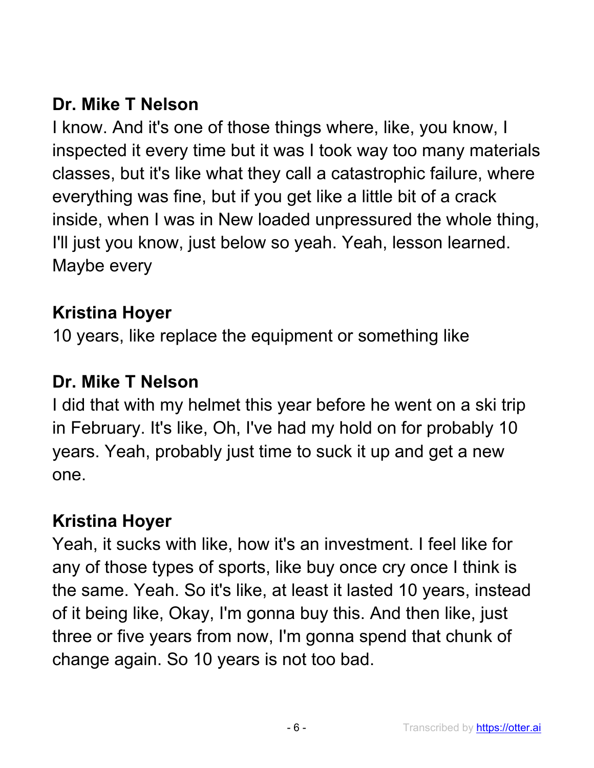**Dr. Mike T Nelson**

I know. And it's one of those things where, like, you know, I inspected it every time but it was I took way too many materials classes, but it's like what they call a catastrophic failure, where everything was fine, but if you get like a little bit of a crack inside, when I was in New loaded unpressured the whole thing, I'll just you know, just below so yeah. Yeah, lesson learned. Maybe every

**Kristina Hoyer**

10 years, like replace the equipment or something like

**Dr. Mike T Nelson**

I did that with my helmet this year before he went on a ski trip in February. It's like, Oh, I've had my hold on for probably 10 years. Yeah, probably just time to suck it up and get a new one.

**Kristina Hoyer**

Yeah, it sucks with like, how it's an investment. I feel like for any of those types of sports, like buy once cry once I think is the same. Yeah. So it's like, at least it lasted 10 years, instead of it being like, Okay, I'm gonna buy this. And then like, just three or five years from now, I'm gonna spend that chunk of change again. So 10 years is not too bad.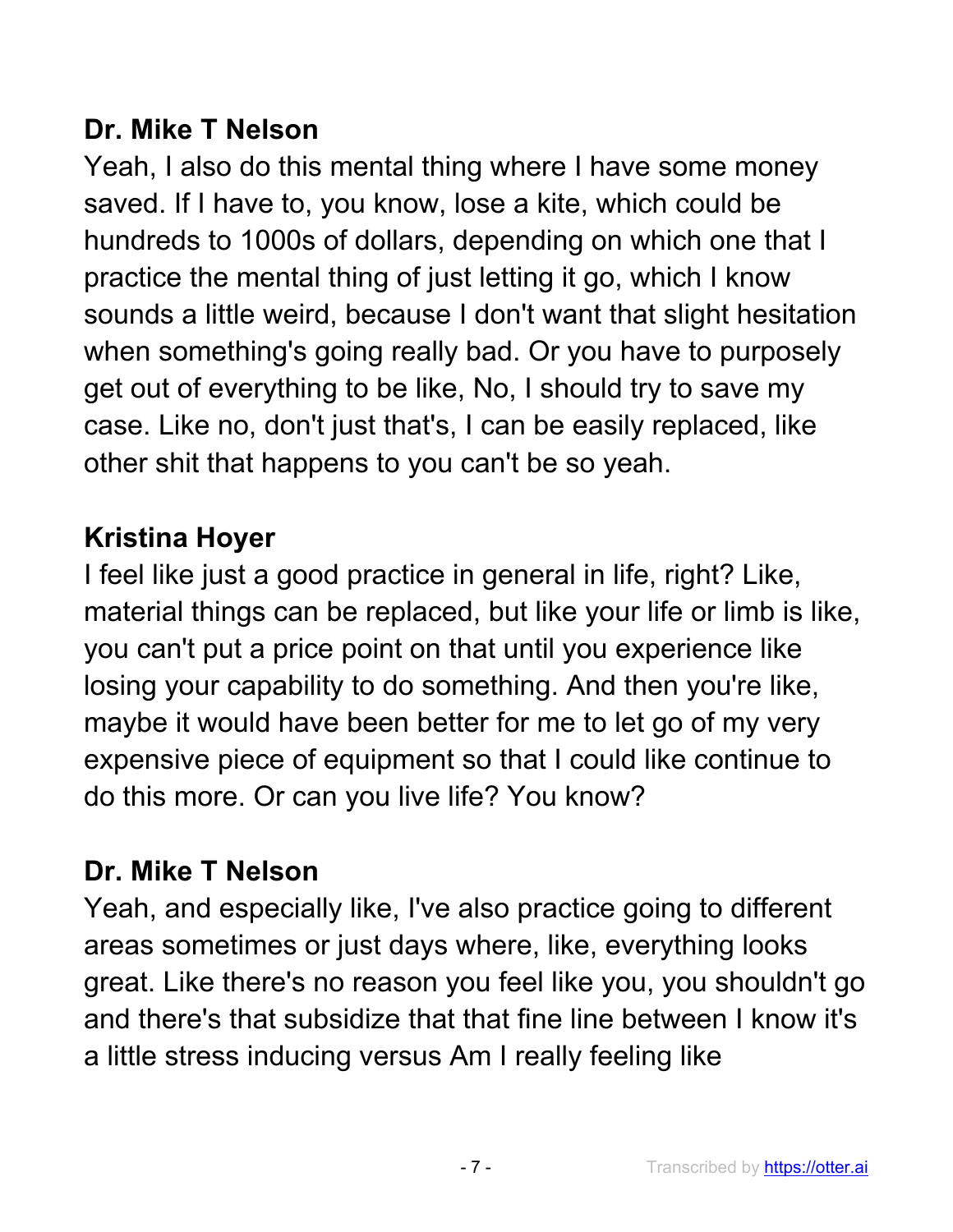**Dr. Mike T Nelson**

Yeah, I also do this mental thing where I have some money saved. If I have to, you know, lose a kite, which could be hundreds to 1000s of dollars, depending on which one that I practice the mental thing of just letting it go, which I know sounds a little weird, because I don't want that slight hesitation when something's going really bad. Or you have to purposely get out of everything to be like, No, I should try to save my case. Like no, don't just that's, I can be easily replaced, like other shit that happens to you can't be so yeah.

**Kristina Hoyer**

I feel like just a good practice in general in life, right? Like, material things can be replaced, but like your life or limb is like, you can't put a price point on that until you experience like losing your capability to do something. And then you're like, maybe it would have been better for me to let go of my very expensive piece of equipment so that I could like continue to do this more. Or can you live life? You know?

**Dr. Mike T Nelson**

Yeah, and especially like, I've also practice going to different areas sometimes or just days where, like, everything looks great. Like there's no reason you feel like you, you shouldn't go and there's that subsidize that that fine line between I know it's a little stress inducing versus Am I really feeling like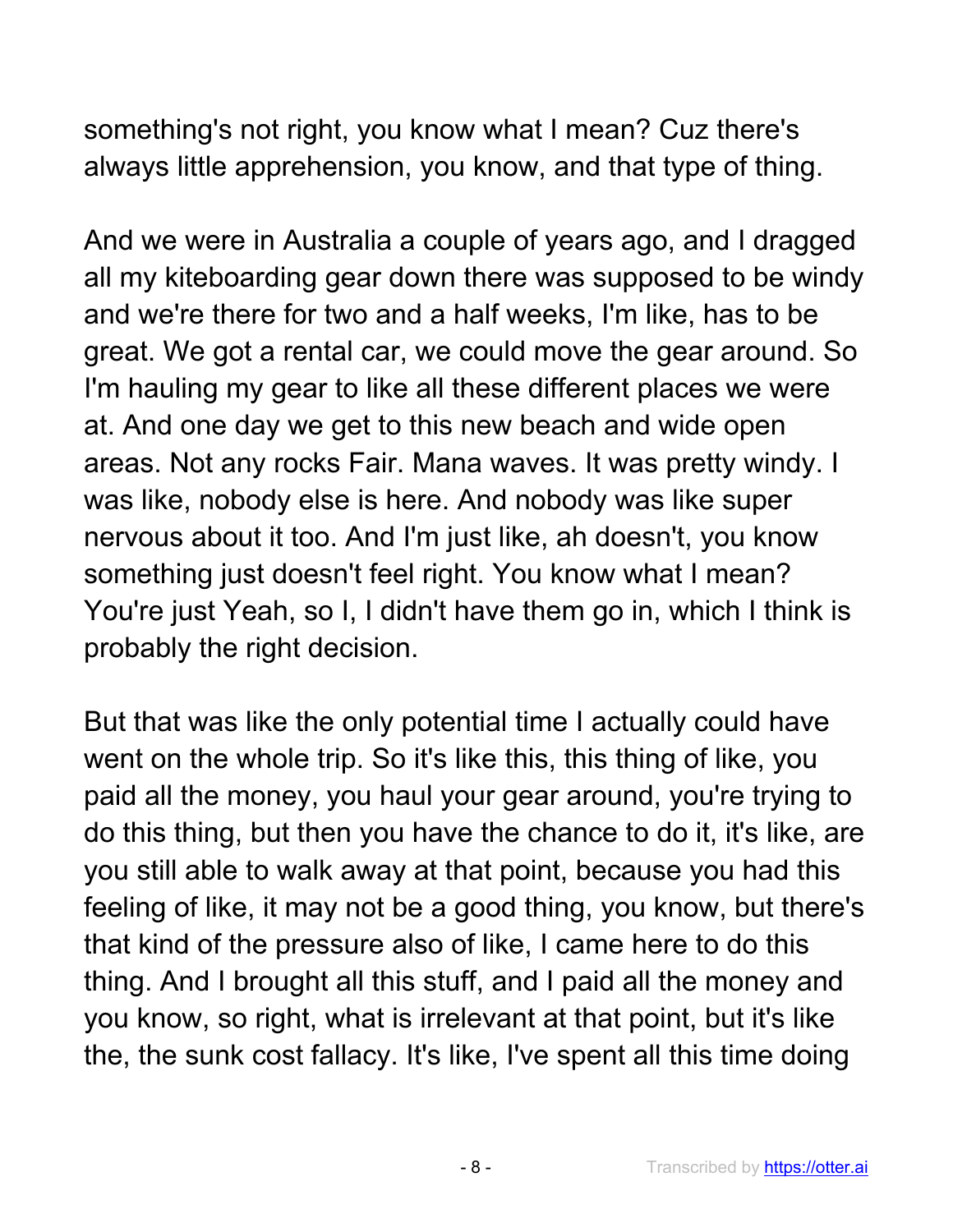something's not right, you know what I mean? Cuz there's always little apprehension, you know, and that type of thing.

And we were in Australia a couple of years ago, and I dragged all my kiteboarding gear down there was supposed to be windy and we're there for two and a half weeks, I'm like, has to be great. We got a rental car, we could move the gear around. So I'm hauling my gear to like all these different places we were at. And one day we get to this new beach and wide open areas. Not any rocks Fair. Mana waves. It was pretty windy. I was like, nobody else is here. And nobody was like super nervous about it too. And I'm just like, ah doesn't, you know something just doesn't feel right. You know what I mean? You're just Yeah, so I, I didn't have them go in, which I think is probably the right decision.

But that was like the only potential time I actually could have went on the whole trip. So it's like this, this thing of like, you paid all the money, you haul your gear around, you're trying to do this thing, but then you have the chance to do it, it's like, are you still able to walk away at that point, because you had this feeling of like, it may not be a good thing, you know, but there's that kind of the pressure also of like, I came here to do this thing. And I brought all this stuff, and I paid all the money and you know, so right, what is irrelevant at that point, but it's like the, the sunk cost fallacy. It's like, I've spent all this time doing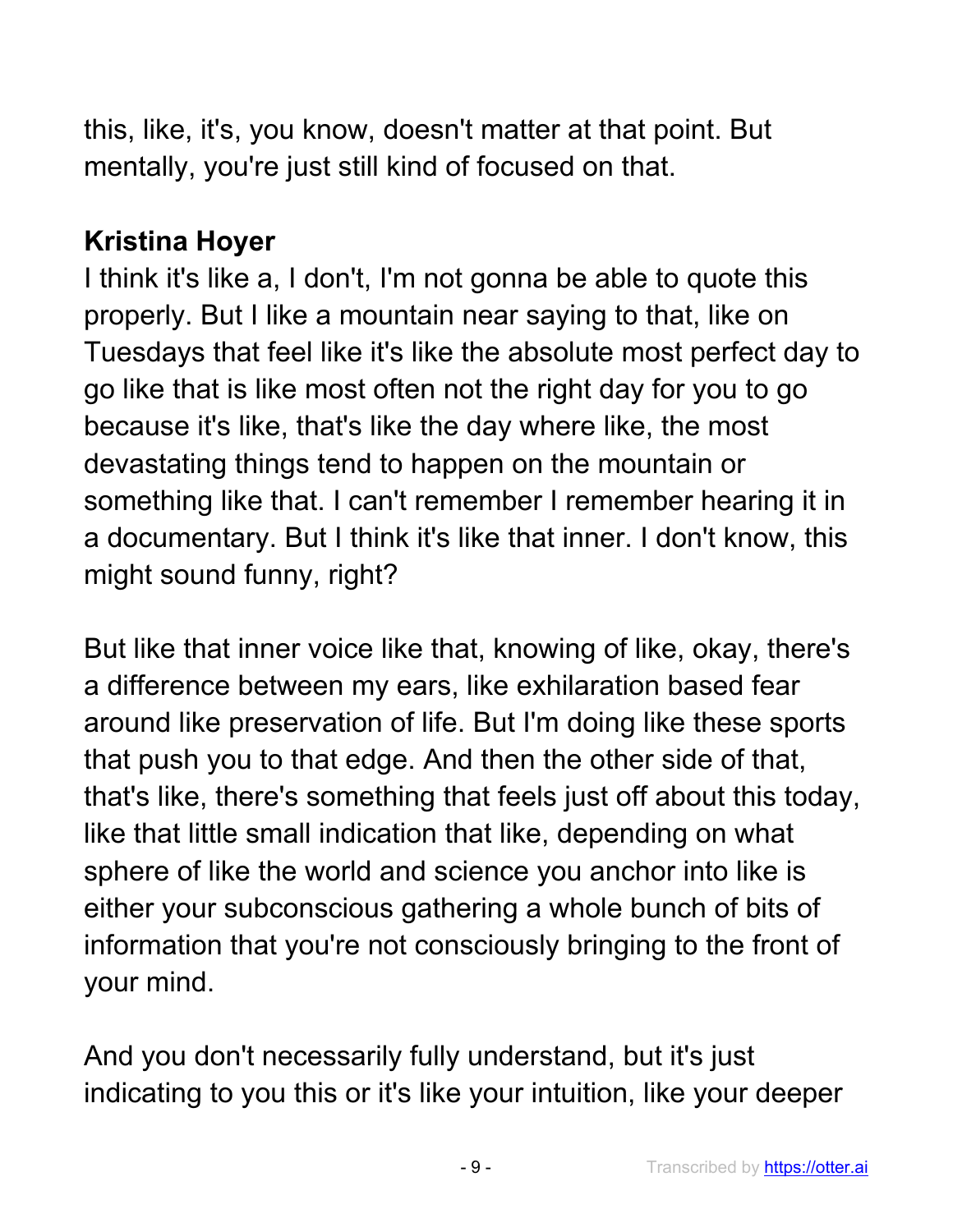this, like, it's, you know, doesn't matter at that point. But mentally, you're just still kind of focused on that.

**Kristina Hoyer**
I think it's like a, I don't, I'm not gonna be able to quote this properly. But I like a mountain near saying to that, like on Tuesdays that feel like it's like the absolute most perfect day to go like that is like most often not the right day for you to go because it's like, that's like the day where like, the most devastating things tend to happen on the mountain or something like that. I can't remember I remember hearing it in a documentary. But I think it's like that inner. I don't know, this might sound funny, right?

But like that inner voice like that, knowing of like, okay, there's a difference between my ears, like exhilaration based fear around like preservation of life. But I'm doing like these sports that push you to that edge. And then the other side of that, that's like, there's something that feels just off about this today, like that little small indication that like, depending on what sphere of like the world and science you anchor into like is either your subconscious gathering a whole bunch of bits of information that you're not consciously bringing to the front of your mind.

And you don't necessarily fully understand, but it's just indicating to you this or it's like your intuition, like your deeper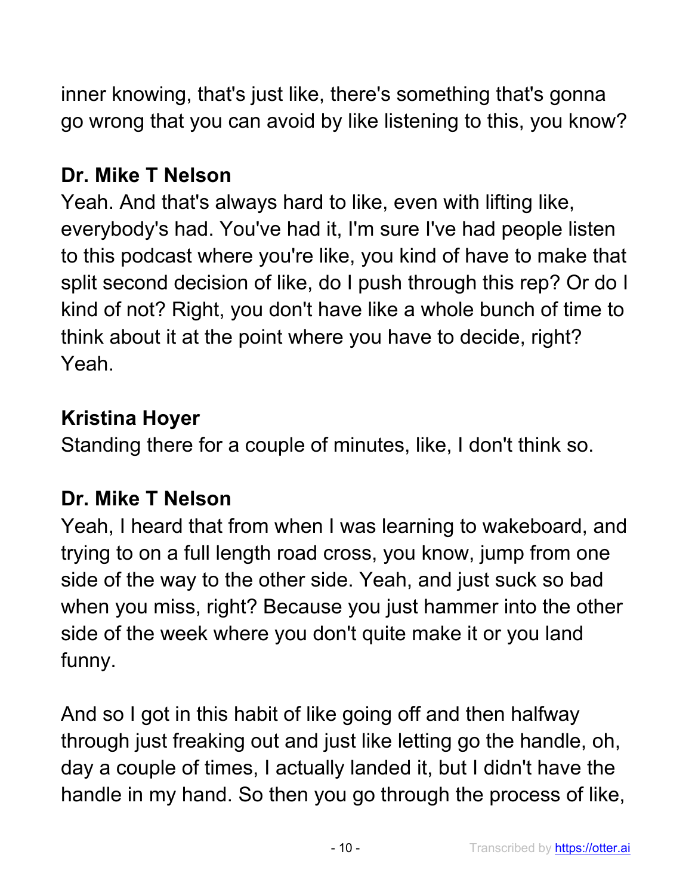inner knowing, that's just like, there's something that's gonna go wrong that you can avoid by like listening to this, you know?

**Dr. Mike T Nelson**
Yeah. And that's always hard to like, even with lifting like, everybody's had. You've had it, I'm sure I've had people listen to this podcast where you're like, you kind of have to make that split second decision of like, do I push through this rep? Or do I kind of not? Right, you don't have like a whole bunch of time to think about it at the point where you have to decide, right? Yeah.

**Kristina Hoyer**
Standing there for a couple of minutes, like, I don't think so.

**Dr. Mike T Nelson**
Yeah, I heard that from when I was learning to wakeboard, and trying to on a full length road cross, you know, jump from one side of the way to the other side. Yeah, and just suck so bad when you miss, right? Because you just hammer into the other side of the week where you don't quite make it or you land funny.

And so I got in this habit of like going off and then halfway through just freaking out and just like letting go the handle, oh, day a couple of times, I actually landed it, but I didn't have the handle in my hand. So then you go through the process of like,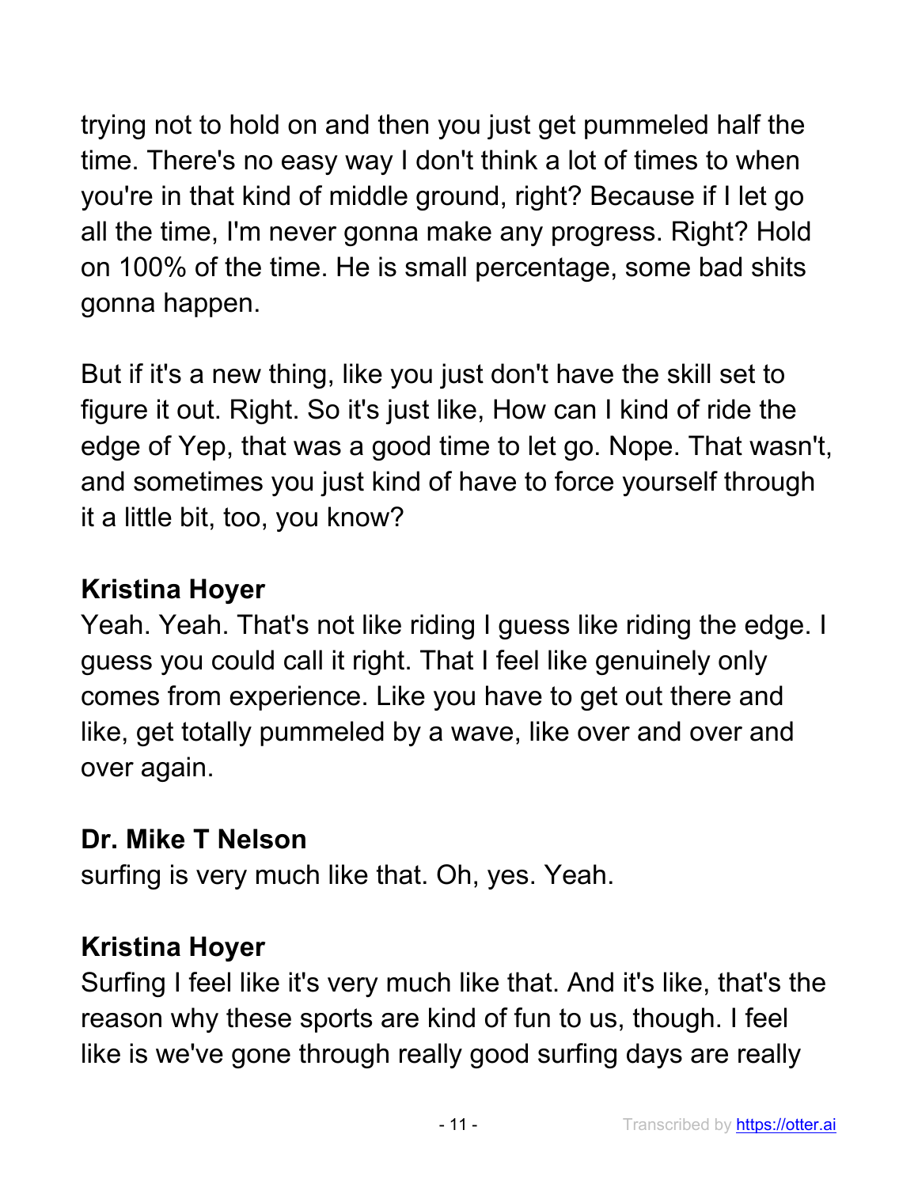trying not to hold on and then you just get pummeled half the time. There's no easy way I don't think a lot of times to when you're in that kind of middle ground, right? Because if I let go all the time, I'm never gonna make any progress. Right? Hold on 100% of the time. He is small percentage, some bad shits gonna happen.

But if it's a new thing, like you just don't have the skill set to figure it out. Right. So it's just like, How can I kind of ride the edge of Yep, that was a good time to let go. Nope. That wasn't, and sometimes you just kind of have to force yourself through it a little bit, too, you know?

**Kristina Hoyer**
Yeah. Yeah. That's not like riding I guess like riding the edge. I guess you could call it right. That I feel like genuinely only comes from experience. Like you have to get out there and like, get totally pummeled by a wave, like over and over and over again.

**Dr. Mike T Nelson**
surfing is very much like that. Oh, yes. Yeah.

**Kristina Hoyer**
Surfing I feel like it's very much like that. And it's like, that's the reason why these sports are kind of fun to us, though. I feel like is we've gone through really good surfing days are really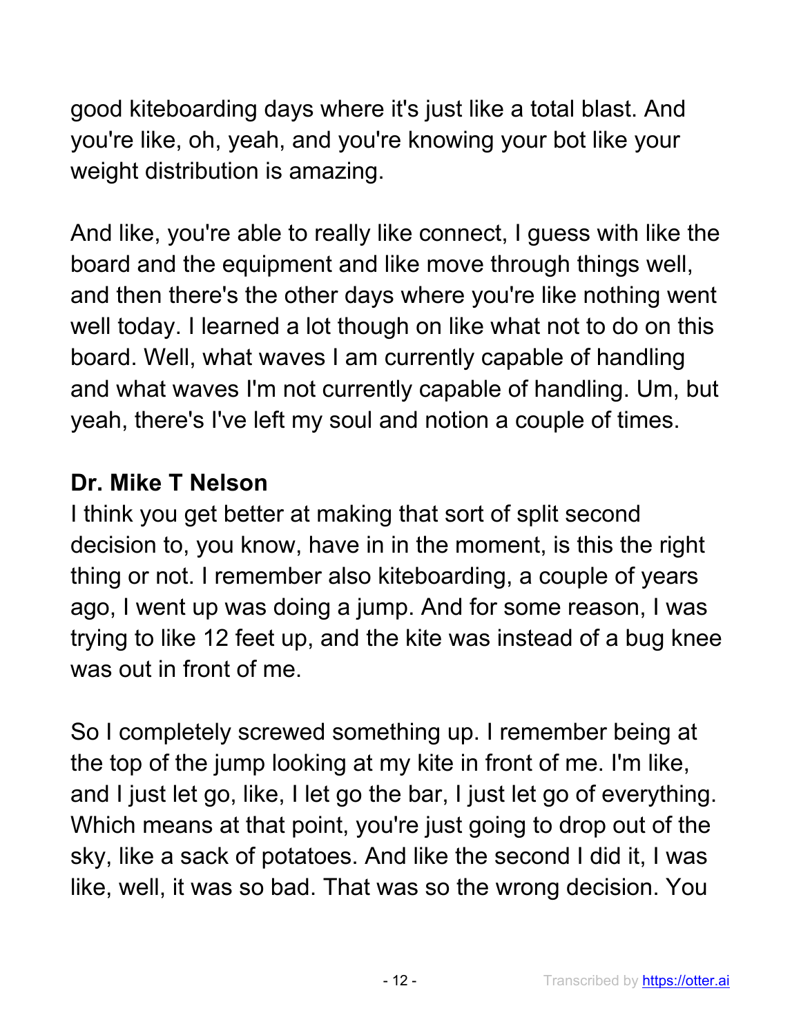good kiteboarding days where it's just like a total blast. And you're like, oh, yeah, and you're knowing your bot like your weight distribution is amazing.

And like, you're able to really like connect, I guess with like the board and the equipment and like move through things well, and then there's the other days where you're like nothing went well today. I learned a lot though on like what not to do on this board. Well, what waves I am currently capable of handling and what waves I'm not currently capable of handling. Um, but yeah, there's I've left my soul and notion a couple of times.

**Dr. Mike T Nelson**

I think you get better at making that sort of split second decision to, you know, have in in the moment, is this the right thing or not. I remember also kiteboarding, a couple of years ago, I went up was doing a jump. And for some reason, I was trying to like 12 feet up, and the kite was instead of a bug knee was out in front of me.

So I completely screwed something up. I remember being at the top of the jump looking at my kite in front of me. I'm like, and I just let go, like, I let go the bar, I just let go of everything. Which means at that point, you're just going to drop out of the sky, like a sack of potatoes. And like the second I did it, I was like, well, it was so bad. That was so the wrong decision. You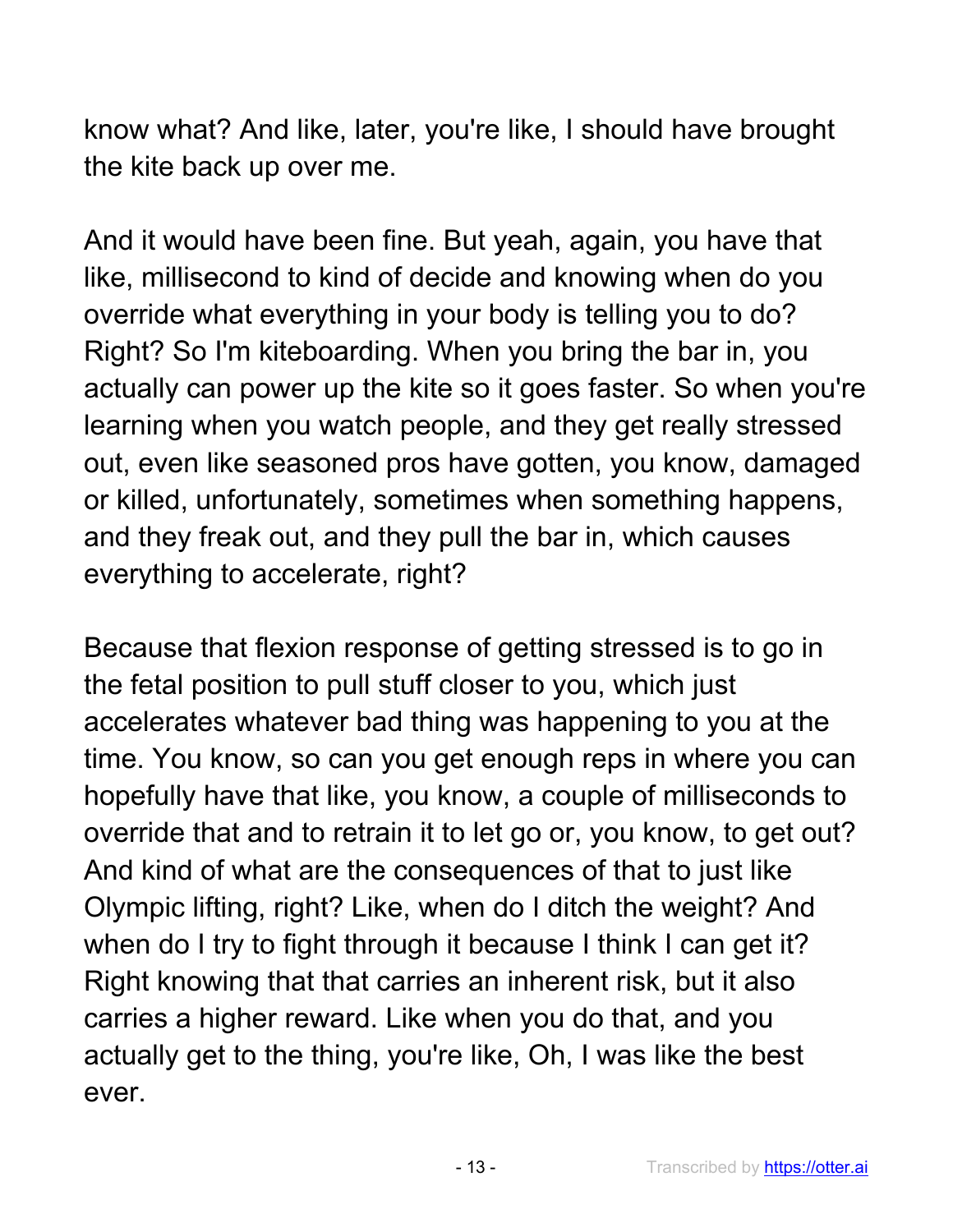know what? And like, later, you're like, I should have brought the kite back up over me.

And it would have been fine. But yeah, again, you have that like, millisecond to kind of decide and knowing when do you override what everything in your body is telling you to do? Right? So I'm kiteboarding. When you bring the bar in, you actually can power up the kite so it goes faster. So when you're learning when you watch people, and they get really stressed out, even like seasoned pros have gotten, you know, damaged or killed, unfortunately, sometimes when something happens, and they freak out, and they pull the bar in, which causes everything to accelerate, right?

Because that flexion response of getting stressed is to go in the fetal position to pull stuff closer to you, which just accelerates whatever bad thing was happening to you at the time. You know, so can you get enough reps in where you can hopefully have that like, you know, a couple of milliseconds to override that and to retrain it to let go or, you know, to get out? And kind of what are the consequences of that to just like Olympic lifting, right? Like, when do I ditch the weight? And when do I try to fight through it because I think I can get it? Right knowing that that carries an inherent risk, but it also carries a higher reward. Like when you do that, and you actually get to the thing, you're like, Oh, I was like the best ever.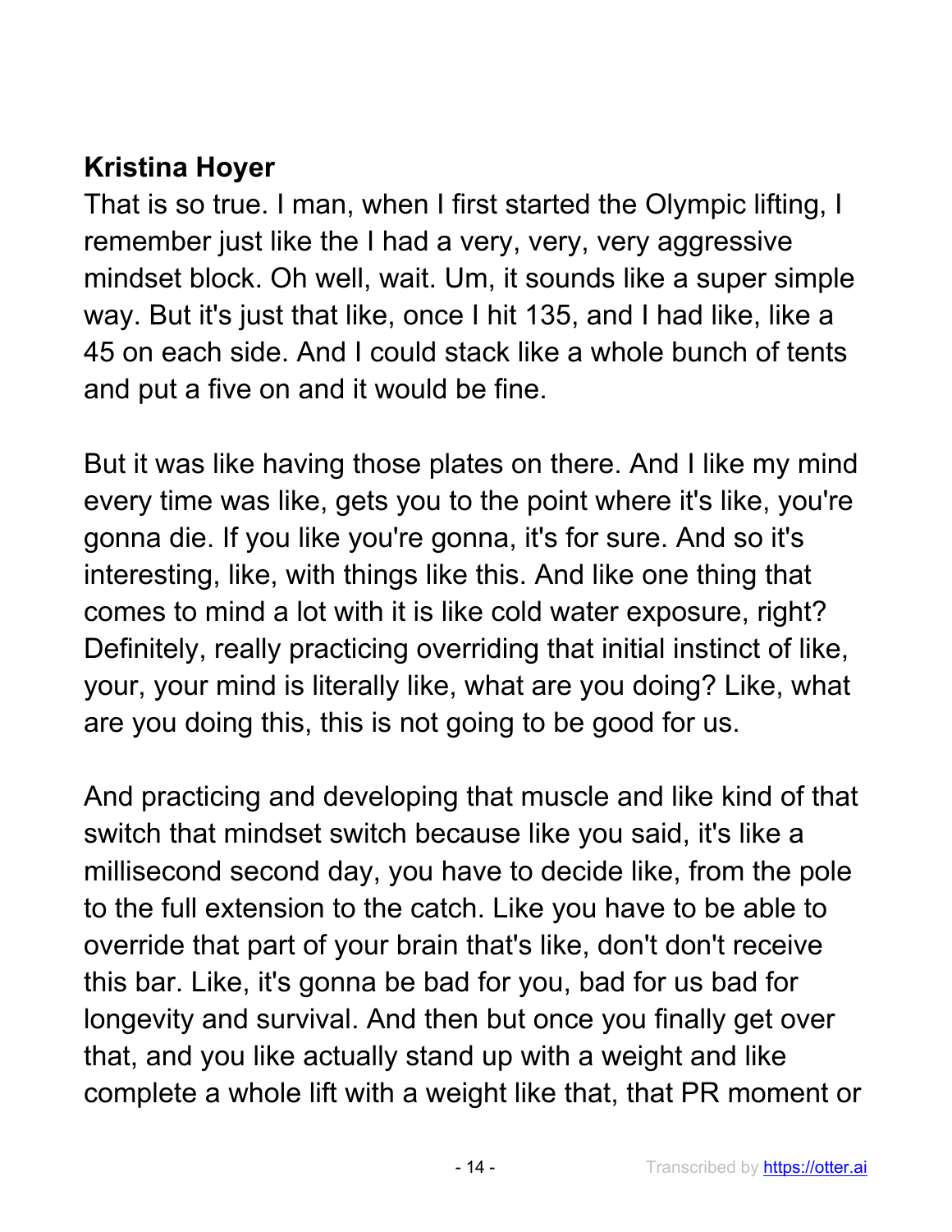**Kristina Hoyer**

That is so true. I man, when I first started the Olympic lifting, I remember just like the I had a very, very, very aggressive mindset block. Oh well, wait. Um, it sounds like a super simple way. But it's just that like, once I hit 135, and I had like, like a 45 on each side. And I could stack like a whole bunch of tents and put a five on and it would be fine.

But it was like having those plates on there. And I like my mind every time was like, gets you to the point where it's like, you're gonna die. If you like you're gonna, it's for sure. And so it's interesting, like, with things like this. And like one thing that comes to mind a lot with it is like cold water exposure, right? Definitely, really practicing overriding that initial instinct of like, your, your mind is literally like, what are you doing? Like, what are you doing this, this is not going to be good for us.

And practicing and developing that muscle and like kind of that switch that mindset switch because like you said, it's like a millisecond second day, you have to decide like, from the pole to the full extension to the catch. Like you have to be able to override that part of your brain that's like, don't don't receive this bar. Like, it's gonna be bad for you, bad for us bad for longevity and survival. And then but once you finally get over that, and you like actually stand up with a weight and like complete a whole lift with a weight like that, that PR moment or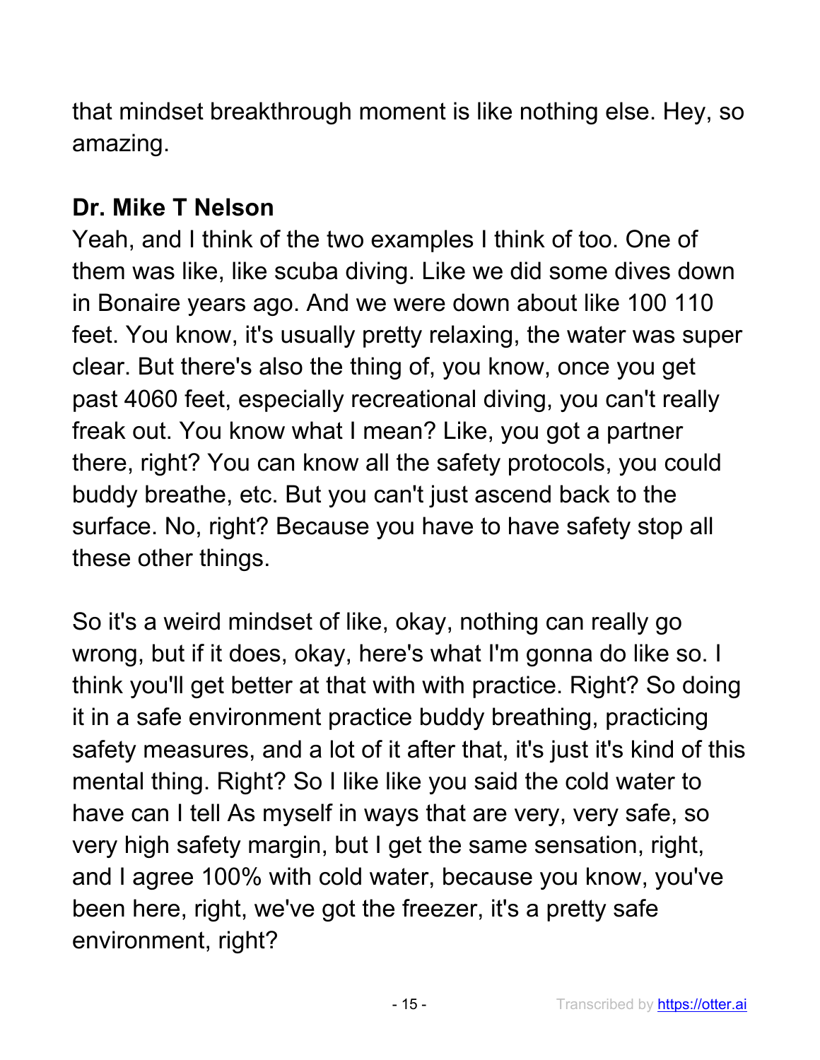that mindset breakthrough moment is like nothing else. Hey, so amazing.

**Dr. Mike T Nelson**
Yeah, and I think of the two examples I think of too. One of them was like, like scuba diving. Like we did some dives down in Bonaire years ago. And we were down about like 100 110 feet. You know, it's usually pretty relaxing, the water was super clear. But there's also the thing of, you know, once you get past 4060 feet, especially recreational diving, you can't really freak out. You know what I mean? Like, you got a partner there, right? You can know all the safety protocols, you could buddy breathe, etc. But you can't just ascend back to the surface. No, right? Because you have to have safety stop all these other things.

So it's a weird mindset of like, okay, nothing can really go wrong, but if it does, okay, here's what I'm gonna do like so. I think you'll get better at that with with practice. Right? So doing it in a safe environment practice buddy breathing, practicing safety measures, and a lot of it after that, it's just it's kind of this mental thing. Right? So I like like you said the cold water to have can I tell As myself in ways that are very, very safe, so very high safety margin, but I get the same sensation, right, and I agree 100% with cold water, because you know, you've been here, right, we've got the freezer, it's a pretty safe environment, right?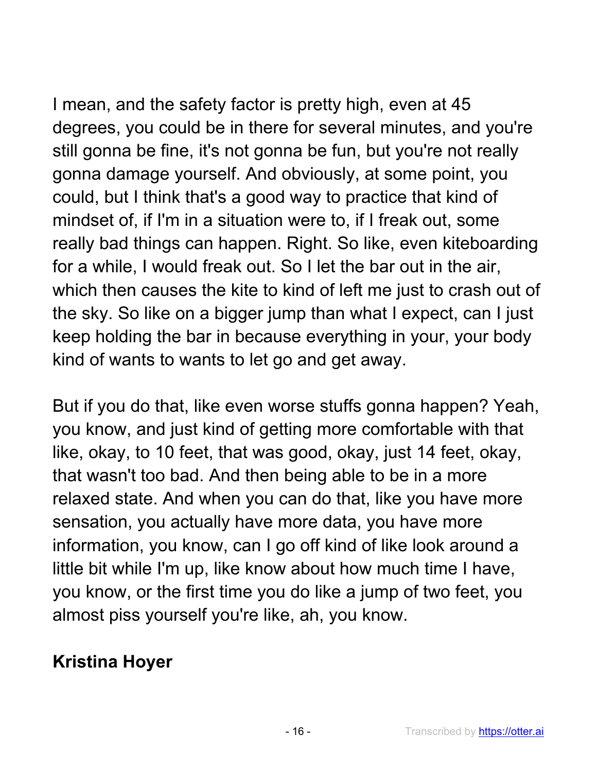I mean, and the safety factor is pretty high, even at 45 degrees, you could be in there for several minutes, and you're still gonna be fine, it's not gonna be fun, but you're not really gonna damage yourself. And obviously, at some point, you could, but I think that's a good way to practice that kind of mindset of, if I'm in a situation were to, if I freak out, some really bad things can happen. Right. So like, even kiteboarding for a while, I would freak out. So I let the bar out in the air, which then causes the kite to kind of left me just to crash out of the sky. So like on a bigger jump than what I expect, can I just keep holding the bar in because everything in your, your body kind of wants to wants to let go and get away.

But if you do that, like even worse stuffs gonna happen? Yeah, you know, and just kind of getting more comfortable with that like, okay, to 10 feet, that was good, okay, just 14 feet, okay, that wasn't too bad. And then being able to be in a more relaxed state. And when you can do that, like you have more sensation, you actually have more data, you have more information, you know, can I go off kind of like look around a little bit while I'm up, like know about how much time I have, you know, or the first time you do like a jump of two feet, you almost piss yourself you're like, ah, you know.

**Kristina Hoyer**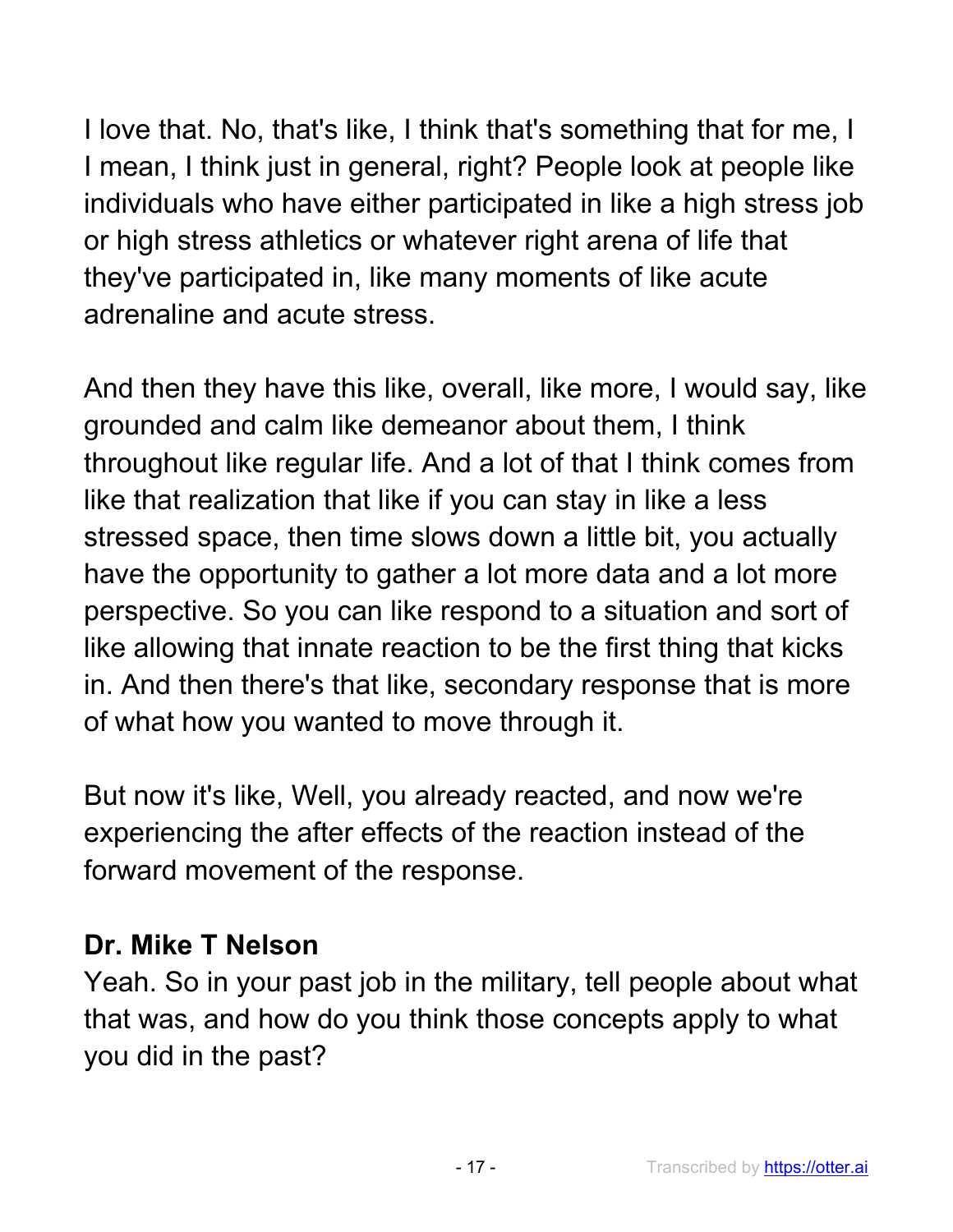I love that. No, that's like, I think that's something that for me, I I mean, I think just in general, right? People look at people like individuals who have either participated in like a high stress job or high stress athletics or whatever right arena of life that they've participated in, like many moments of like acute adrenaline and acute stress.

And then they have this like, overall, like more, I would say, like grounded and calm like demeanor about them, I think throughout like regular life. And a lot of that I think comes from like that realization that like if you can stay in like a less stressed space, then time slows down a little bit, you actually have the opportunity to gather a lot more data and a lot more perspective. So you can like respond to a situation and sort of like allowing that innate reaction to be the first thing that kicks in. And then there's that like, secondary response that is more of what how you wanted to move through it.

But now it's like, Well, you already reacted, and now we're experiencing the after effects of the reaction instead of the forward movement of the response.

**Dr. Mike T Nelson**
Yeah. So in your past job in the military, tell people about what that was, and how do you think those concepts apply to what you did in the past?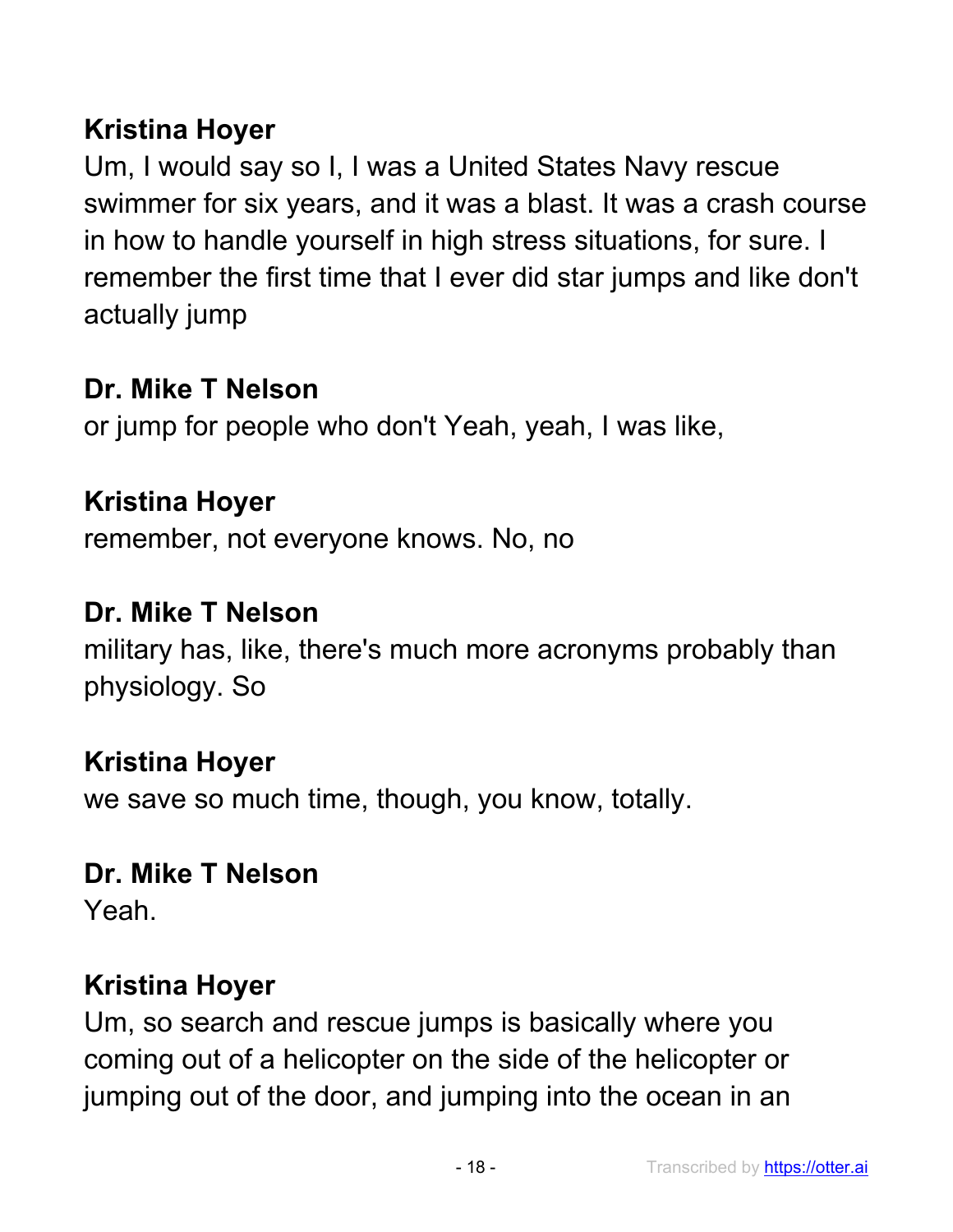**Kristina Hoyer**
Um, I would say so I, I was a United States Navy rescue swimmer for six years, and it was a blast. It was a crash course in how to handle yourself in high stress situations, for sure. I remember the first time that I ever did star jumps and like don't actually jump

**Dr. Mike T Nelson**
or jump for people who don't Yeah, yeah, I was like,

**Kristina Hoyer**
remember, not everyone knows. No, no

**Dr. Mike T Nelson**
military has, like, there's much more acronyms probably than physiology. So

**Kristina Hoyer**
we save so much time, though, you know, totally.

**Dr. Mike T Nelson**
Yeah.

**Kristina Hoyer**
Um, so search and rescue jumps is basically where you coming out of a helicopter on the side of the helicopter or jumping out of the door, and jumping into the ocean in an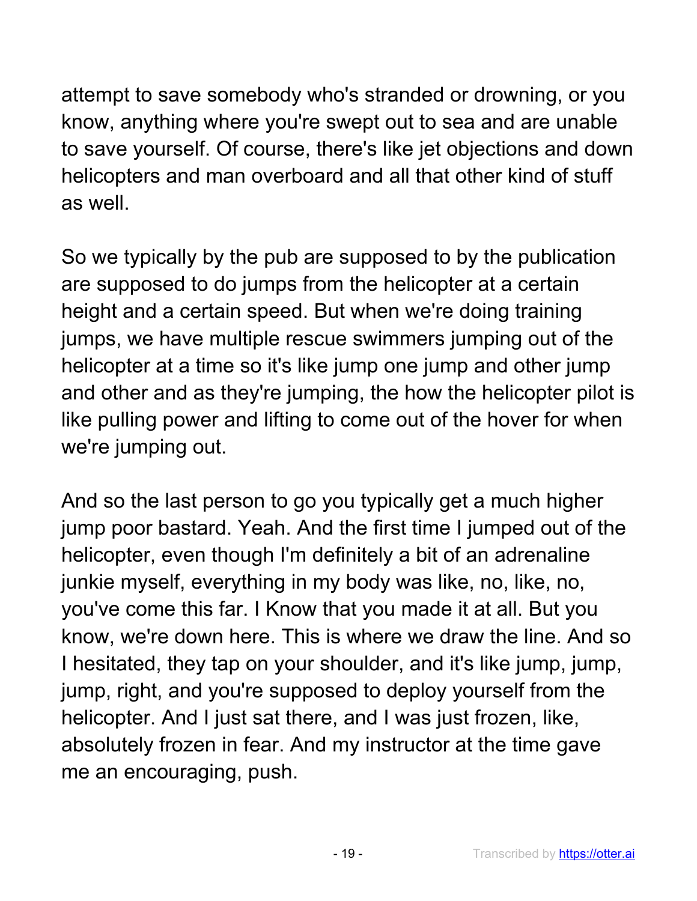attempt to save somebody who's stranded or drowning, or you know, anything where you're swept out to sea and are unable to save yourself. Of course, there's like jet objections and down helicopters and man overboard and all that other kind of stuff as well.

So we typically by the pub are supposed to by the publication are supposed to do jumps from the helicopter at a certain height and a certain speed. But when we're doing training jumps, we have multiple rescue swimmers jumping out of the helicopter at a time so it's like jump one jump and other jump and other and as they're jumping, the how the helicopter pilot is like pulling power and lifting to come out of the hover for when we're jumping out.

And so the last person to go you typically get a much higher jump poor bastard. Yeah. And the first time I jumped out of the helicopter, even though I'm definitely a bit of an adrenaline junkie myself, everything in my body was like, no, like, no, you've come this far. I Know that you made it at all. But you know, we're down here. This is where we draw the line. And so I hesitated, they tap on your shoulder, and it's like jump, jump, jump, right, and you're supposed to deploy yourself from the helicopter. And I just sat there, and I was just frozen, like, absolutely frozen in fear. And my instructor at the time gave me an encouraging, push.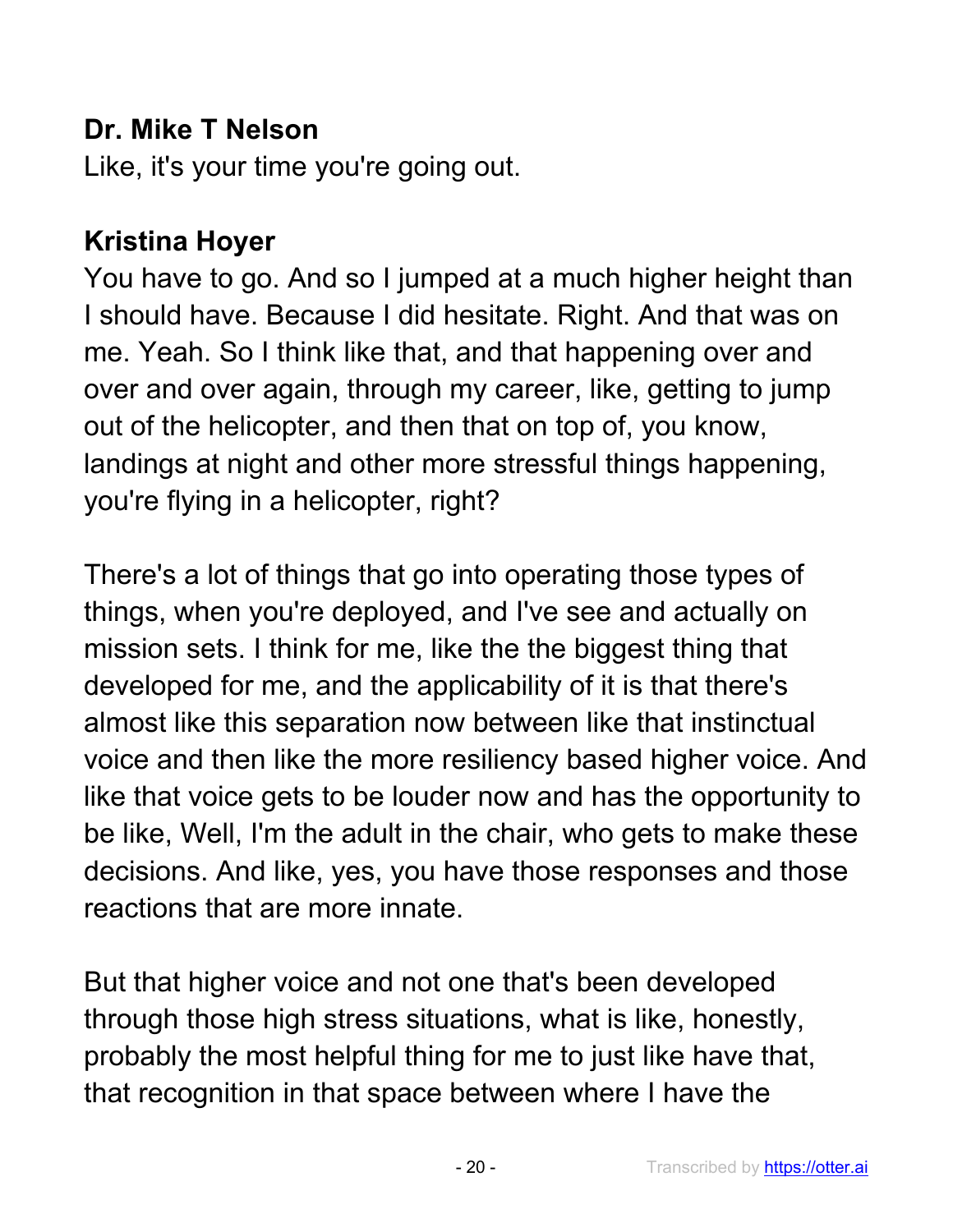**Dr. Mike T Nelson**

Like, it's your time you're going out.

**Kristina Hoyer**

You have to go. And so I jumped at a much higher height than I should have. Because I did hesitate. Right. And that was on me. Yeah. So I think like that, and that happening over and over and over again, through my career, like, getting to jump out of the helicopter, and then that on top of, you know, landings at night and other more stressful things happening, you're flying in a helicopter, right?

There's a lot of things that go into operating those types of things, when you're deployed, and I've see and actually on mission sets. I think for me, like the the biggest thing that developed for me, and the applicability of it is that there's almost like this separation now between like that instinctual voice and then like the more resiliency based higher voice. And like that voice gets to be louder now and has the opportunity to be like, Well, I'm the adult in the chair, who gets to make these decisions. And like, yes, you have those responses and those reactions that are more innate.

But that higher voice and not one that's been developed through those high stress situations, what is like, honestly, probably the most helpful thing for me to just like have that, that recognition in that space between where I have the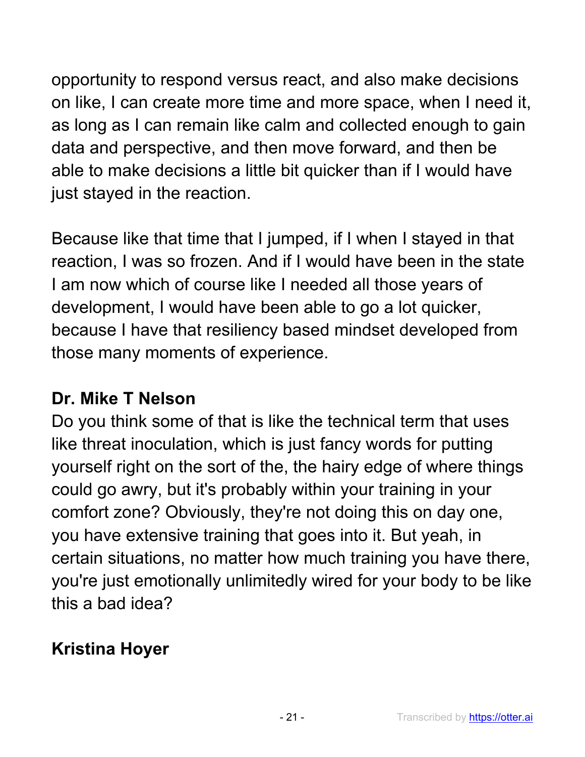opportunity to respond versus react, and also make decisions on like, I can create more time and more space, when I need it, as long as I can remain like calm and collected enough to gain data and perspective, and then move forward, and then be able to make decisions a little bit quicker than if I would have just stayed in the reaction.

Because like that time that I jumped, if I when I stayed in that reaction, I was so frozen. And if I would have been in the state I am now which of course like I needed all those years of development, I would have been able to go a lot quicker, because I have that resiliency based mindset developed from those many moments of experience.

**Dr. Mike T Nelson**
Do you think some of that is like the technical term that uses like threat inoculation, which is just fancy words for putting yourself right on the sort of the, the hairy edge of where things could go awry, but it's probably within your training in your comfort zone? Obviously, they're not doing this on day one, you have extensive training that goes into it. But yeah, in certain situations, no matter how much training you have there, you're just emotionally unlimitedly wired for your body to be like this a bad idea?

**Kristina Hoyer**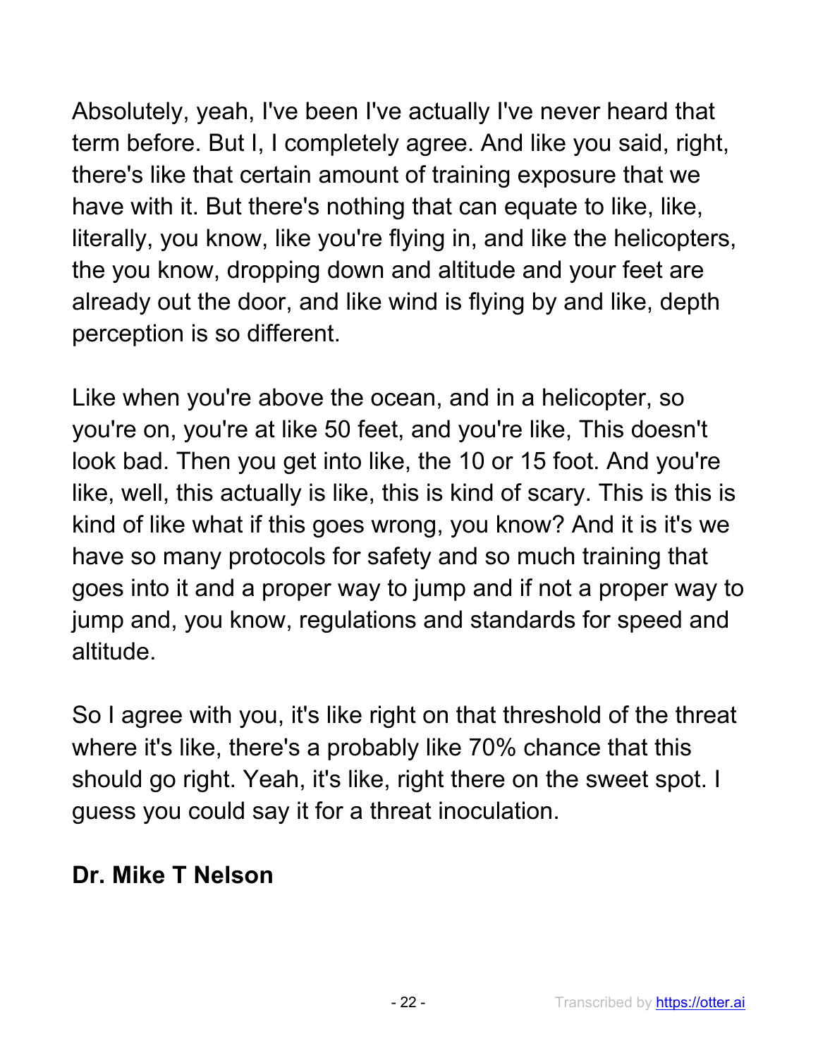Absolutely, yeah, I've been I've actually I've never heard that term before. But I, I completely agree. And like you said, right, there's like that certain amount of training exposure that we have with it. But there's nothing that can equate to like, like, literally, you know, like you're flying in, and like the helicopters, the you know, dropping down and altitude and your feet are already out the door, and like wind is flying by and like, depth perception is so different.

Like when you're above the ocean, and in a helicopter, so you're on, you're at like 50 feet, and you're like, This doesn't look bad. Then you get into like, the 10 or 15 foot. And you're like, well, this actually is like, this is kind of scary. This is this is kind of like what if this goes wrong, you know? And it is it's we have so many protocols for safety and so much training that goes into it and a proper way to jump and if not a proper way to jump and, you know, regulations and standards for speed and altitude.

So I agree with you, it's like right on that threshold of the threat where it's like, there's a probably like 70% chance that this should go right. Yeah, it's like, right there on the sweet spot. I guess you could say it for a threat inoculation.

**Dr. Mike T Nelson**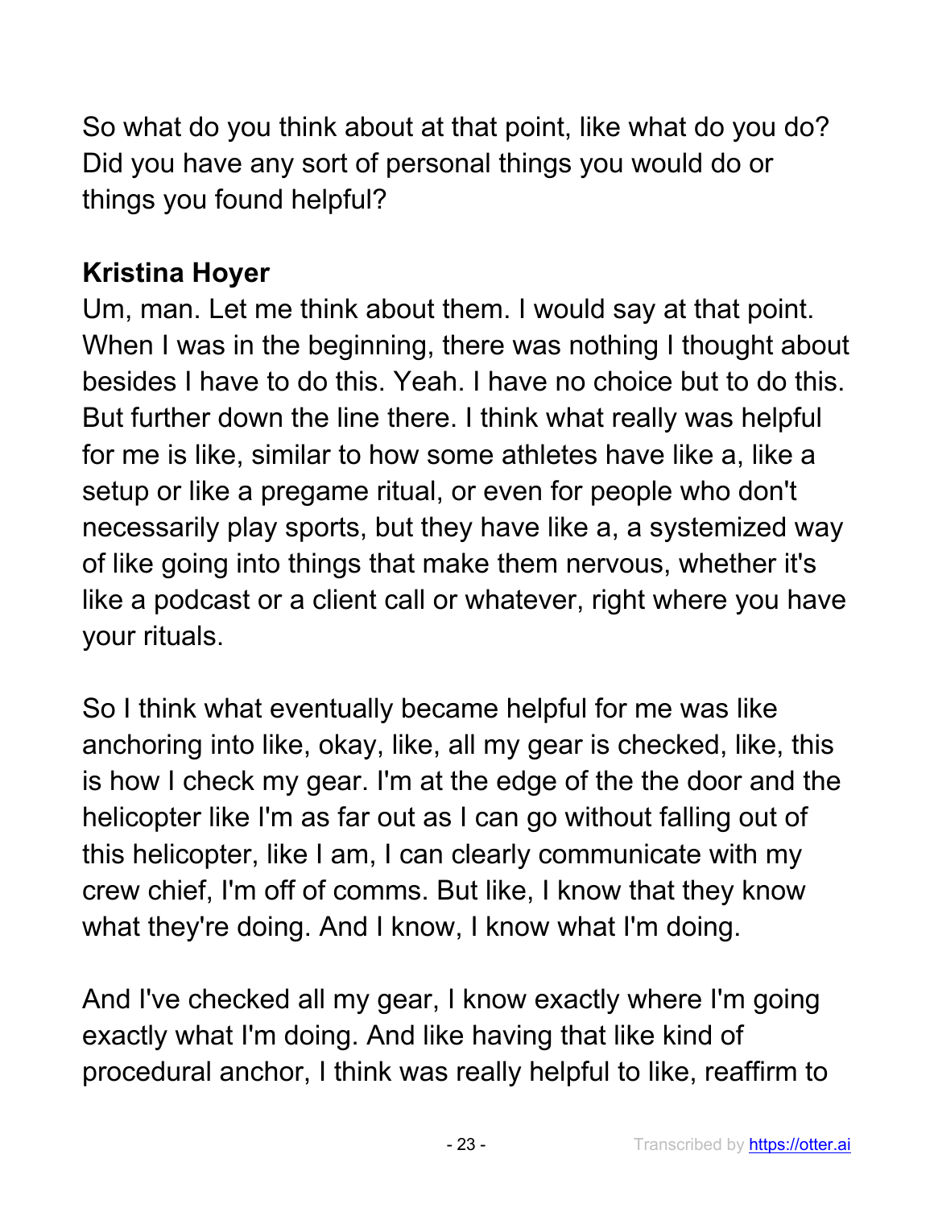So what do you think about at that point, like what do you do? Did you have any sort of personal things you would do or things you found helpful?

**Kristina Hoyer**
Um, man. Let me think about them. I would say at that point. When I was in the beginning, there was nothing I thought about besides I have to do this. Yeah. I have no choice but to do this. But further down the line there. I think what really was helpful for me is like, similar to how some athletes have like a, like a setup or like a pregame ritual, or even for people who don't necessarily play sports, but they have like a, a systemized way of like going into things that make them nervous, whether it's like a podcast or a client call or whatever, right where you have your rituals.

So I think what eventually became helpful for me was like anchoring into like, okay, like, all my gear is checked, like, this is how I check my gear. I'm at the edge of the the door and the helicopter like I'm as far out as I can go without falling out of this helicopter, like I am, I can clearly communicate with my crew chief, I'm off of comms. But like, I know that they know what they're doing. And I know, I know what I'm doing.

And I've checked all my gear, I know exactly where I'm going exactly what I'm doing. And like having that like kind of procedural anchor, I think was really helpful to like, reaffirm to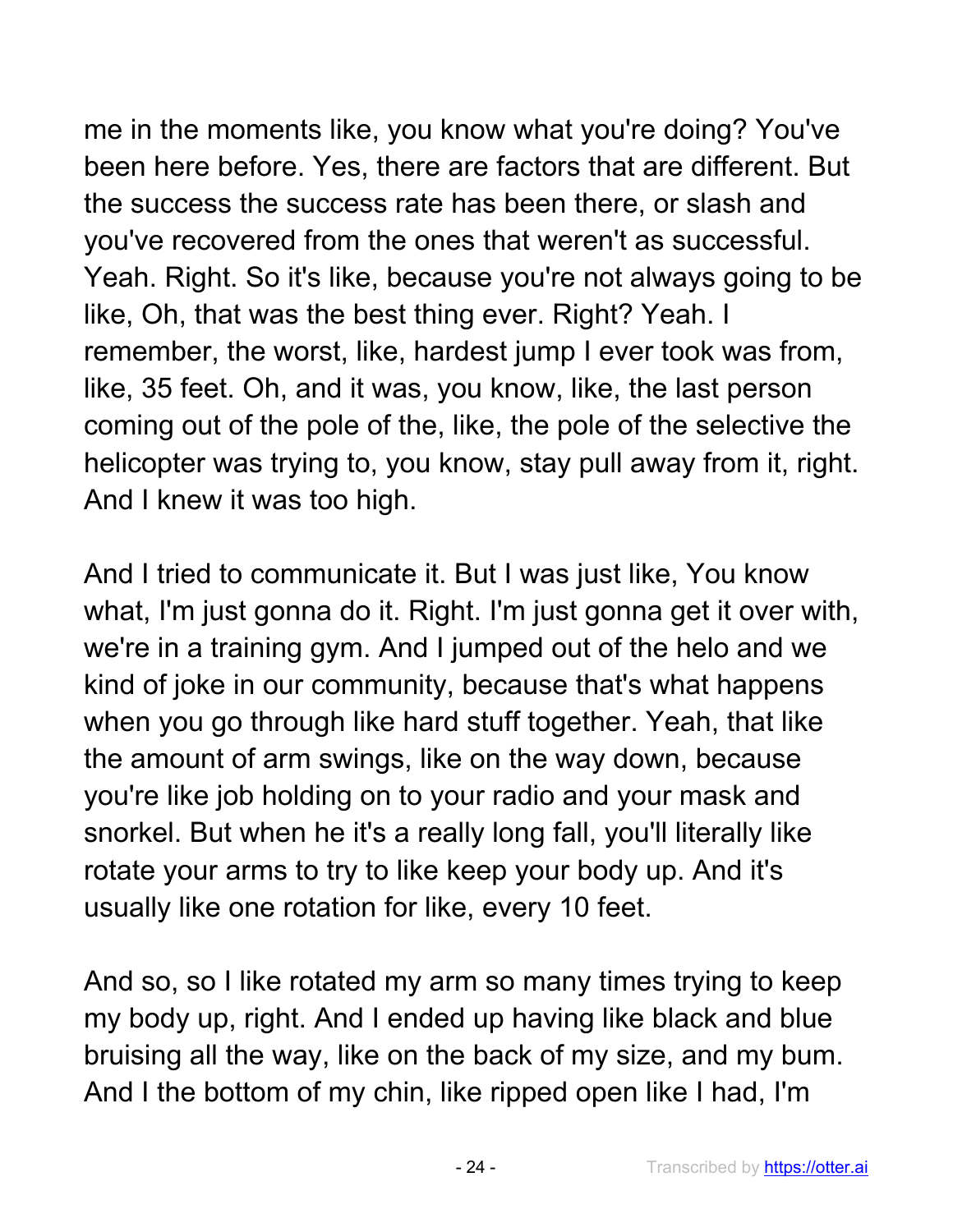me in the moments like, you know what you're doing? You've been here before. Yes, there are factors that are different. But the success the success rate has been there, or slash and you've recovered from the ones that weren't as successful. Yeah. Right. So it's like, because you're not always going to be like, Oh, that was the best thing ever. Right? Yeah. I remember, the worst, like, hardest jump I ever took was from, like, 35 feet. Oh, and it was, you know, like, the last person coming out of the pole of the, like, the pole of the selective the helicopter was trying to, you know, stay pull away from it, right. And I knew it was too high.

And I tried to communicate it. But I was just like, You know what, I'm just gonna do it. Right. I'm just gonna get it over with, we're in a training gym. And I jumped out of the helo and we kind of joke in our community, because that's what happens when you go through like hard stuff together. Yeah, that like the amount of arm swings, like on the way down, because you're like job holding on to your radio and your mask and snorkel. But when he it's a really long fall, you'll literally like rotate your arms to try to like keep your body up. And it's usually like one rotation for like, every 10 feet.

And so, so I like rotated my arm so many times trying to keep my body up, right. And I ended up having like black and blue bruising all the way, like on the back of my size, and my bum. And I the bottom of my chin, like ripped open like I had, I'm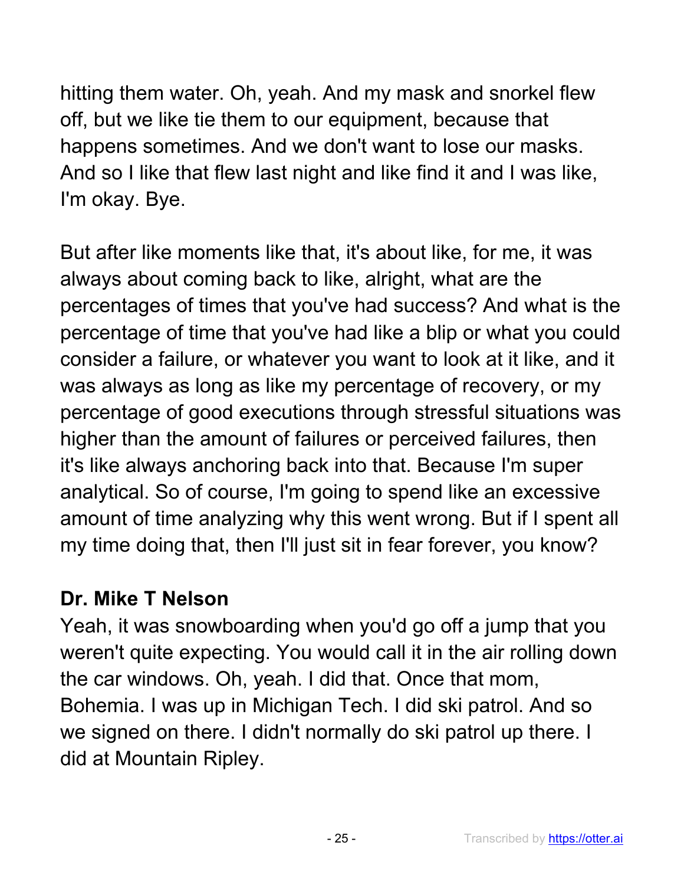hitting them water. Oh, yeah. And my mask and snorkel flew off, but we like tie them to our equipment, because that happens sometimes. And we don't want to lose our masks. And so I like that flew last night and like find it and I was like, I'm okay. Bye.

But after like moments like that, it's about like, for me, it was always about coming back to like, alright, what are the percentages of times that you've had success? And what is the percentage of time that you've had like a blip or what you could consider a failure, or whatever you want to look at it like, and it was always as long as like my percentage of recovery, or my percentage of good executions through stressful situations was higher than the amount of failures or perceived failures, then it's like always anchoring back into that. Because I'm super analytical. So of course, I'm going to spend like an excessive amount of time analyzing why this went wrong. But if I spent all my time doing that, then I'll just sit in fear forever, you know?

**Dr. Mike T Nelson**

Yeah, it was snowboarding when you'd go off a jump that you weren't quite expecting. You would call it in the air rolling down the car windows. Oh, yeah. I did that. Once that mom, Bohemia. I was up in Michigan Tech. I did ski patrol. And so we signed on there. I didn't normally do ski patrol up there. I did at Mountain Ripley.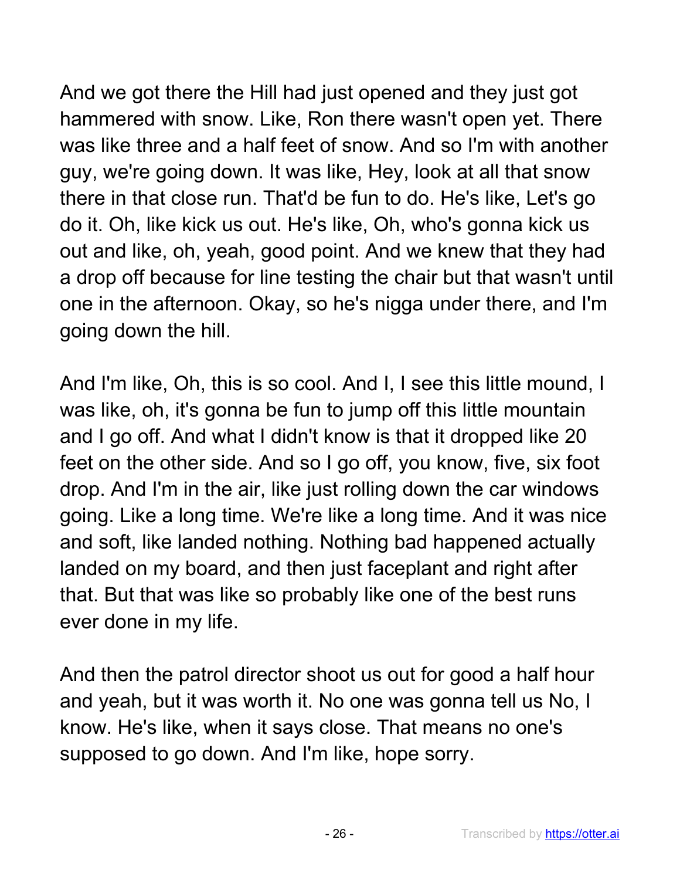And we got there the Hill had just opened and they just got hammered with snow. Like, Ron there wasn't open yet. There was like three and a half feet of snow. And so I'm with another guy, we're going down. It was like, Hey, look at all that snow there in that close run. That'd be fun to do. He's like, Let's go do it. Oh, like kick us out. He's like, Oh, who's gonna kick us out and like, oh, yeah, good point. And we knew that they had a drop off because for line testing the chair but that wasn't until one in the afternoon. Okay, so he's nigga under there, and I'm going down the hill.

And I'm like, Oh, this is so cool. And I, I see this little mound, I was like, oh, it's gonna be fun to jump off this little mountain and I go off. And what I didn't know is that it dropped like 20 feet on the other side. And so I go off, you know, five, six foot drop. And I'm in the air, like just rolling down the car windows going. Like a long time. We're like a long time. And it was nice and soft, like landed nothing. Nothing bad happened actually landed on my board, and then just faceplant and right after that. But that was like so probably like one of the best runs ever done in my life.

And then the patrol director shoot us out for good a half hour and yeah, but it was worth it. No one was gonna tell us No, I know. He's like, when it says close. That means no one's supposed to go down. And I'm like, hope sorry.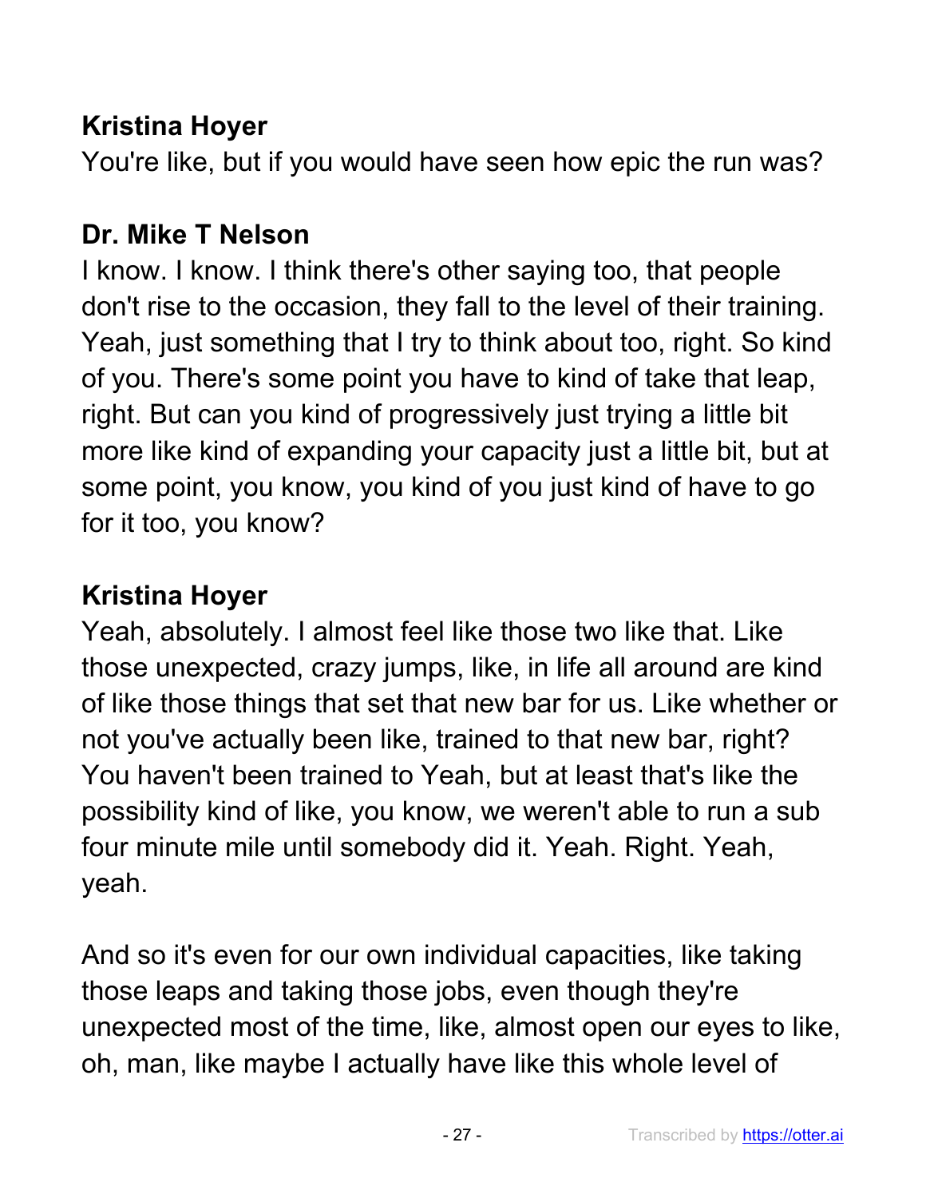**Kristina Hoyer**
You're like, but if you would have seen how epic the run was?

**Dr. Mike T Nelson**
I know. I know. I think there's other saying too, that people don't rise to the occasion, they fall to the level of their training. Yeah, just something that I try to think about too, right. So kind of you. There's some point you have to kind of take that leap, right. But can you kind of progressively just trying a little bit more like kind of expanding your capacity just a little bit, but at some point, you know, you kind of you just kind of have to go for it too, you know?

**Kristina Hoyer**
Yeah, absolutely. I almost feel like those two like that. Like those unexpected, crazy jumps, like, in life all around are kind of like those things that set that new bar for us. Like whether or not you've actually been like, trained to that new bar, right? You haven't been trained to Yeah, but at least that's like the possibility kind of like, you know, we weren't able to run a sub four minute mile until somebody did it. Yeah. Right. Yeah, yeah.

And so it's even for our own individual capacities, like taking those leaps and taking those jobs, even though they're unexpected most of the time, like, almost open our eyes to like, oh, man, like maybe I actually have like this whole level of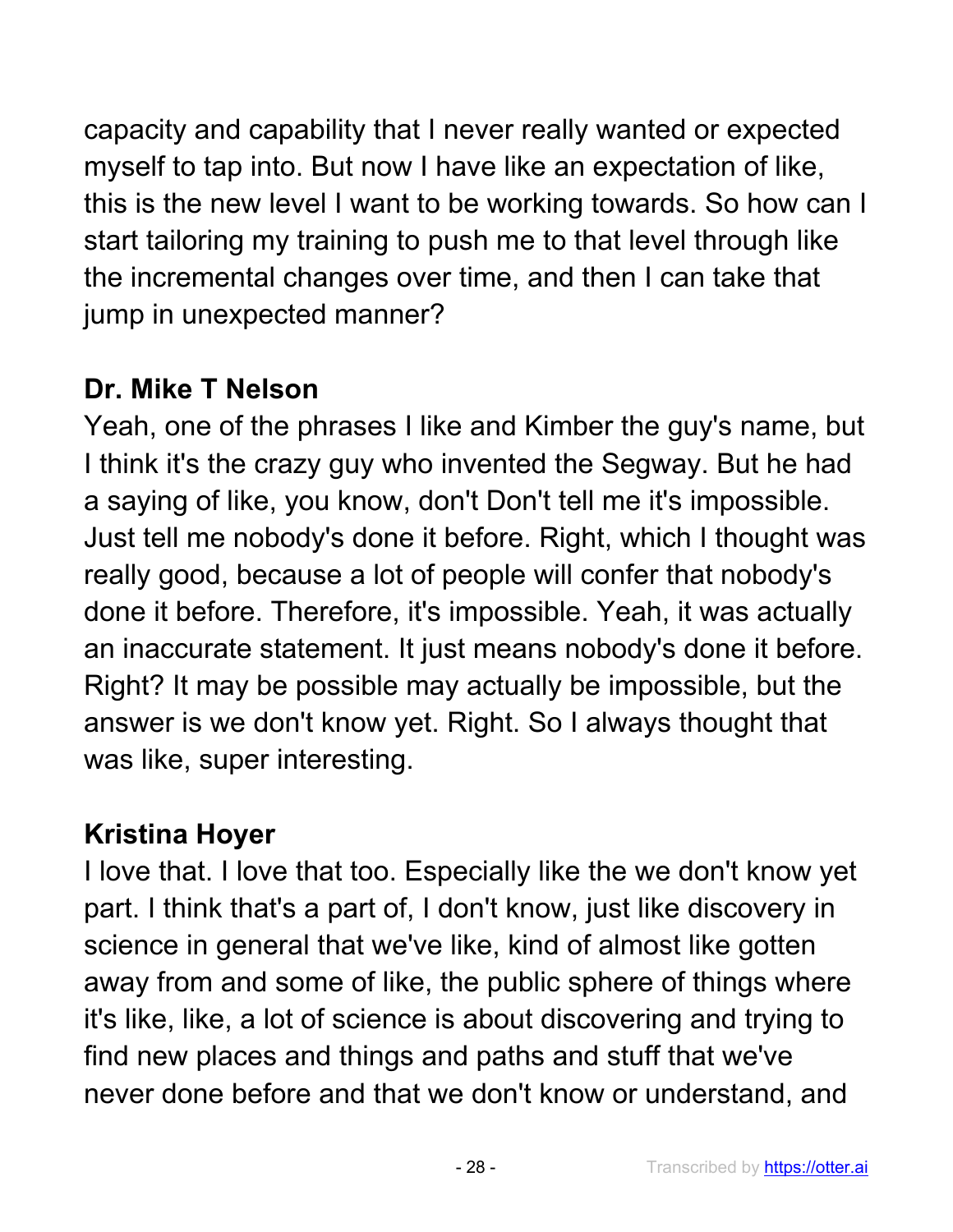capacity and capability that I never really wanted or expected myself to tap into. But now I have like an expectation of like, this is the new level I want to be working towards. So how can I start tailoring my training to push me to that level through like the incremental changes over time, and then I can take that jump in unexpected manner?

**Dr. Mike T Nelson**

Yeah, one of the phrases I like and Kimber the guy's name, but I think it's the crazy guy who invented the Segway. But he had a saying of like, you know, don't Don't tell me it's impossible. Just tell me nobody's done it before. Right, which I thought was really good, because a lot of people will confer that nobody's done it before. Therefore, it's impossible. Yeah, it was actually an inaccurate statement. It just means nobody's done it before. Right? It may be possible may actually be impossible, but the answer is we don't know yet. Right. So I always thought that was like, super interesting.

**Kristina Hoyer**

I love that. I love that too. Especially like the we don't know yet part. I think that's a part of, I don't know, just like discovery in science in general that we've like, kind of almost like gotten away from and some of like, the public sphere of things where it's like, like, a lot of science is about discovering and trying to find new places and things and paths and stuff that we've never done before and that we don't know or understand, and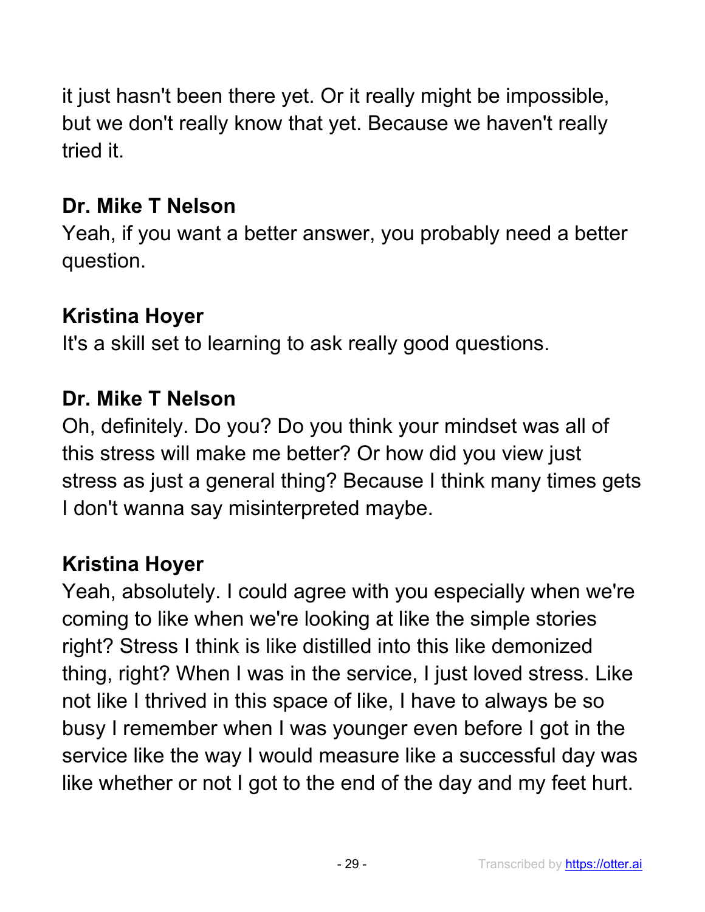it just hasn't been there yet. Or it really might be impossible, but we don't really know that yet. Because we haven't really tried it.

**Dr. Mike T Nelson**
Yeah, if you want a better answer, you probably need a better question.

**Kristina Hoyer**
It's a skill set to learning to ask really good questions.

**Dr. Mike T Nelson**
Oh, definitely. Do you? Do you think your mindset was all of this stress will make me better? Or how did you view just stress as just a general thing? Because I think many times gets I don't wanna say misinterpreted maybe.

**Kristina Hoyer**
Yeah, absolutely. I could agree with you especially when we're coming to like when we're looking at like the simple stories right? Stress I think is like distilled into this like demonized thing, right? When I was in the service, I just loved stress. Like not like I thrived in this space of like, I have to always be so busy I remember when I was younger even before I got in the service like the way I would measure like a successful day was like whether or not I got to the end of the day and my feet hurt.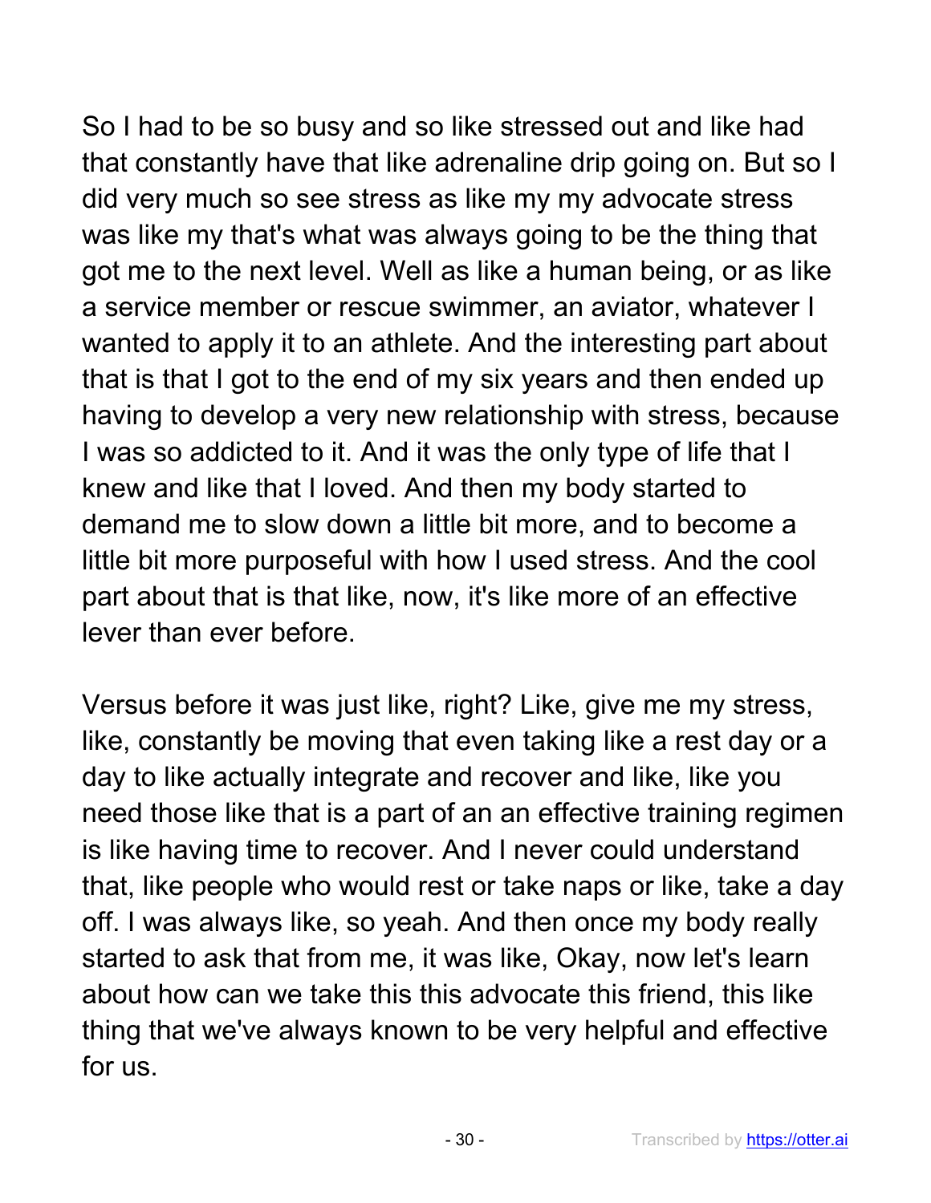So I had to be so busy and so like stressed out and like had that constantly have that like adrenaline drip going on. But so I did very much so see stress as like my my advocate stress was like my that's what was always going to be the thing that got me to the next level. Well as like a human being, or as like a service member or rescue swimmer, an aviator, whatever I wanted to apply it to an athlete. And the interesting part about that is that I got to the end of my six years and then ended up having to develop a very new relationship with stress, because I was so addicted to it. And it was the only type of life that I knew and like that I loved. And then my body started to demand me to slow down a little bit more, and to become a little bit more purposeful with how I used stress. And the cool part about that is that like, now, it's like more of an effective lever than ever before.

Versus before it was just like, right? Like, give me my stress, like, constantly be moving that even taking like a rest day or a day to like actually integrate and recover and like, like you need those like that is a part of an an effective training regimen is like having time to recover. And I never could understand that, like people who would rest or take naps or like, take a day off. I was always like, so yeah. And then once my body really started to ask that from me, it was like, Okay, now let's learn about how can we take this this advocate this friend, this like thing that we've always known to be very helpful and effective for us.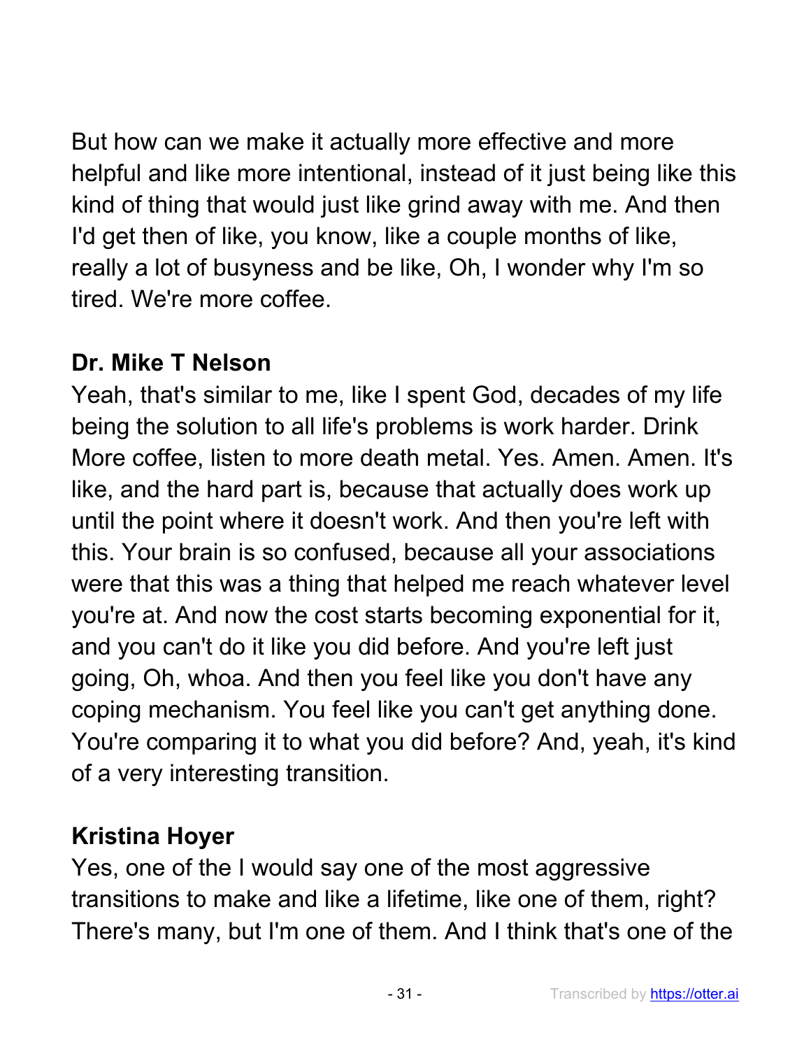But how can we make it actually more effective and more helpful and like more intentional, instead of it just being like this kind of thing that would just like grind away with me. And then I'd get then of like, you know, like a couple months of like, really a lot of busyness and be like, Oh, I wonder why I'm so tired. We're more coffee.

**Dr. Mike T Nelson**
Yeah, that's similar to me, like I spent God, decades of my life being the solution to all life's problems is work harder. Drink More coffee, listen to more death metal. Yes. Amen. Amen. It's like, and the hard part is, because that actually does work up until the point where it doesn't work. And then you're left with this. Your brain is so confused, because all your associations were that this was a thing that helped me reach whatever level you're at. And now the cost starts becoming exponential for it, and you can't do it like you did before. And you're left just going, Oh, whoa. And then you feel like you don't have any coping mechanism. You feel like you can't get anything done. You're comparing it to what you did before? And, yeah, it's kind of a very interesting transition.

**Kristina Hoyer**
Yes, one of the I would say one of the most aggressive transitions to make and like a lifetime, like one of them, right? There's many, but I'm one of them. And I think that's one of the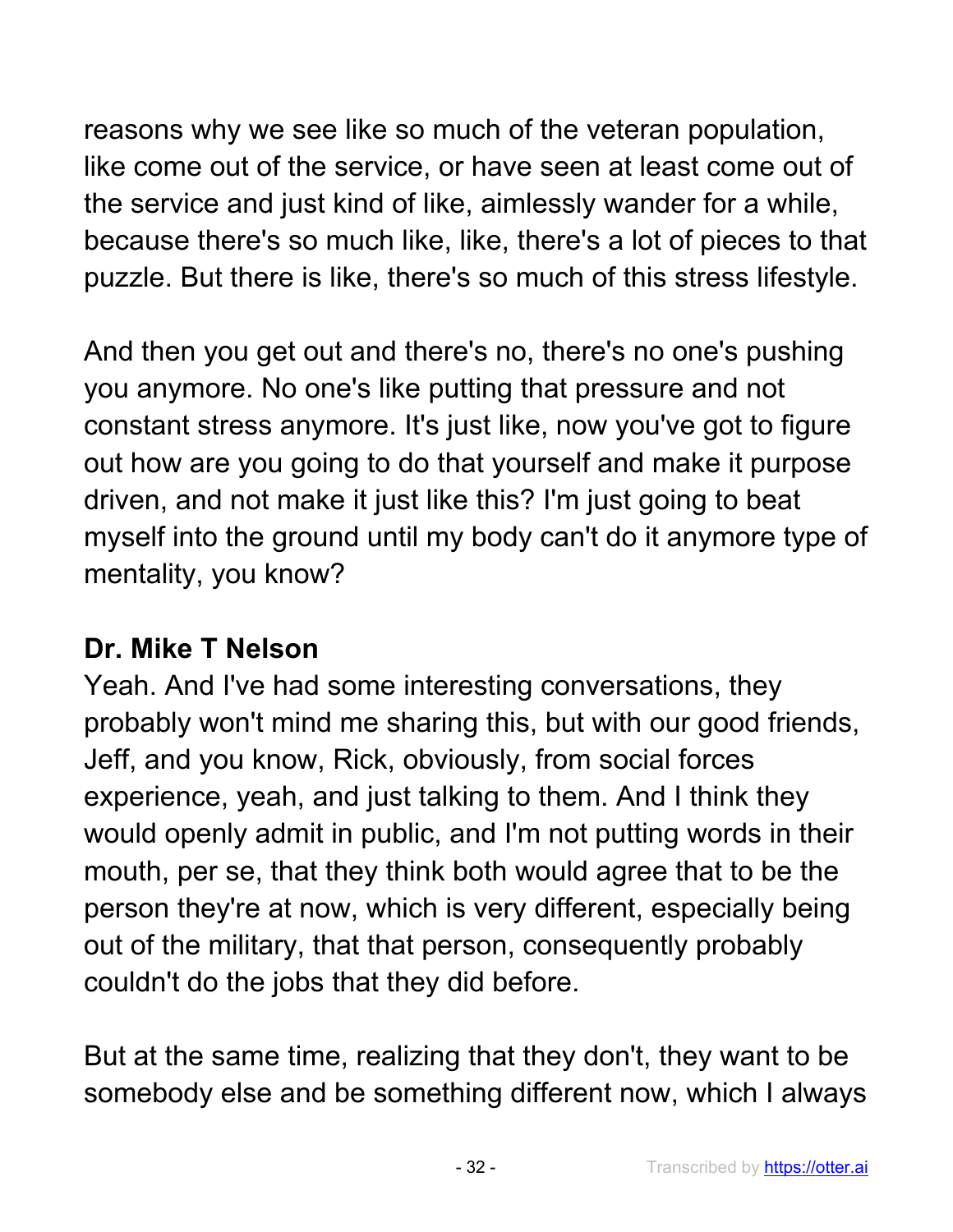reasons why we see like so much of the veteran population, like come out of the service, or have seen at least come out of the service and just kind of like, aimlessly wander for a while, because there's so much like, like, there's a lot of pieces to that puzzle. But there is like, there's so much of this stress lifestyle.

And then you get out and there's no, there's no one's pushing you anymore. No one's like putting that pressure and not constant stress anymore. It's just like, now you've got to figure out how are you going to do that yourself and make it purpose driven, and not make it just like this? I'm just going to beat myself into the ground until my body can't do it anymore type of mentality, you know?

**Dr. Mike T Nelson**
Yeah. And I've had some interesting conversations, they probably won't mind me sharing this, but with our good friends, Jeff, and you know, Rick, obviously, from social forces experience, yeah, and just talking to them. And I think they would openly admit in public, and I'm not putting words in their mouth, per se, that they think both would agree that to be the person they're at now, which is very different, especially being out of the military, that that person, consequently probably couldn't do the jobs that they did before.

But at the same time, realizing that they don't, they want to be somebody else and be something different now, which I always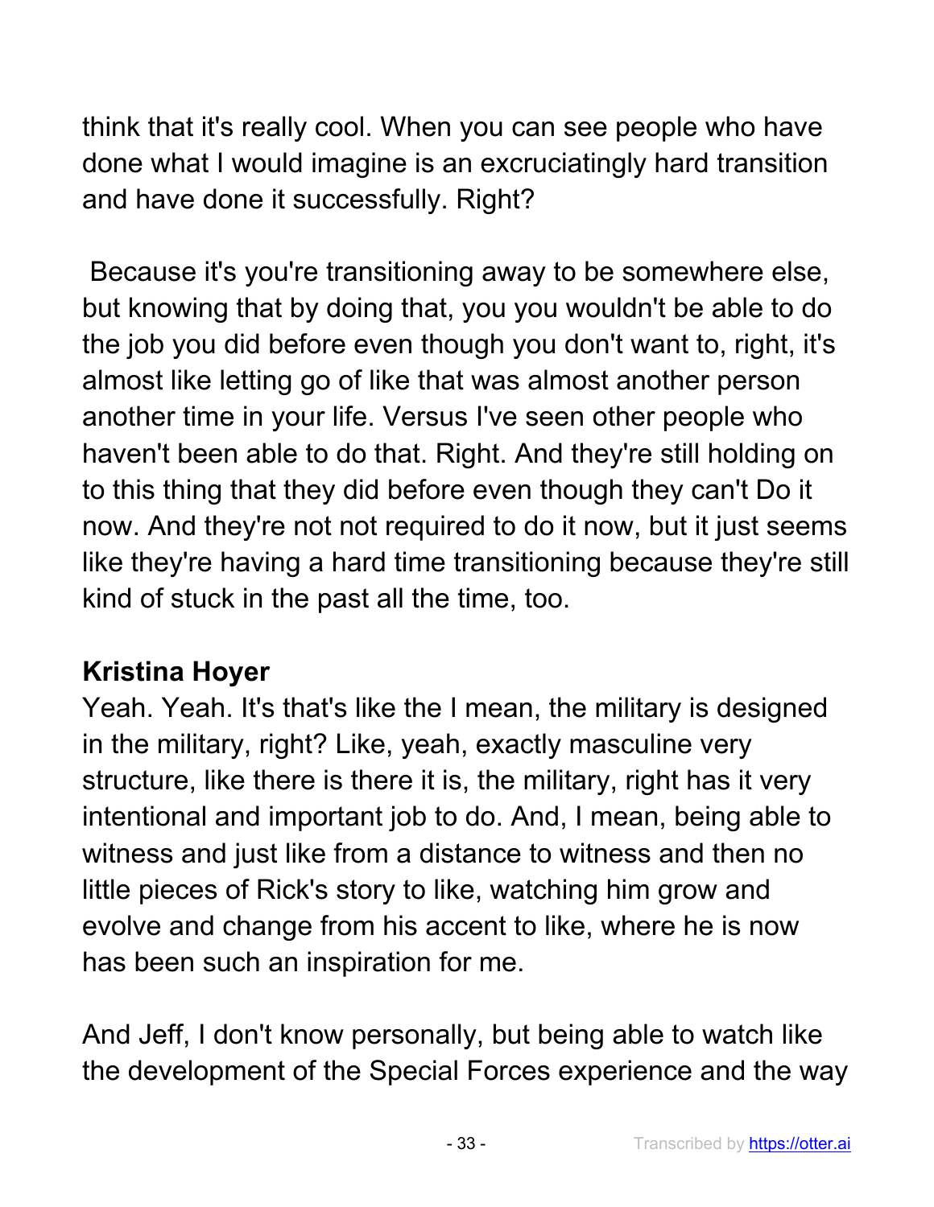think that it's really cool. When you can see people who have done what I would imagine is an excruciatingly hard transition and have done it successfully. Right?

Because it's you're transitioning away to be somewhere else, but knowing that by doing that, you you wouldn't be able to do the job you did before even though you don't want to, right, it's almost like letting go of like that was almost another person another time in your life. Versus I've seen other people who haven't been able to do that. Right. And they're still holding on to this thing that they did before even though they can't Do it now. And they're not not required to do it now, but it just seems like they're having a hard time transitioning because they're still kind of stuck in the past all the time, too.

**Kristina Hoyer**
Yeah. Yeah. It's that's like the I mean, the military is designed in the military, right? Like, yeah, exactly masculine very structure, like there is there it is, the military, right has it very intentional and important job to do. And, I mean, being able to witness and just like from a distance to witness and then no little pieces of Rick's story to like, watching him grow and evolve and change from his accent to like, where he is now has been such an inspiration for me.

And Jeff, I don't know personally, but being able to watch like the development of the Special Forces experience and the way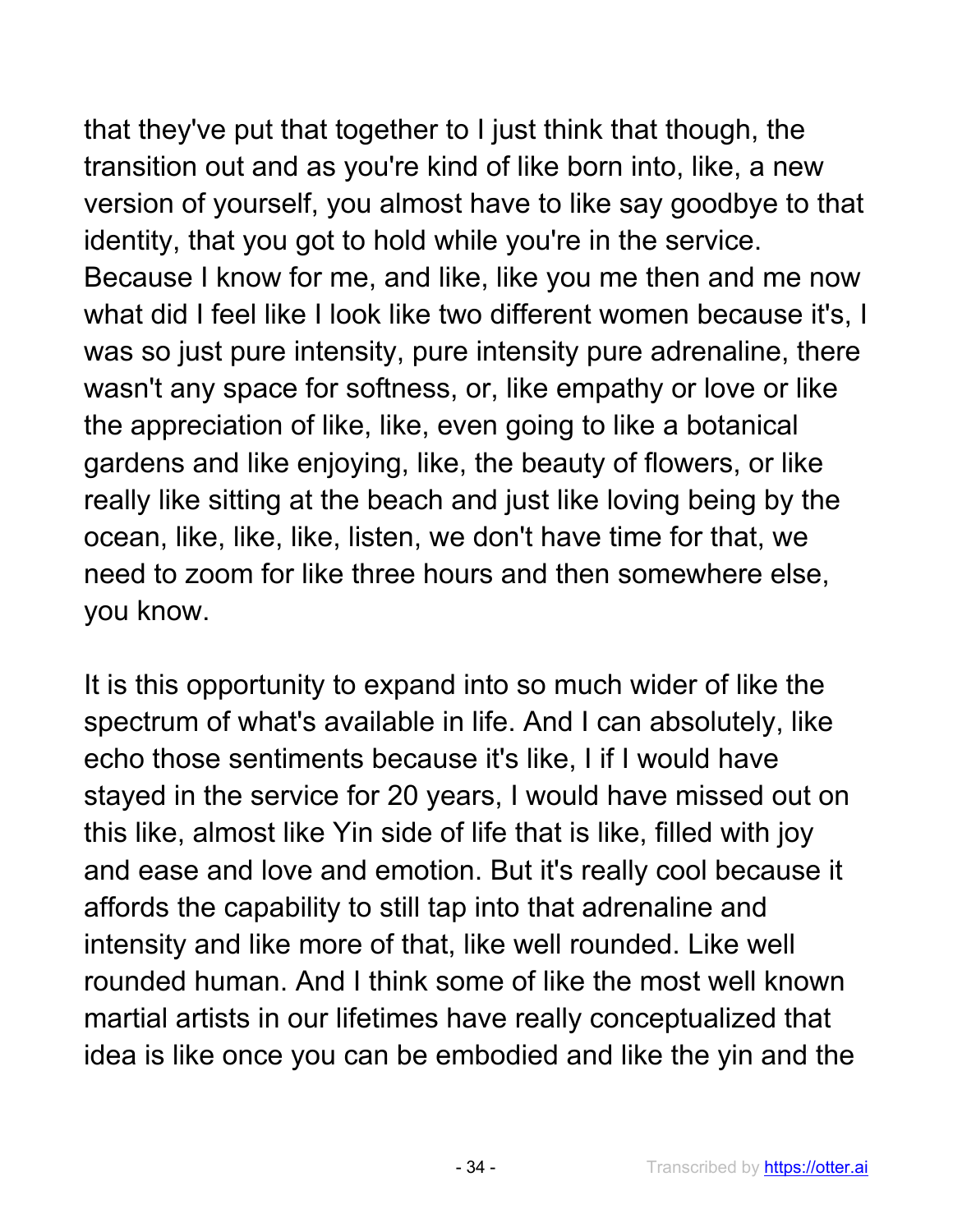that they've put that together to I just think that though, the transition out and as you're kind of like born into, like, a new version of yourself, you almost have to like say goodbye to that identity, that you got to hold while you're in the service. Because I know for me, and like, like you me then and me now what did I feel like I look like two different women because it's, I was so just pure intensity, pure intensity pure adrenaline, there wasn't any space for softness, or, like empathy or love or like the appreciation of like, like, even going to like a botanical gardens and like enjoying, like, the beauty of flowers, or like really like sitting at the beach and just like loving being by the ocean, like, like, like, listen, we don't have time for that, we need to zoom for like three hours and then somewhere else, you know.

It is this opportunity to expand into so much wider of like the spectrum of what's available in life. And I can absolutely, like echo those sentiments because it's like, I if I would have stayed in the service for 20 years, I would have missed out on this like, almost like Yin side of life that is like, filled with joy and ease and love and emotion. But it's really cool because it affords the capability to still tap into that adrenaline and intensity and like more of that, like well rounded. Like well rounded human. And I think some of like the most well known martial artists in our lifetimes have really conceptualized that idea is like once you can be embodied and like the yin and the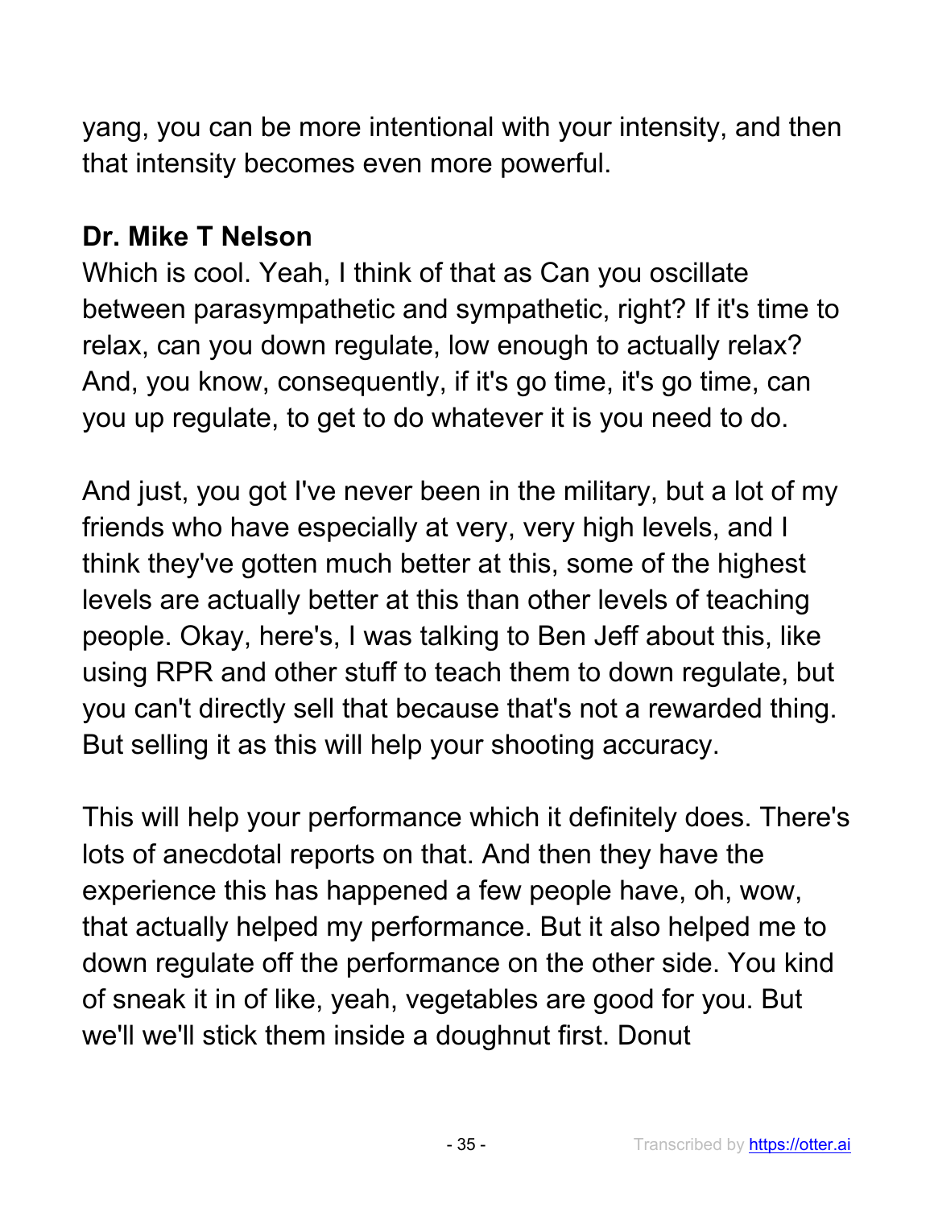yang, you can be more intentional with your intensity, and then that intensity becomes even more powerful.

**Dr. Mike T Nelson**

Which is cool. Yeah, I think of that as Can you oscillate between parasympathetic and sympathetic, right? If it's time to relax, can you down regulate, low enough to actually relax? And, you know, consequently, if it's go time, it's go time, can you up regulate, to get to do whatever it is you need to do.

And just, you got I've never been in the military, but a lot of my friends who have especially at very, very high levels, and I think they've gotten much better at this, some of the highest levels are actually better at this than other levels of teaching people. Okay, here's, I was talking to Ben Jeff about this, like using RPR and other stuff to teach them to down regulate, but you can't directly sell that because that's not a rewarded thing. But selling it as this will help your shooting accuracy.

This will help your performance which it definitely does. There's lots of anecdotal reports on that. And then they have the experience this has happened a few people have, oh, wow, that actually helped my performance. But it also helped me to down regulate off the performance on the other side. You kind of sneak it in of like, yeah, vegetables are good for you. But we'll we'll stick them inside a doughnut first. Donut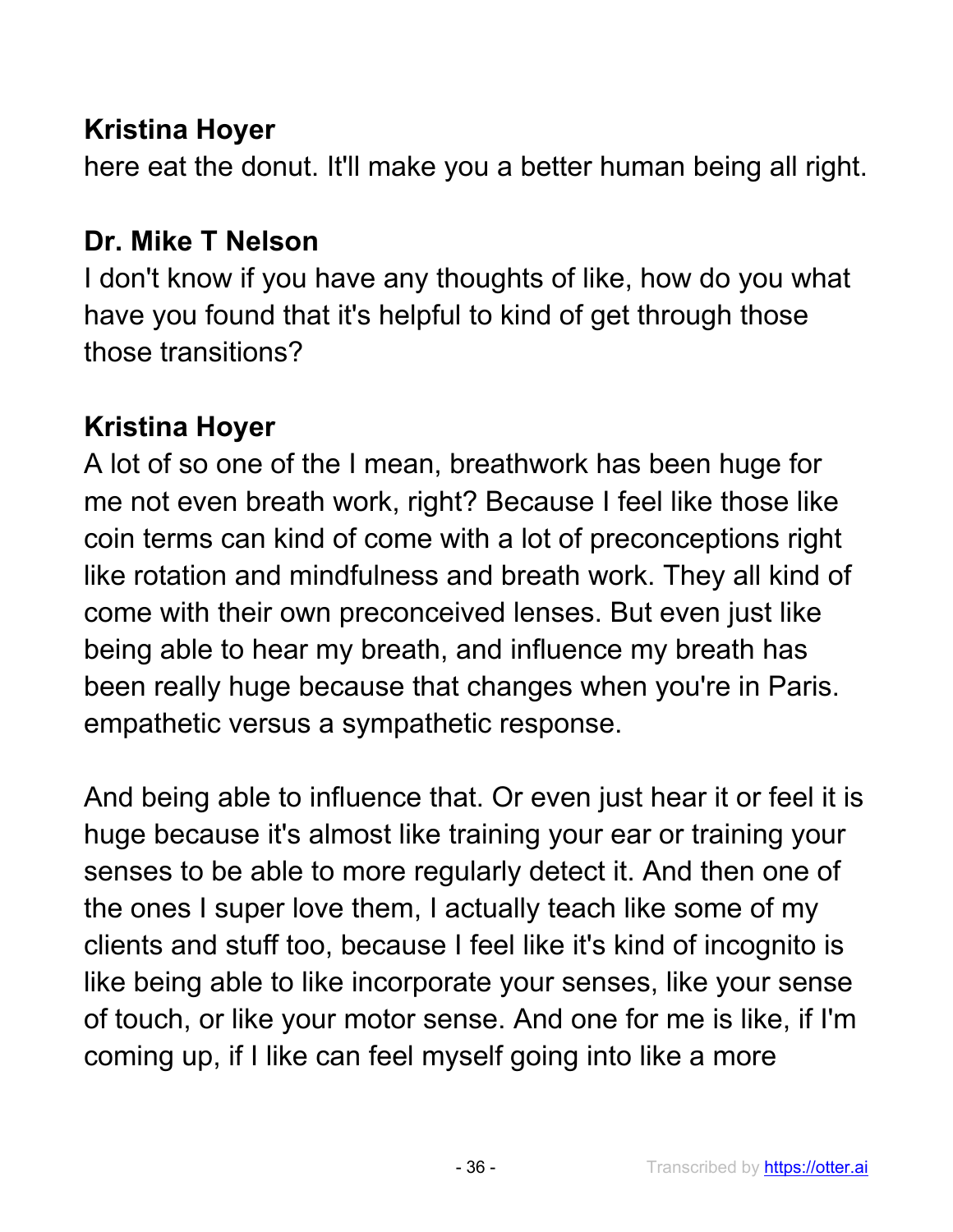**Kristina Hoyer**

here eat the donut. It'll make you a better human being all right.

**Dr. Mike T Nelson**

I don't know if you have any thoughts of like, how do you what have you found that it's helpful to kind of get through those those transitions?

**Kristina Hoyer**

A lot of so one of the I mean, breathwork has been huge for me not even breath work, right? Because I feel like those like coin terms can kind of come with a lot of preconceptions right like rotation and mindfulness and breath work. They all kind of come with their own preconceived lenses. But even just like being able to hear my breath, and influence my breath has been really huge because that changes when you're in Paris. empathetic versus a sympathetic response.

And being able to influence that. Or even just hear it or feel it is huge because it's almost like training your ear or training your senses to be able to more regularly detect it. And then one of the ones I super love them, I actually teach like some of my clients and stuff too, because I feel like it's kind of incognito is like being able to like incorporate your senses, like your sense of touch, or like your motor sense. And one for me is like, if I'm coming up, if I like can feel myself going into like a more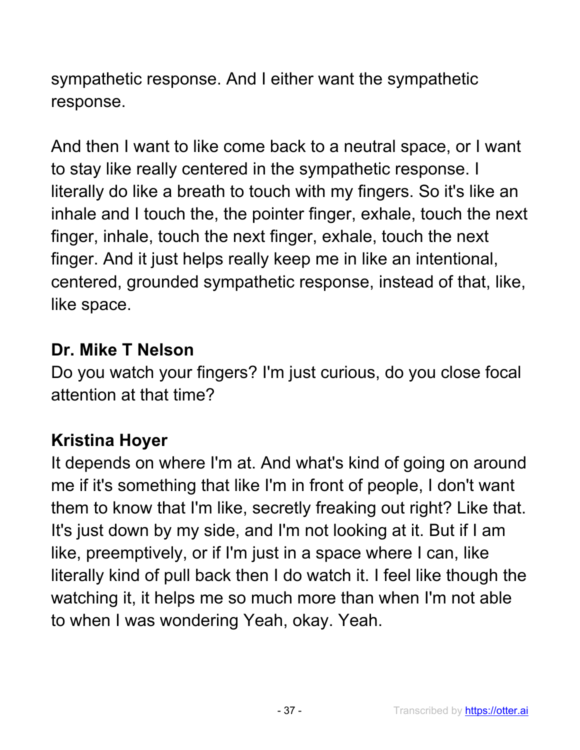sympathetic response. And I either want the sympathetic response.

And then I want to like come back to a neutral space, or I want to stay like really centered in the sympathetic response. I literally do like a breath to touch with my fingers. So it's like an inhale and I touch the, the pointer finger, exhale, touch the next finger, inhale, touch the next finger, exhale, touch the next finger. And it just helps really keep me in like an intentional, centered, grounded sympathetic response, instead of that, like, like space.

**Dr. Mike T Nelson**
Do you watch your fingers? I'm just curious, do you close focal attention at that time?

**Kristina Hoyer**
It depends on where I'm at. And what's kind of going on around me if it's something that like I'm in front of people, I don't want them to know that I'm like, secretly freaking out right? Like that. It's just down by my side, and I'm not looking at it. But if I am like, preemptively, or if I'm just in a space where I can, like literally kind of pull back then I do watch it. I feel like though the watching it, it helps me so much more than when I'm not able to when I was wondering Yeah, okay. Yeah.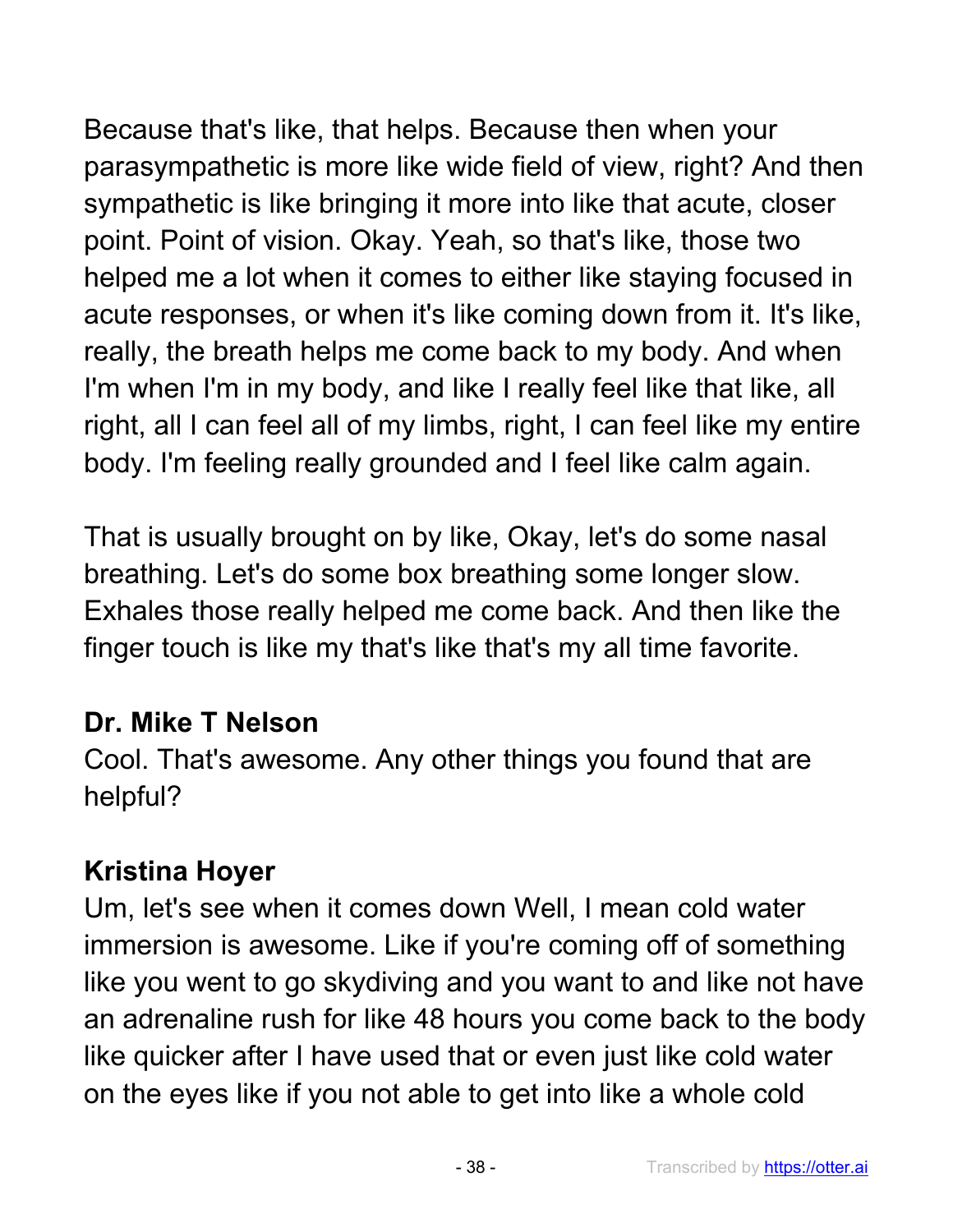Because that's like, that helps. Because then when your parasympathetic is more like wide field of view, right? And then sympathetic is like bringing it more into like that acute, closer point. Point of vision. Okay. Yeah, so that's like, those two helped me a lot when it comes to either like staying focused in acute responses, or when it's like coming down from it. It's like, really, the breath helps me come back to my body. And when I'm when I'm in my body, and like I really feel like that like, all right, all I can feel all of my limbs, right, I can feel like my entire body. I'm feeling really grounded and I feel like calm again.

That is usually brought on by like, Okay, let's do some nasal breathing. Let's do some box breathing some longer slow. Exhales those really helped me come back. And then like the finger touch is like my that's like that's my all time favorite.

**Dr. Mike T Nelson**
Cool. That's awesome. Any other things you found that are helpful?

**Kristina Hoyer**
Um, let's see when it comes down Well, I mean cold water immersion is awesome. Like if you're coming off of something like you went to go skydiving and you want to and like not have an adrenaline rush for like 48 hours you come back to the body like quicker after I have used that or even just like cold water on the eyes like if you not able to get into like a whole cold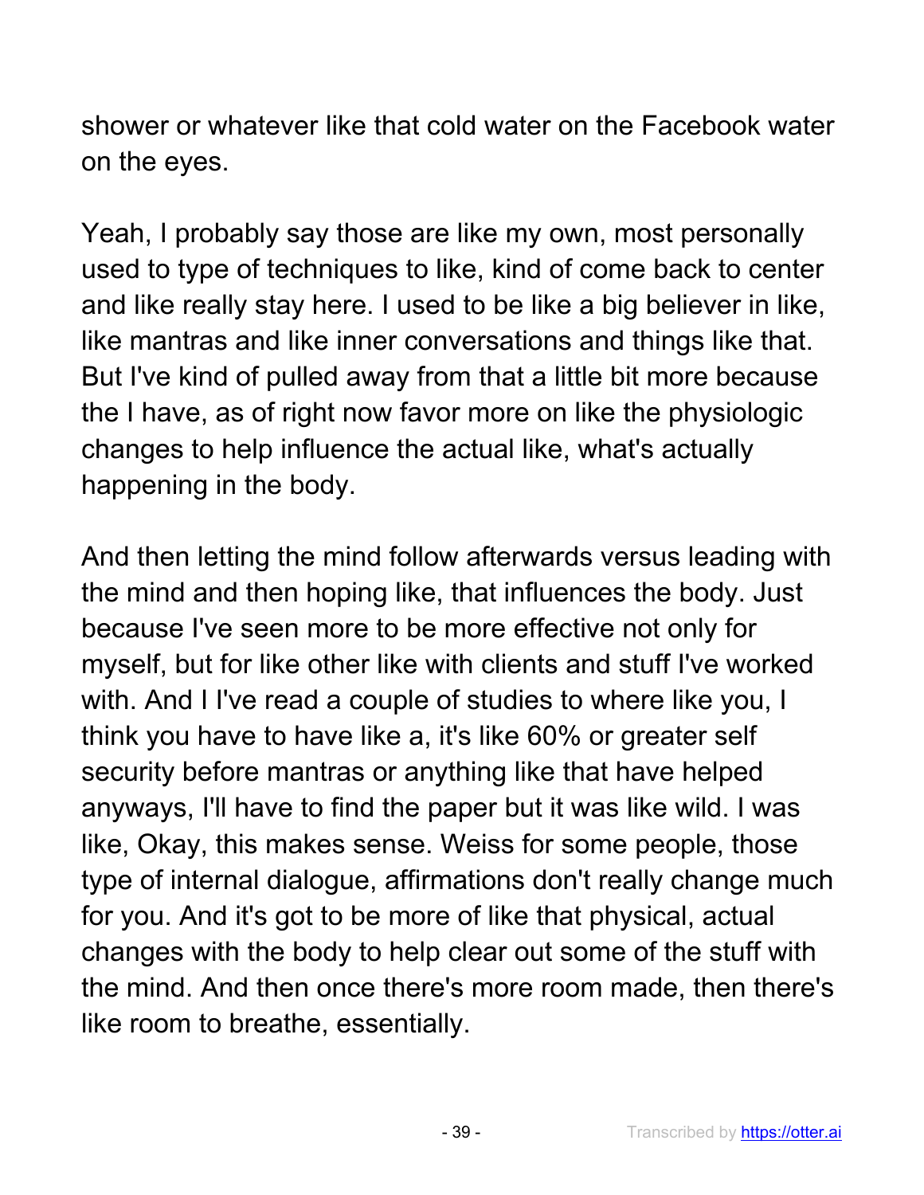shower or whatever like that cold water on the Facebook water on the eyes.

Yeah, I probably say those are like my own, most personally used to type of techniques to like, kind of come back to center and like really stay here. I used to be like a big believer in like, like mantras and like inner conversations and things like that. But I've kind of pulled away from that a little bit more because the I have, as of right now favor more on like the physiologic changes to help influence the actual like, what's actually happening in the body.

And then letting the mind follow afterwards versus leading with the mind and then hoping like, that influences the body. Just because I've seen more to be more effective not only for myself, but for like other like with clients and stuff I've worked with. And I I've read a couple of studies to where like you, I think you have to have like a, it's like 60% or greater self security before mantras or anything like that have helped anyways, I'll have to find the paper but it was like wild. I was like, Okay, this makes sense. Weiss for some people, those type of internal dialogue, affirmations don't really change much for you. And it's got to be more of like that physical, actual changes with the body to help clear out some of the stuff with the mind. And then once there's more room made, then there's like room to breathe, essentially.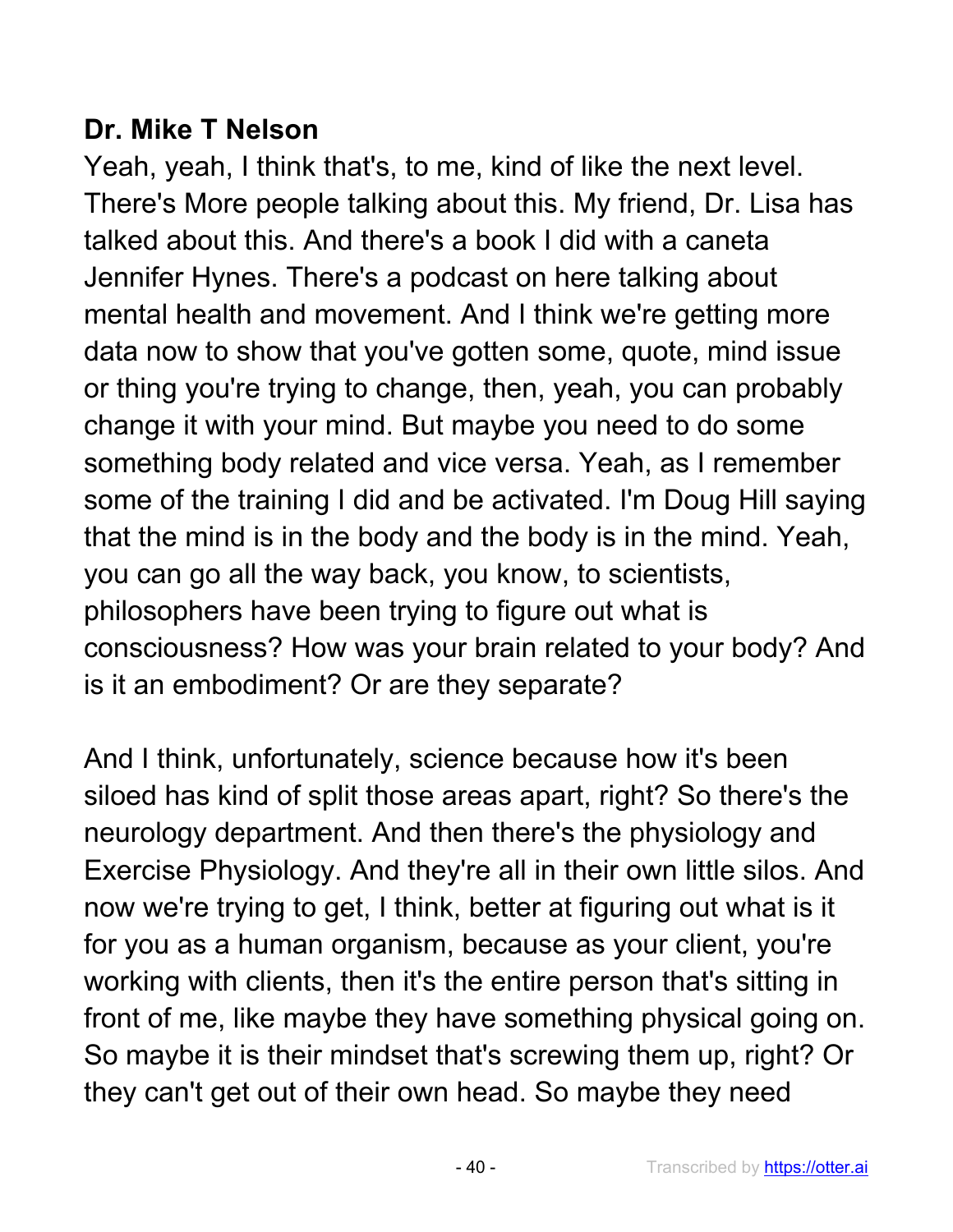**Dr. Mike T Nelson**

Yeah, yeah, I think that's, to me, kind of like the next level. There's More people talking about this. My friend, Dr. Lisa has talked about this. And there's a book I did with a caneta Jennifer Hynes. There's a podcast on here talking about mental health and movement. And I think we're getting more data now to show that you've gotten some, quote, mind issue or thing you're trying to change, then, yeah, you can probably change it with your mind. But maybe you need to do some something body related and vice versa. Yeah, as I remember some of the training I did and be activated. I'm Doug Hill saying that the mind is in the body and the body is in the mind. Yeah, you can go all the way back, you know, to scientists, philosophers have been trying to figure out what is consciousness? How was your brain related to your body? And is it an embodiment? Or are they separate?

And I think, unfortunately, science because how it's been siloed has kind of split those areas apart, right? So there's the neurology department. And then there's the physiology and Exercise Physiology. And they're all in their own little silos. And now we're trying to get, I think, better at figuring out what is it for you as a human organism, because as your client, you're working with clients, then it's the entire person that's sitting in front of me, like maybe they have something physical going on. So maybe it is their mindset that's screwing them up, right? Or they can't get out of their own head. So maybe they need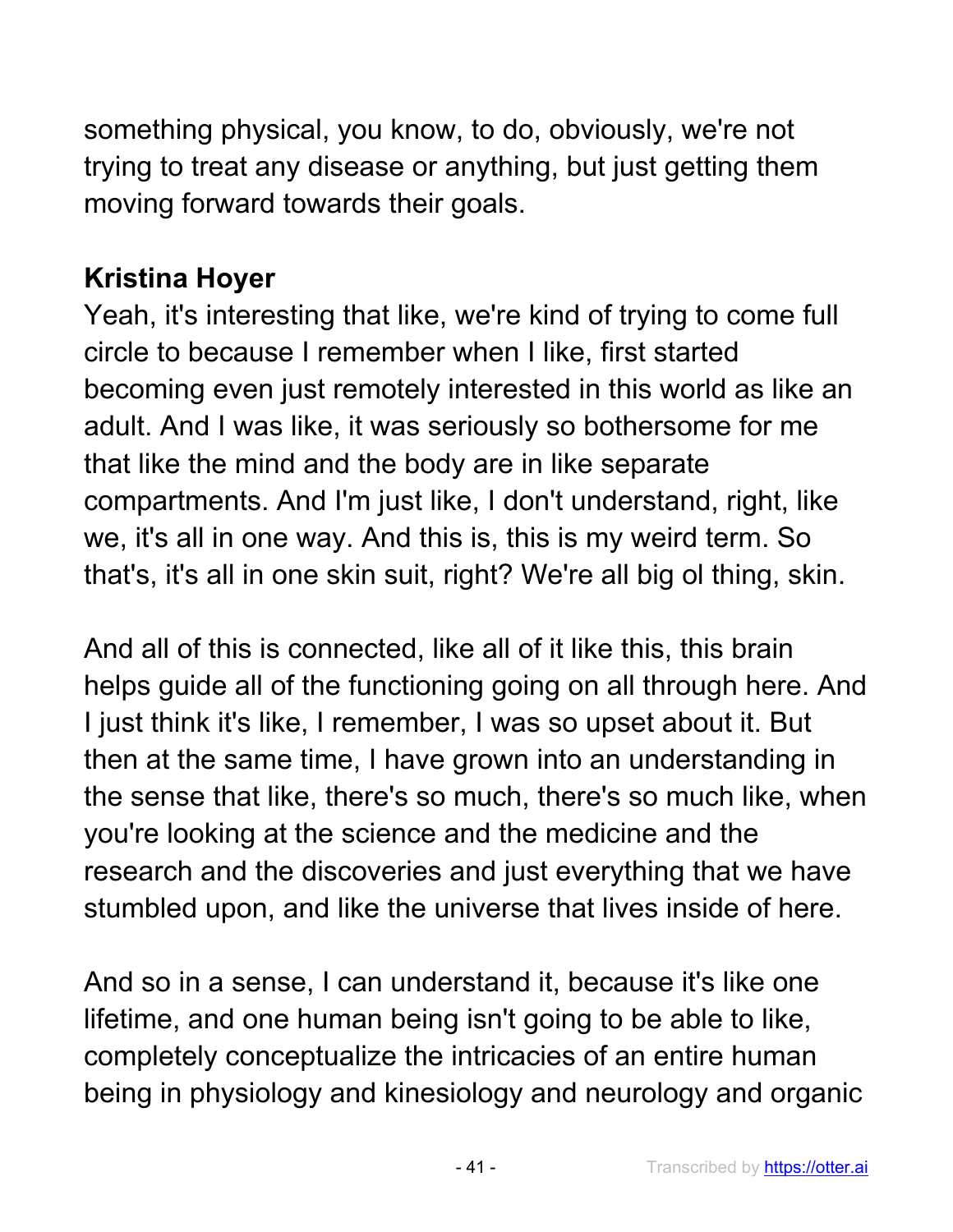something physical, you know, to do, obviously, we're not trying to treat any disease or anything, but just getting them moving forward towards their goals.

**Kristina Hoyer**

Yeah, it's interesting that like, we're kind of trying to come full circle to because I remember when I like, first started becoming even just remotely interested in this world as like an adult. And I was like, it was seriously so bothersome for me that like the mind and the body are in like separate compartments. And I'm just like, I don't understand, right, like we, it's all in one way. And this is, this is my weird term. So that's, it's all in one skin suit, right? We're all big ol thing, skin.

And all of this is connected, like all of it like this, this brain helps guide all of the functioning going on all through here. And I just think it's like, I remember, I was so upset about it. But then at the same time, I have grown into an understanding in the sense that like, there's so much, there's so much like, when you're looking at the science and the medicine and the research and the discoveries and just everything that we have stumbled upon, and like the universe that lives inside of here.

And so in a sense, I can understand it, because it's like one lifetime, and one human being isn't going to be able to like, completely conceptualize the intricacies of an entire human being in physiology and kinesiology and neurology and organic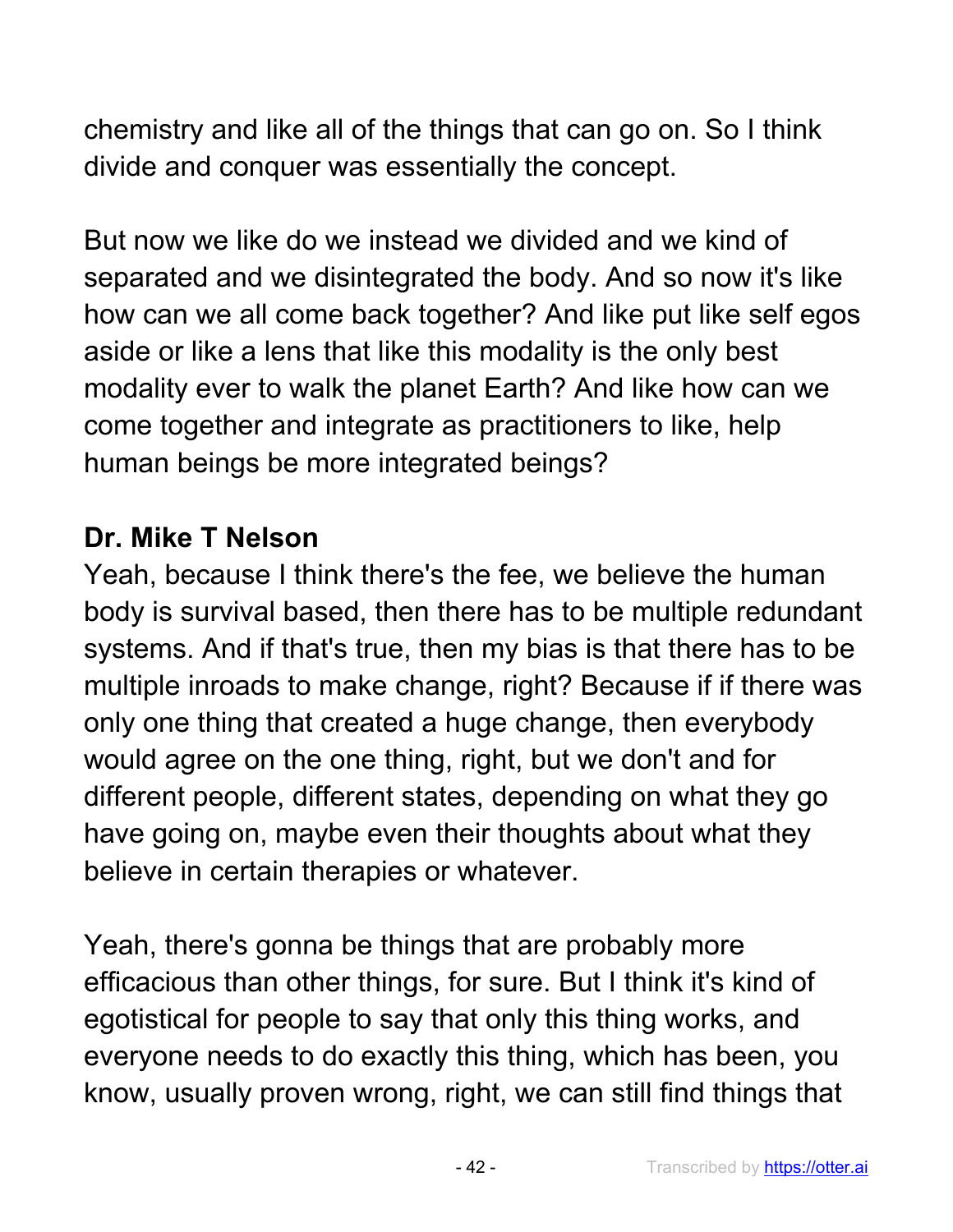chemistry and like all of the things that can go on. So I think divide and conquer was essentially the concept.

But now we like do we instead we divided and we kind of separated and we disintegrated the body. And so now it's like how can we all come back together? And like put like self egos aside or like a lens that like this modality is the only best modality ever to walk the planet Earth? And like how can we come together and integrate as practitioners to like, help human beings be more integrated beings?

**Dr. Mike T Nelson**
Yeah, because I think there's the fee, we believe the human body is survival based, then there has to be multiple redundant systems. And if that's true, then my bias is that there has to be multiple inroads to make change, right? Because if if there was only one thing that created a huge change, then everybody would agree on the one thing, right, but we don't and for different people, different states, depending on what they go have going on, maybe even their thoughts about what they believe in certain therapies or whatever.

Yeah, there's gonna be things that are probably more efficacious than other things, for sure. But I think it's kind of egotistical for people to say that only this thing works, and everyone needs to do exactly this thing, which has been, you know, usually proven wrong, right, we can still find things that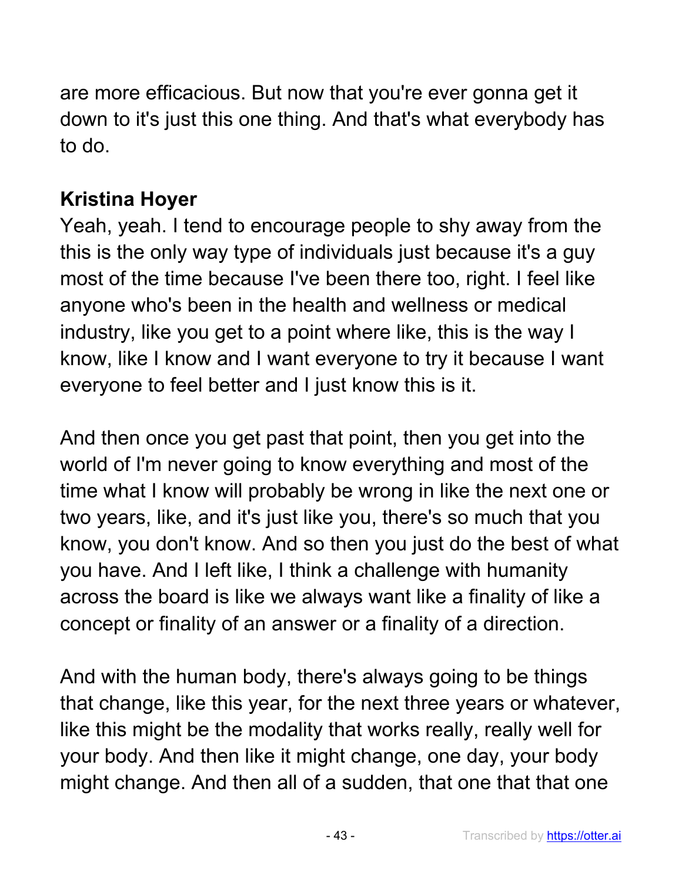are more efficacious. But now that you're ever gonna get it down to it's just this one thing. And that's what everybody has to do.

**Kristina Hoyer**
Yeah, yeah. I tend to encourage people to shy away from the this is the only way type of individuals just because it's a guy most of the time because I've been there too, right. I feel like anyone who's been in the health and wellness or medical industry, like you get to a point where like, this is the way I know, like I know and I want everyone to try it because I want everyone to feel better and I just know this is it.

And then once you get past that point, then you get into the world of I'm never going to know everything and most of the time what I know will probably be wrong in like the next one or two years, like, and it's just like you, there's so much that you know, you don't know. And so then you just do the best of what you have. And I left like, I think a challenge with humanity across the board is like we always want like a finality of like a concept or finality of an answer or a finality of a direction.

And with the human body, there's always going to be things that change, like this year, for the next three years or whatever, like this might be the modality that works really, really well for your body. And then like it might change, one day, your body might change. And then all of a sudden, that one that that one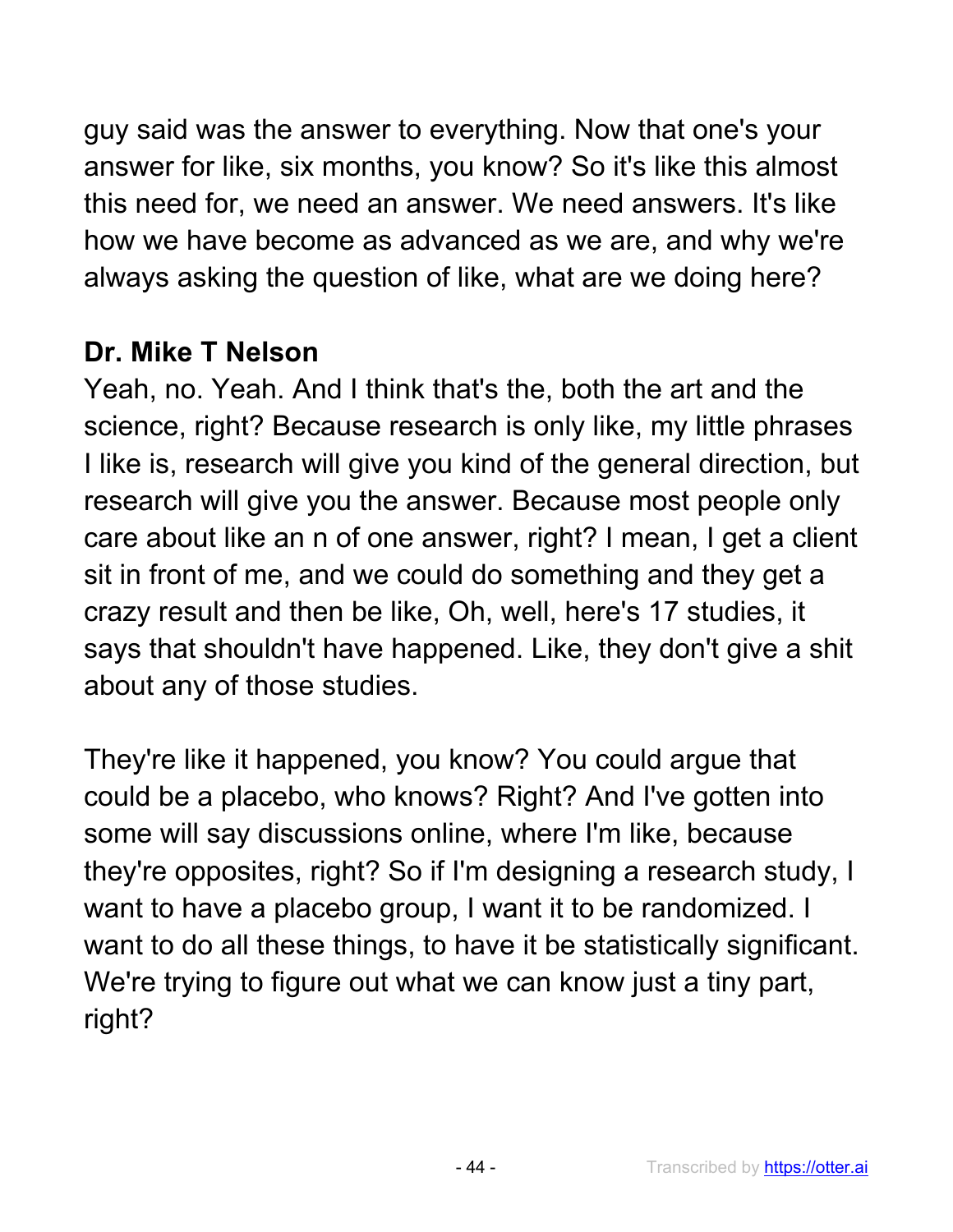guy said was the answer to everything. Now that one's your answer for like, six months, you know? So it's like this almost this need for, we need an answer. We need answers. It's like how we have become as advanced as we are, and why we're always asking the question of like, what are we doing here?

**Dr. Mike T Nelson**

Yeah, no. Yeah. And I think that's the, both the art and the science, right? Because research is only like, my little phrases I like is, research will give you kind of the general direction, but research will give you the answer. Because most people only care about like an n of one answer, right? I mean, I get a client sit in front of me, and we could do something and they get a crazy result and then be like, Oh, well, here's 17 studies, it says that shouldn't have happened. Like, they don't give a shit about any of those studies.

They're like it happened, you know? You could argue that could be a placebo, who knows? Right? And I've gotten into some will say discussions online, where I'm like, because they're opposites, right? So if I'm designing a research study, I want to have a placebo group, I want it to be randomized. I want to do all these things, to have it be statistically significant. We're trying to figure out what we can know just a tiny part, right?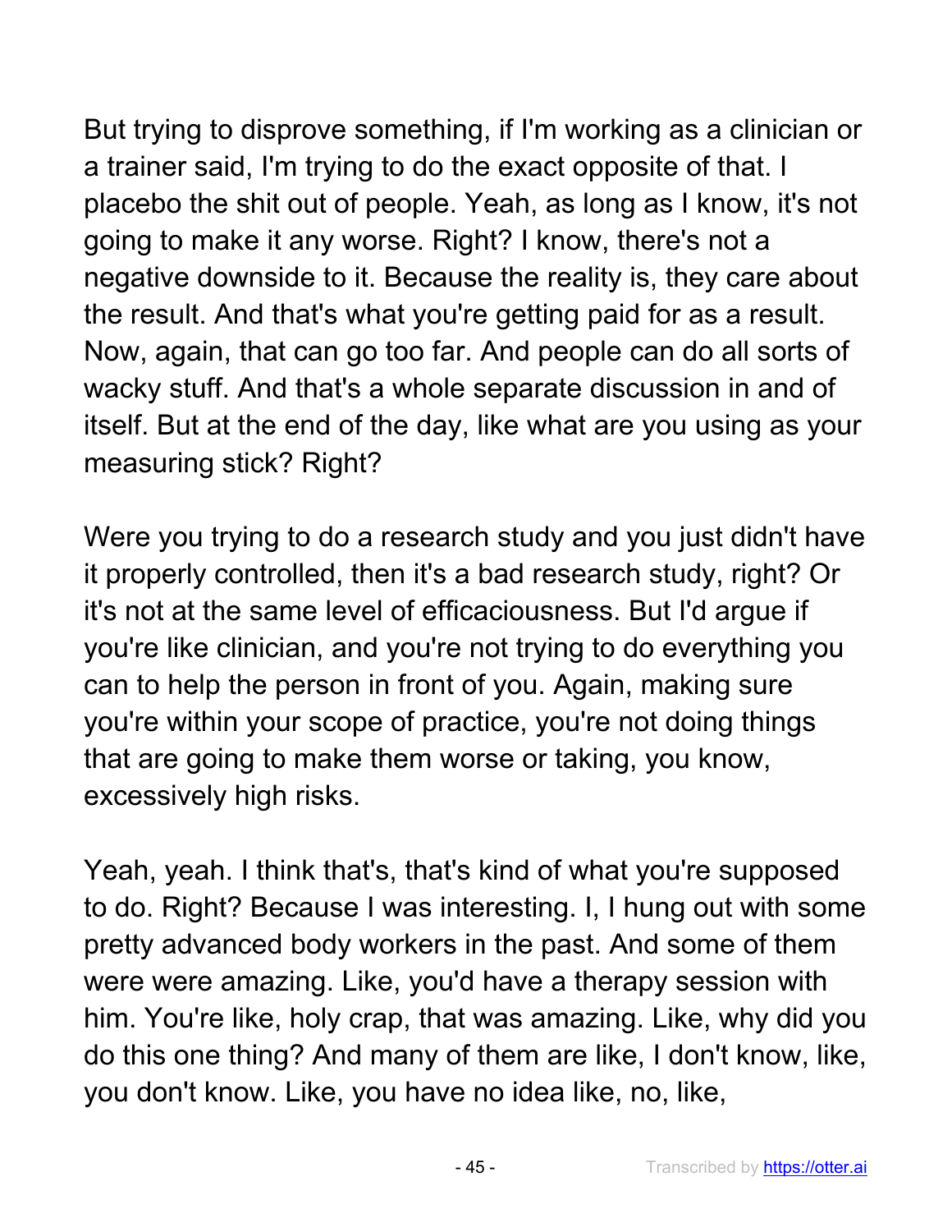But trying to disprove something, if I'm working as a clinician or a trainer said, I'm trying to do the exact opposite of that. I placebo the shit out of people. Yeah, as long as I know, it's not going to make it any worse. Right? I know, there's not a negative downside to it. Because the reality is, they care about the result. And that's what you're getting paid for as a result. Now, again, that can go too far. And people can do all sorts of wacky stuff. And that's a whole separate discussion in and of itself. But at the end of the day, like what are you using as your measuring stick? Right?

Were you trying to do a research study and you just didn't have it properly controlled, then it's a bad research study, right? Or it's not at the same level of efficaciousness. But I'd argue if you're like clinician, and you're not trying to do everything you can to help the person in front of you. Again, making sure you're within your scope of practice, you're not doing things that are going to make them worse or taking, you know, excessively high risks.

Yeah, yeah. I think that's, that's kind of what you're supposed to do. Right? Because I was interesting. I, I hung out with some pretty advanced body workers in the past. And some of them were were amazing. Like, you'd have a therapy session with him. You're like, holy crap, that was amazing. Like, why did you do this one thing? And many of them are like, I don't know, like, you don't know. Like, you have no idea like, no, like,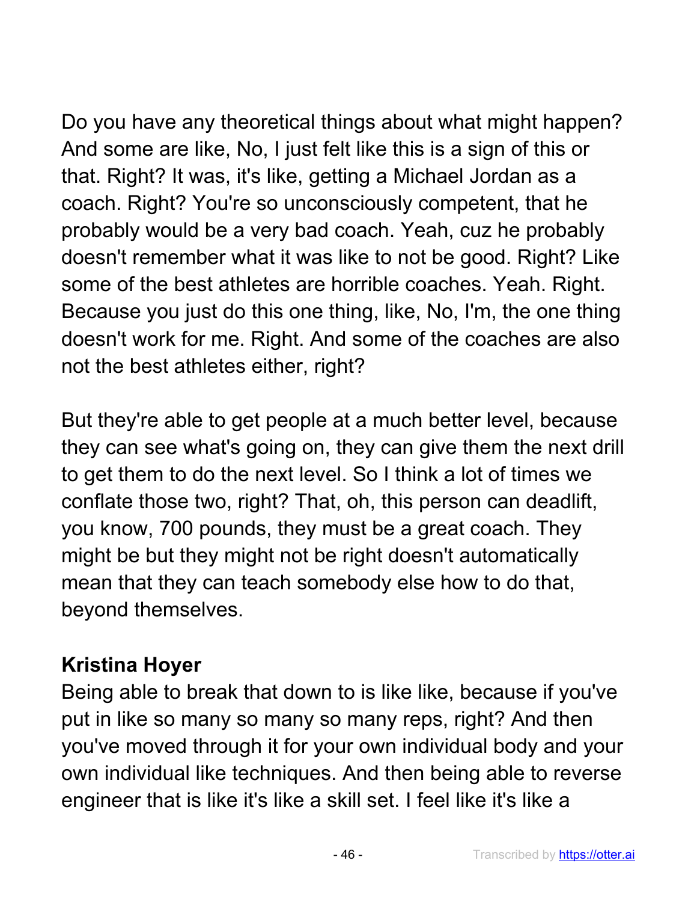Do you have any theoretical things about what might happen? And some are like, No, I just felt like this is a sign of this or that. Right? It was, it's like, getting a Michael Jordan as a coach. Right? You're so unconsciously competent, that he probably would be a very bad coach. Yeah, cuz he probably doesn't remember what it was like to not be good. Right? Like some of the best athletes are horrible coaches. Yeah. Right. Because you just do this one thing, like, No, I'm, the one thing doesn't work for me. Right. And some of the coaches are also not the best athletes either, right?

But they're able to get people at a much better level, because they can see what's going on, they can give them the next drill to get them to do the next level. So I think a lot of times we conflate those two, right? That, oh, this person can deadlift, you know, 700 pounds, they must be a great coach. They might be but they might not be right doesn't automatically mean that they can teach somebody else how to do that, beyond themselves.

**Kristina Hoyer**
Being able to break that down to is like like, because if you've put in like so many so many so many reps, right? And then you've moved through it for your own individual body and your own individual like techniques. And then being able to reverse engineer that is like it's like a skill set. I feel like it's like a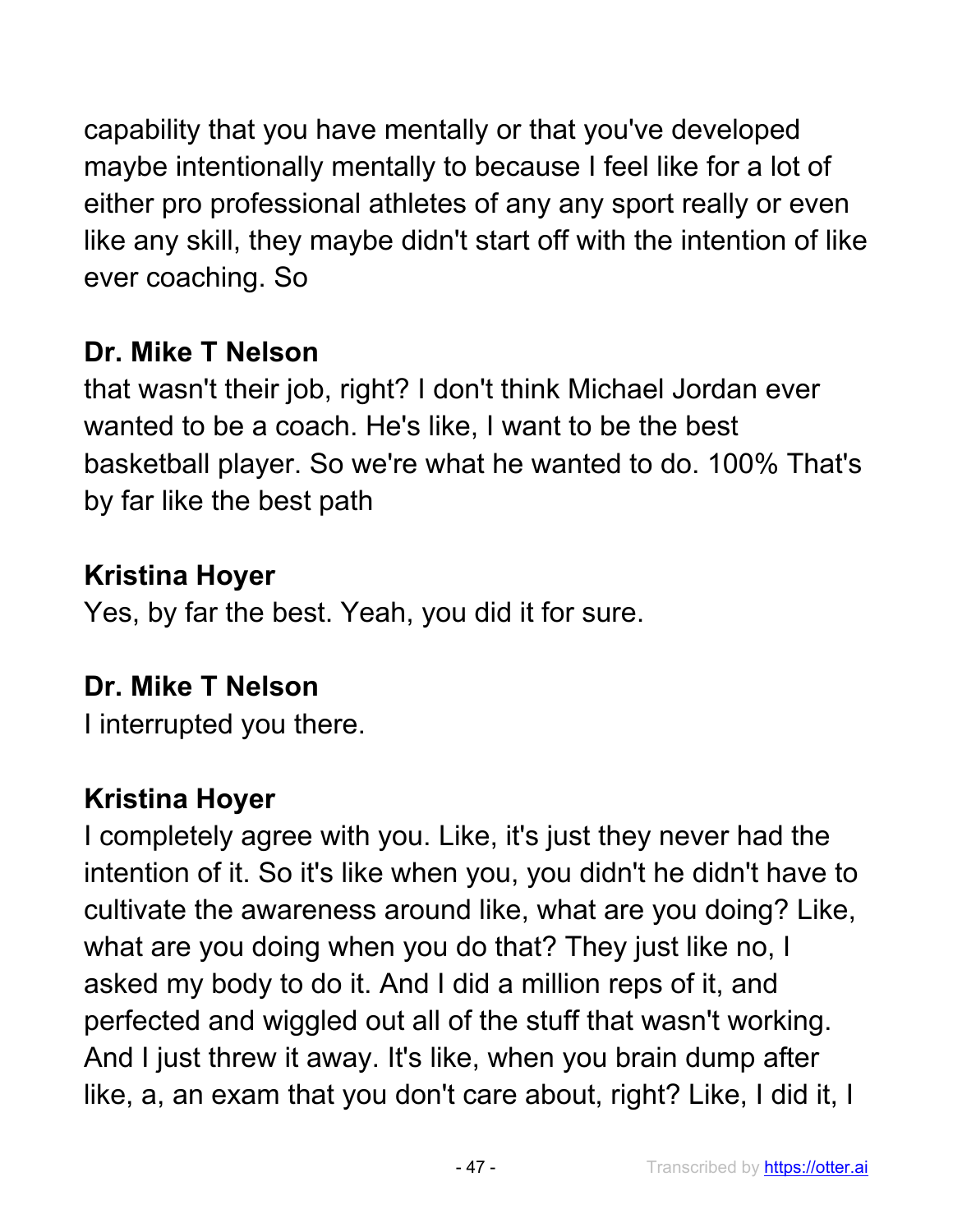capability that you have mentally or that you've developed maybe intentionally mentally to because I feel like for a lot of either pro professional athletes of any any sport really or even like any skill, they maybe didn't start off with the intention of like ever coaching. So

**Dr. Mike T Nelson**
that wasn't their job, right? I don't think Michael Jordan ever wanted to be a coach. He's like, I want to be the best basketball player. So we're what he wanted to do. 100% That's by far like the best path

**Kristina Hoyer**
Yes, by far the best. Yeah, you did it for sure.

**Dr. Mike T Nelson**
I interrupted you there.

**Kristina Hoyer**
I completely agree with you. Like, it's just they never had the intention of it. So it's like when you, you didn't he didn't have to cultivate the awareness around like, what are you doing? Like, what are you doing when you do that? They just like no, I asked my body to do it. And I did a million reps of it, and perfected and wiggled out all of the stuff that wasn't working. And I just threw it away. It's like, when you brain dump after like, a, an exam that you don't care about, right? Like, I did it, I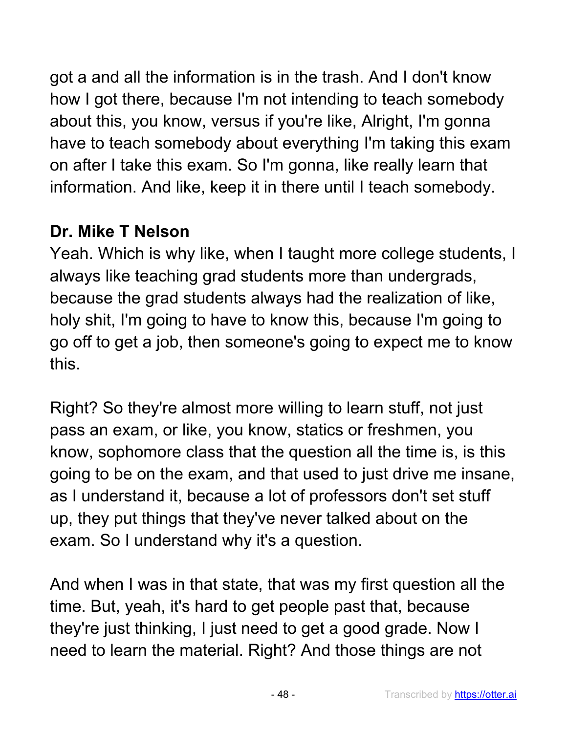got a and all the information is in the trash. And I don't know how I got there, because I'm not intending to teach somebody about this, you know, versus if you're like, Alright, I'm gonna have to teach somebody about everything I'm taking this exam on after I take this exam. So I'm gonna, like really learn that information. And like, keep it in there until I teach somebody.

**Dr. Mike T Nelson**
Yeah. Which is why like, when I taught more college students, I always like teaching grad students more than undergrads, because the grad students always had the realization of like, holy shit, I'm going to have to know this, because I'm going to go off to get a job, then someone's going to expect me to know this.

Right? So they're almost more willing to learn stuff, not just pass an exam, or like, you know, statics or freshmen, you know, sophomore class that the question all the time is, is this going to be on the exam, and that used to just drive me insane, as I understand it, because a lot of professors don't set stuff up, they put things that they've never talked about on the exam. So I understand why it's a question.

And when I was in that state, that was my first question all the time. But, yeah, it's hard to get people past that, because they're just thinking, I just need to get a good grade. Now I need to learn the material. Right? And those things are not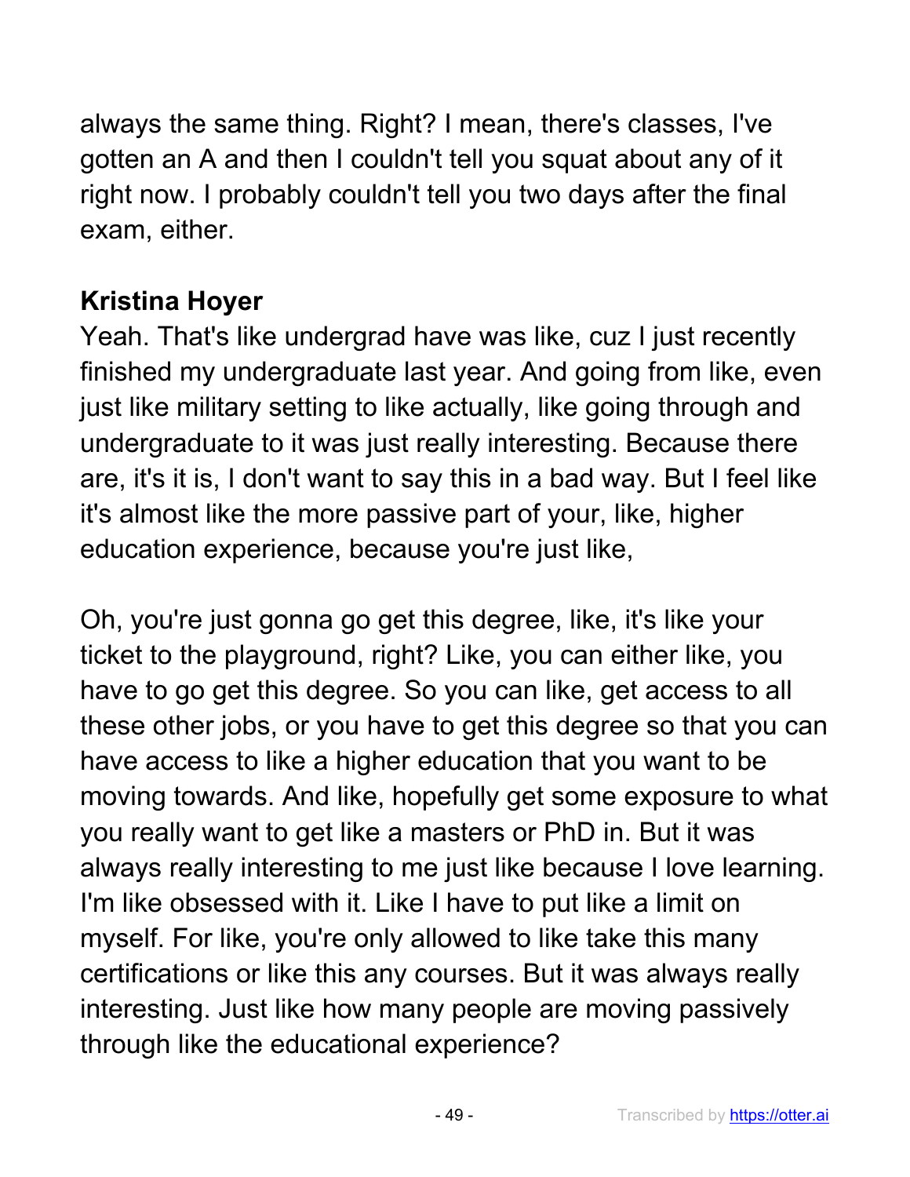always the same thing. Right? I mean, there's classes, I've gotten an A and then I couldn't tell you squat about any of it right now. I probably couldn't tell you two days after the final exam, either.

**Kristina Hoyer**
Yeah. That's like undergrad have was like, cuz I just recently finished my undergraduate last year. And going from like, even just like military setting to like actually, like going through and undergraduate to it was just really interesting. Because there are, it's it is, I don't want to say this in a bad way. But I feel like it's almost like the more passive part of your, like, higher education experience, because you're just like,

Oh, you're just gonna go get this degree, like, it's like your ticket to the playground, right? Like, you can either like, you have to go get this degree. So you can like, get access to all these other jobs, or you have to get this degree so that you can have access to like a higher education that you want to be moving towards. And like, hopefully get some exposure to what you really want to get like a masters or PhD in. But it was always really interesting to me just like because I love learning. I'm like obsessed with it. Like I have to put like a limit on myself. For like, you're only allowed to like take this many certifications or like this any courses. But it was always really interesting. Just like how many people are moving passively through like the educational experience?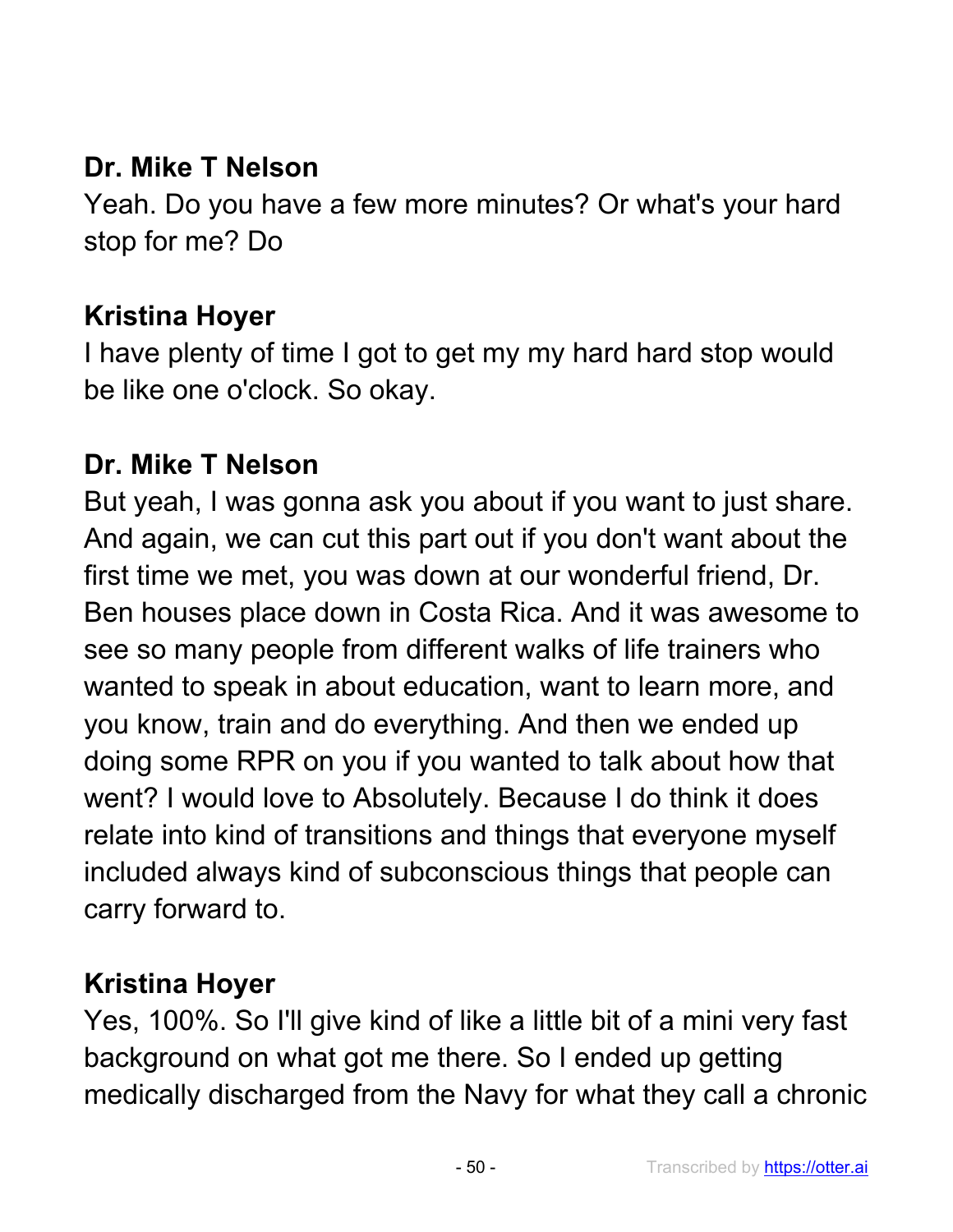**Dr. Mike T Nelson**
Yeah. Do you have a few more minutes? Or what's your hard stop for me? Do

**Kristina Hoyer**
I have plenty of time I got to get my my hard hard stop would be like one o'clock. So okay.

**Dr. Mike T Nelson**
But yeah, I was gonna ask you about if you want to just share. And again, we can cut this part out if you don't want about the first time we met, you was down at our wonderful friend, Dr. Ben houses place down in Costa Rica. And it was awesome to see so many people from different walks of life trainers who wanted to speak in about education, want to learn more, and you know, train and do everything. And then we ended up doing some RPR on you if you wanted to talk about how that went? I would love to Absolutely. Because I do think it does relate into kind of transitions and things that everyone myself included always kind of subconscious things that people can carry forward to.

**Kristina Hoyer**
Yes, 100%. So I'll give kind of like a little bit of a mini very fast background on what got me there. So I ended up getting medically discharged from the Navy for what they call a chronic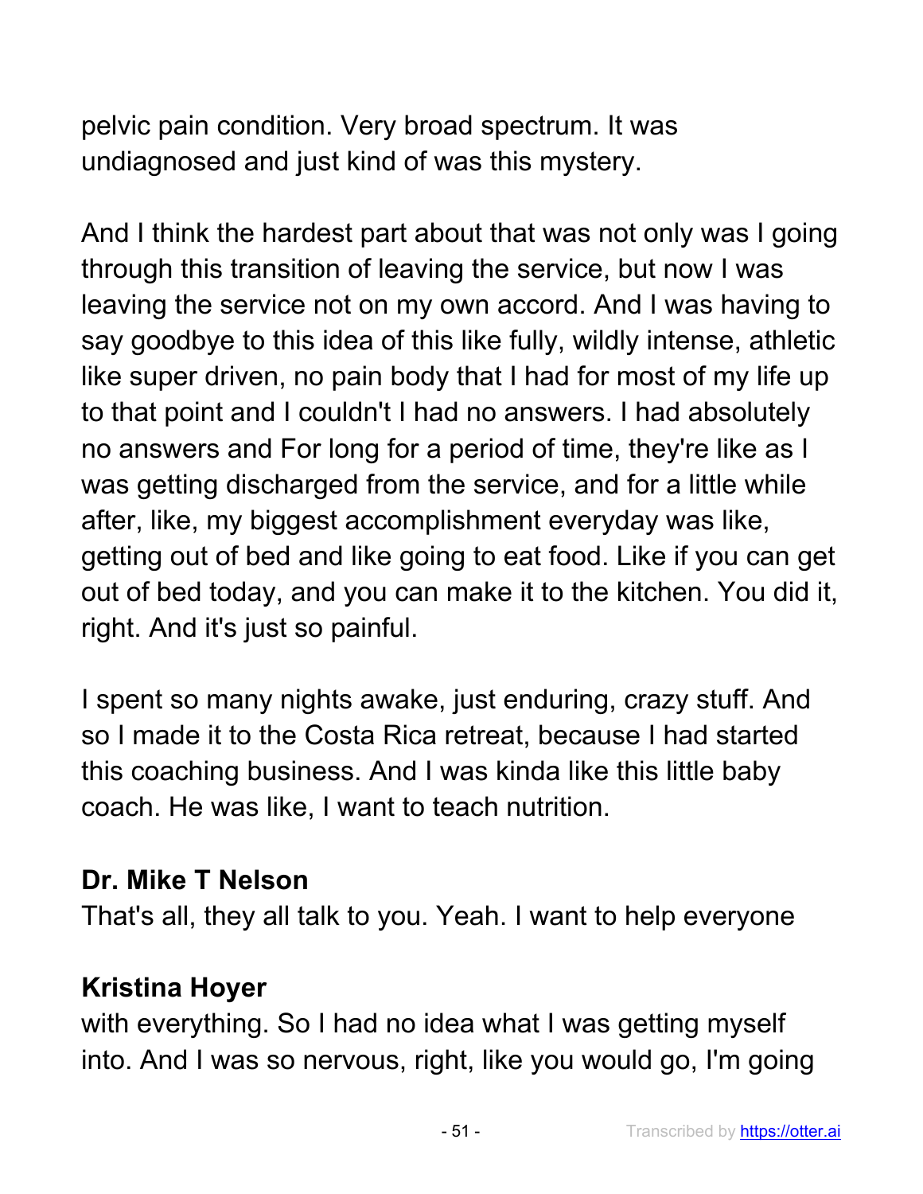pelvic pain condition. Very broad spectrum. It was undiagnosed and just kind of was this mystery.

And I think the hardest part about that was not only was I going through this transition of leaving the service, but now I was leaving the service not on my own accord. And I was having to say goodbye to this idea of this like fully, wildly intense, athletic like super driven, no pain body that I had for most of my life up to that point and I couldn't I had no answers. I had absolutely no answers and For long for a period of time, they're like as I was getting discharged from the service, and for a little while after, like, my biggest accomplishment everyday was like, getting out of bed and like going to eat food. Like if you can get out of bed today, and you can make it to the kitchen. You did it, right. And it's just so painful.

I spent so many nights awake, just enduring, crazy stuff. And so I made it to the Costa Rica retreat, because I had started this coaching business. And I was kinda like this little baby coach. He was like, I want to teach nutrition.

**Dr. Mike T Nelson**
That's all, they all talk to you. Yeah. I want to help everyone

**Kristina Hoyer**
with everything. So I had no idea what I was getting myself into. And I was so nervous, right, like you would go, I'm going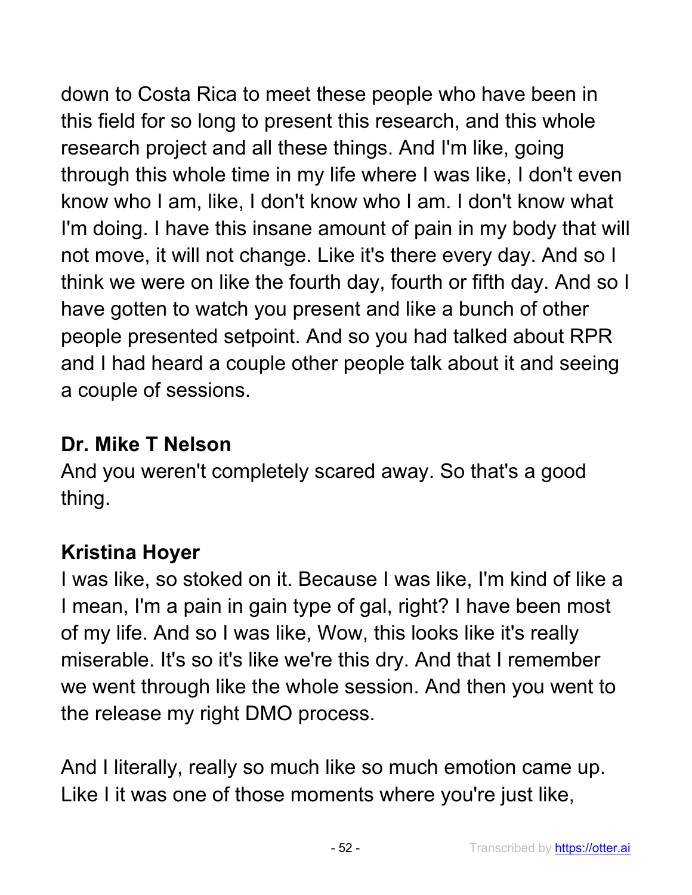down to Costa Rica to meet these people who have been in this field for so long to present this research, and this whole research project and all these things. And I'm like, going through this whole time in my life where I was like, I don't even know who I am, like, I don't know who I am. I don't know what I'm doing. I have this insane amount of pain in my body that will not move, it will not change. Like it's there every day. And so I think we were on like the fourth day, fourth or fifth day. And so I have gotten to watch you present and like a bunch of other people presented setpoint. And so you had talked about RPR and I had heard a couple other people talk about it and seeing a couple of sessions.

**Dr. Mike T Nelson**

And you weren't completely scared away. So that's a good thing.

**Kristina Hoyer**

I was like, so stoked on it. Because I was like, I'm kind of like a I mean, I'm a pain in gain type of gal, right? I have been most of my life. And so I was like, Wow, this looks like it's really miserable. It's so it's like we're this dry. And that I remember we went through like the whole session. And then you went to the release my right DMO process.

And I literally, really so much like so much emotion came up. Like I it was one of those moments where you're just like,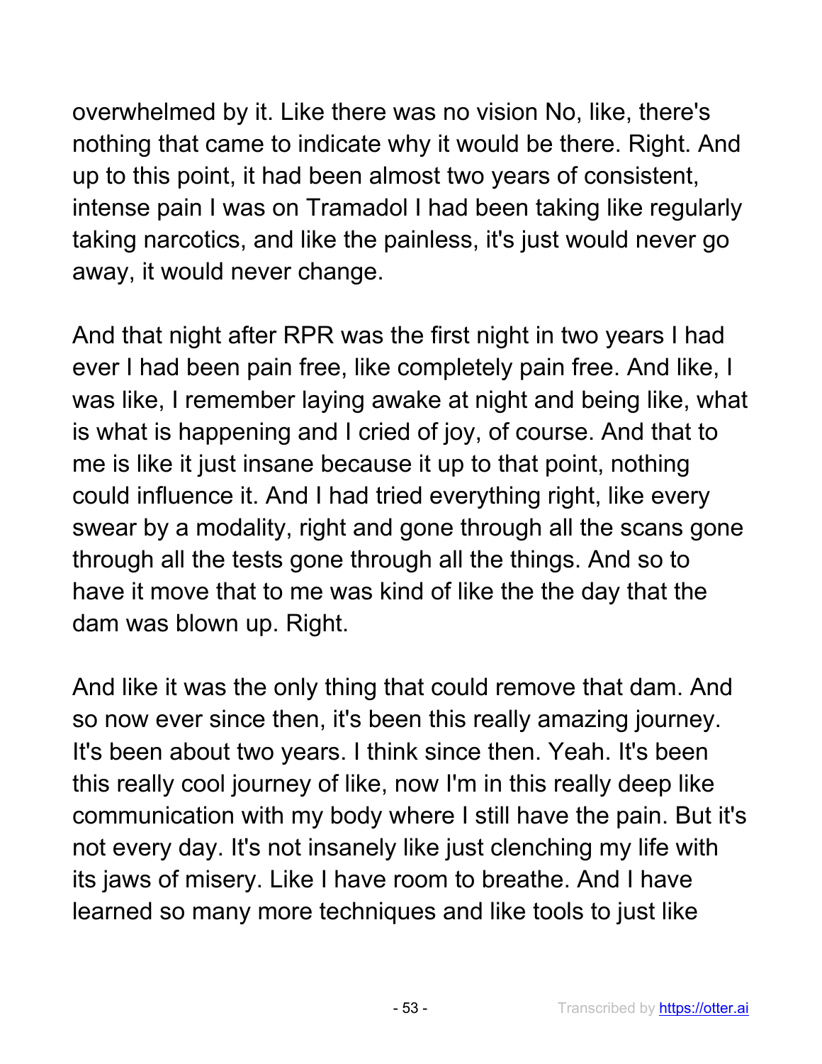overwhelmed by it. Like there was no vision No, like, there's nothing that came to indicate why it would be there. Right. And up to this point, it had been almost two years of consistent, intense pain I was on Tramadol I had been taking like regularly taking narcotics, and like the painless, it's just would never go away, it would never change.

And that night after RPR was the first night in two years I had ever I had been pain free, like completely pain free. And like, I was like, I remember laying awake at night and being like, what is what is happening and I cried of joy, of course. And that to me is like it just insane because it up to that point, nothing could influence it. And I had tried everything right, like every swear by a modality, right and gone through all the scans gone through all the tests gone through all the things. And so to have it move that to me was kind of like the the day that the dam was blown up. Right.

And like it was the only thing that could remove that dam. And so now ever since then, it's been this really amazing journey. It's been about two years. I think since then. Yeah. It's been this really cool journey of like, now I'm in this really deep like communication with my body where I still have the pain. But it's not every day. It's not insanely like just clenching my life with its jaws of misery. Like I have room to breathe. And I have learned so many more techniques and like tools to just like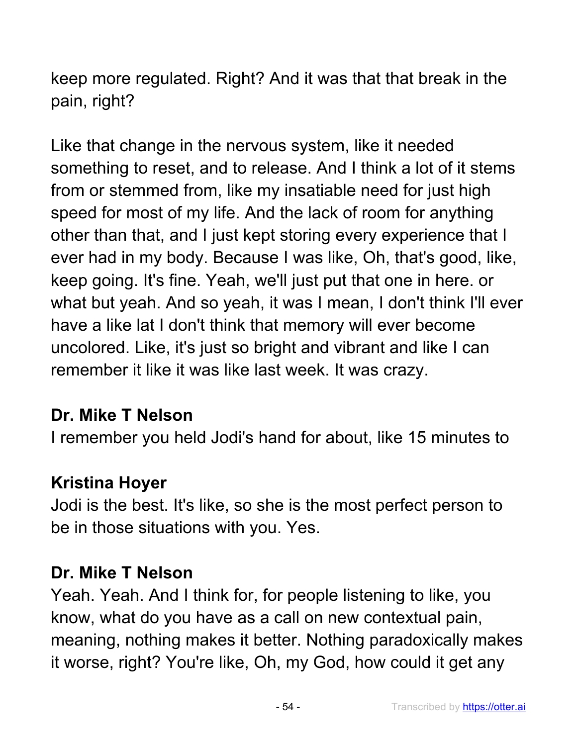keep more regulated. Right? And it was that that break in the pain, right?

Like that change in the nervous system, like it needed something to reset, and to release. And I think a lot of it stems from or stemmed from, like my insatiable need for just high speed for most of my life. And the lack of room for anything other than that, and I just kept storing every experience that I ever had in my body. Because I was like, Oh, that's good, like, keep going. It's fine. Yeah, we'll just put that one in here. or what but yeah. And so yeah, it was I mean, I don't think I'll ever have a like lat I don't think that memory will ever become uncolored. Like, it's just so bright and vibrant and like I can remember it like it was like last week. It was crazy.

**Dr. Mike T Nelson**
I remember you held Jodi's hand for about, like 15 minutes to

**Kristina Hoyer**
Jodi is the best. It's like, so she is the most perfect person to be in those situations with you. Yes.

**Dr. Mike T Nelson**
Yeah. Yeah. And I think for, for people listening to like, you know, what do you have as a call on new contextual pain, meaning, nothing makes it better. Nothing paradoxically makes it worse, right? You're like, Oh, my God, how could it get any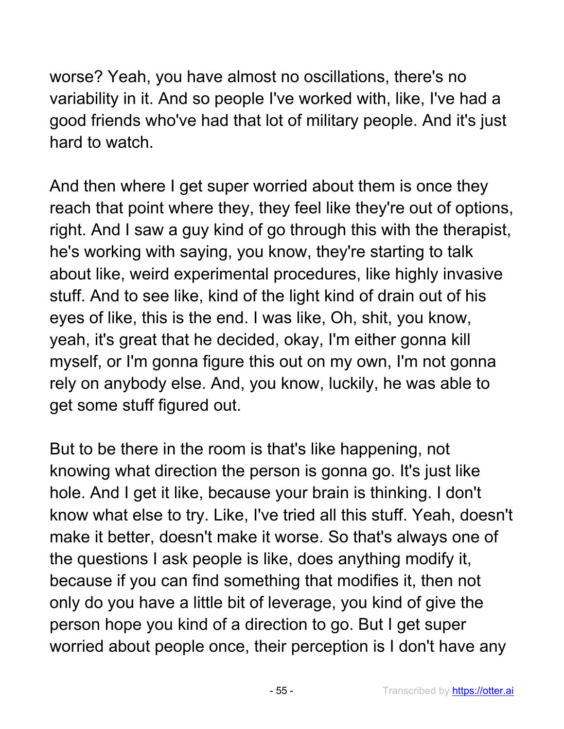worse? Yeah, you have almost no oscillations, there's no variability in it. And so people I've worked with, like, I've had a good friends who've had that lot of military people. And it's just hard to watch.

And then where I get super worried about them is once they reach that point where they, they feel like they're out of options, right. And I saw a guy kind of go through this with the therapist, he's working with saying, you know, they're starting to talk about like, weird experimental procedures, like highly invasive stuff. And to see like, kind of the light kind of drain out of his eyes of like, this is the end. I was like, Oh, shit, you know, yeah, it's great that he decided, okay, I'm either gonna kill myself, or I'm gonna figure this out on my own, I'm not gonna rely on anybody else. And, you know, luckily, he was able to get some stuff figured out.

But to be there in the room is that's like happening, not knowing what direction the person is gonna go. It's just like hole. And I get it like, because your brain is thinking. I don't know what else to try. Like, I've tried all this stuff. Yeah, doesn't make it better, doesn't make it worse. So that's always one of the questions I ask people is like, does anything modify it, because if you can find something that modifies it, then not only do you have a little bit of leverage, you kind of give the person hope you kind of a direction to go. But I get super worried about people once, their perception is I don't have any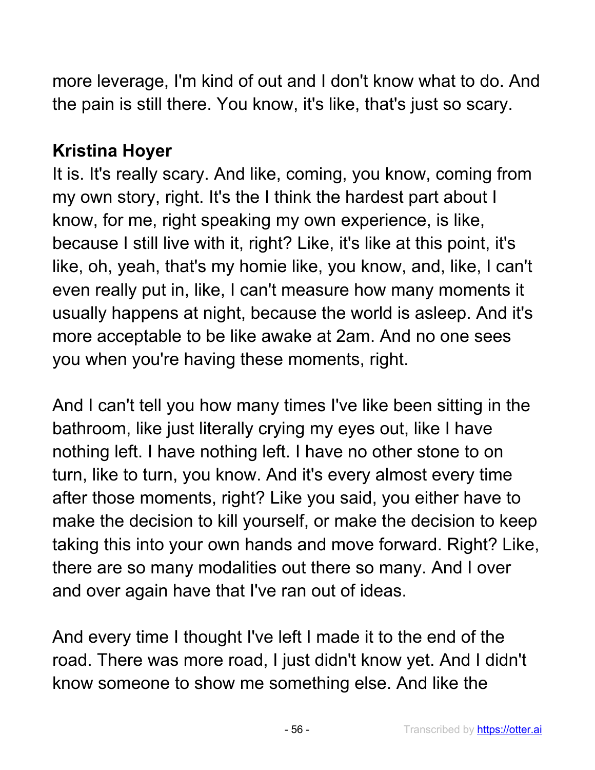more leverage, I'm kind of out and I don't know what to do. And the pain is still there. You know, it's like, that's just so scary.

**Kristina Hoyer**
It is. It's really scary. And like, coming, you know, coming from my own story, right. It's the I think the hardest part about I know, for me, right speaking my own experience, is like, because I still live with it, right? Like, it's like at this point, it's like, oh, yeah, that's my homie like, you know, and, like, I can't even really put in, like, I can't measure how many moments it usually happens at night, because the world is asleep. And it's more acceptable to be like awake at 2am. And no one sees you when you're having these moments, right.

And I can't tell you how many times I've like been sitting in the bathroom, like just literally crying my eyes out, like I have nothing left. I have nothing left. I have no other stone to on turn, like to turn, you know. And it's every almost every time after those moments, right? Like you said, you either have to make the decision to kill yourself, or make the decision to keep taking this into your own hands and move forward. Right? Like, there are so many modalities out there so many. And I over and over again have that I've ran out of ideas.

And every time I thought I've left I made it to the end of the road. There was more road, I just didn't know yet. And I didn't know someone to show me something else. And like the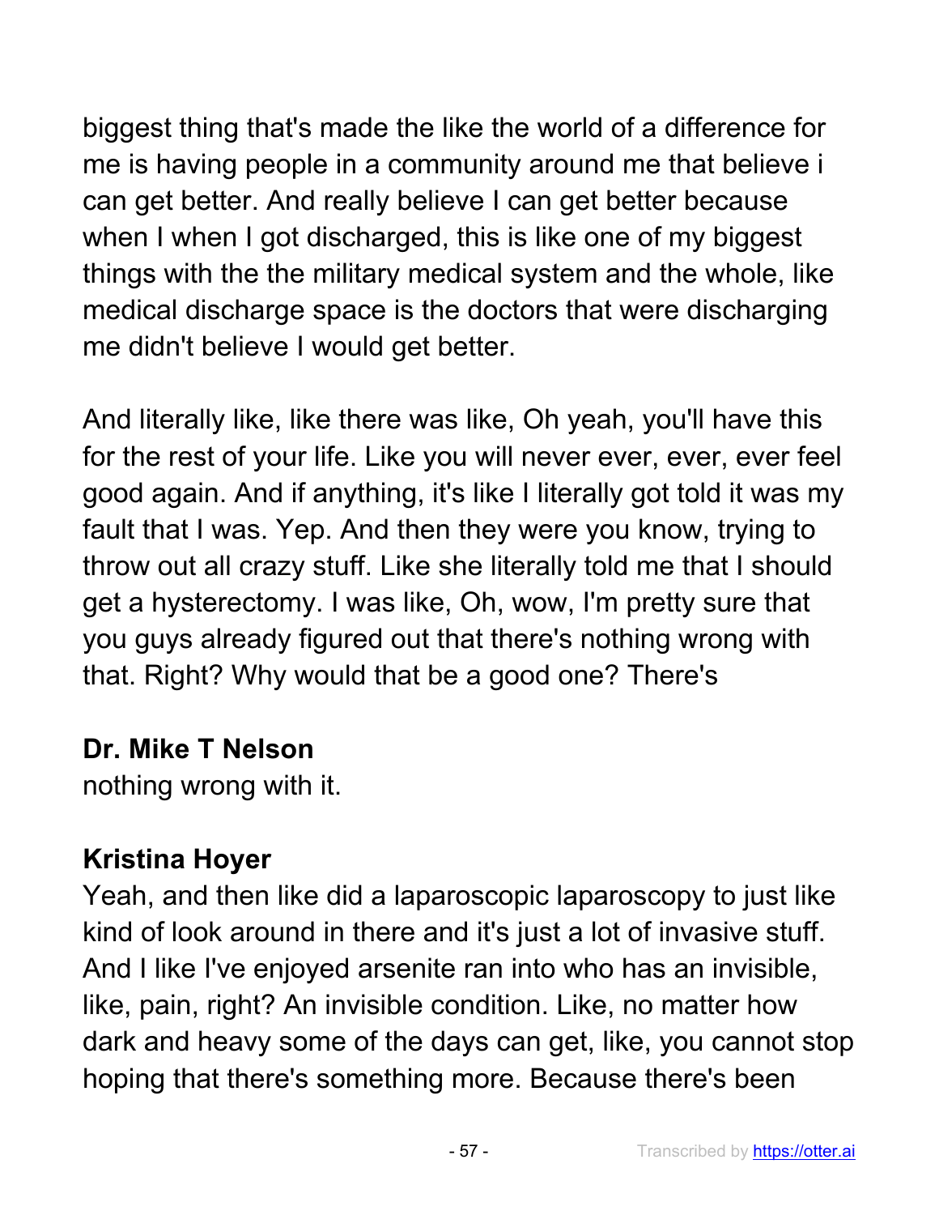biggest thing that's made the like the world of a difference for me is having people in a community around me that believe i can get better. And really believe I can get better because when I when I got discharged, this is like one of my biggest things with the the military medical system and the whole, like medical discharge space is the doctors that were discharging me didn't believe I would get better.

And literally like, like there was like, Oh yeah, you'll have this for the rest of your life. Like you will never ever, ever, ever feel good again. And if anything, it's like I literally got told it was my fault that I was. Yep. And then they were you know, trying to throw out all crazy stuff. Like she literally told me that I should get a hysterectomy. I was like, Oh, wow, I'm pretty sure that you guys already figured out that there's nothing wrong with that. Right? Why would that be a good one? There's

**Dr. Mike T Nelson**
nothing wrong with it.

**Kristina Hoyer**
Yeah, and then like did a laparoscopic laparoscopy to just like kind of look around in there and it's just a lot of invasive stuff. And I like I've enjoyed arsenite ran into who has an invisible, like, pain, right? An invisible condition. Like, no matter how dark and heavy some of the days can get, like, you cannot stop hoping that there's something more. Because there's been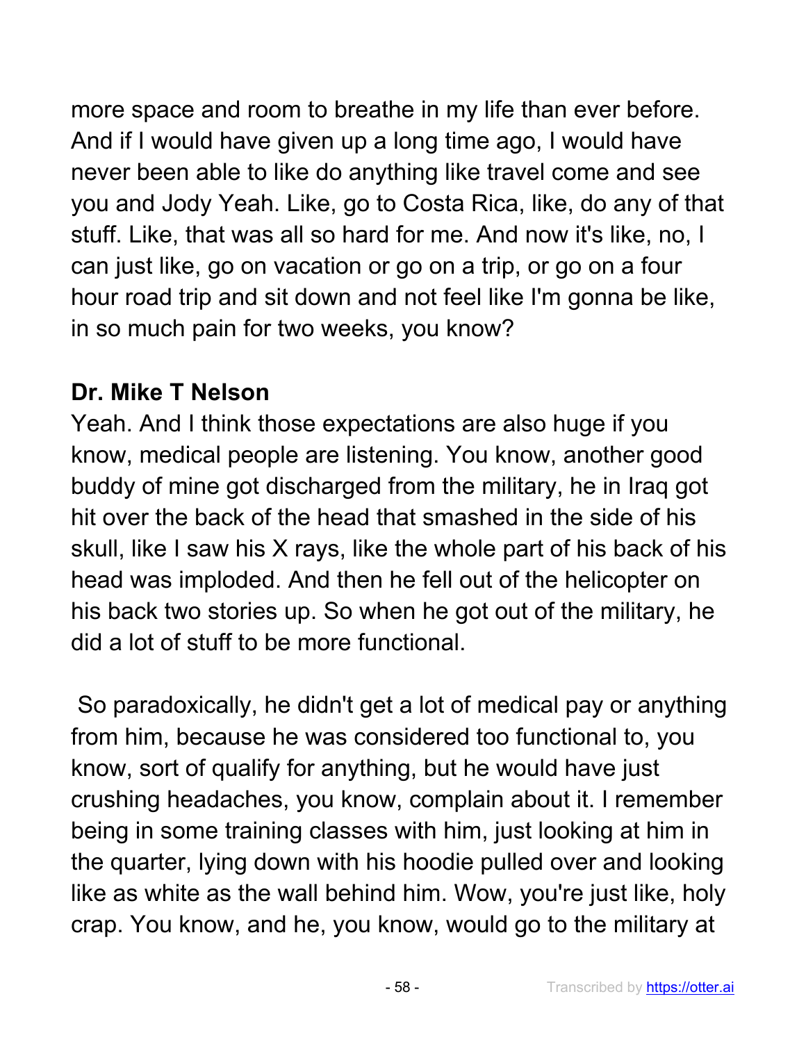more space and room to breathe in my life than ever before. And if I would have given up a long time ago, I would have never been able to like do anything like travel come and see you and Jody Yeah. Like, go to Costa Rica, like, do any of that stuff. Like, that was all so hard for me. And now it's like, no, I can just like, go on vacation or go on a trip, or go on a four hour road trip and sit down and not feel like I'm gonna be like, in so much pain for two weeks, you know?

**Dr. Mike T Nelson**

Yeah. And I think those expectations are also huge if you know, medical people are listening. You know, another good buddy of mine got discharged from the military, he in Iraq got hit over the back of the head that smashed in the side of his skull, like I saw his X rays, like the whole part of his back of his head was imploded. And then he fell out of the helicopter on his back two stories up. So when he got out of the military, he did a lot of stuff to be more functional.

So paradoxically, he didn't get a lot of medical pay or anything from him, because he was considered too functional to, you know, sort of qualify for anything, but he would have just crushing headaches, you know, complain about it. I remember being in some training classes with him, just looking at him in the quarter, lying down with his hoodie pulled over and looking like as white as the wall behind him. Wow, you're just like, holy crap. You know, and he, you know, would go to the military at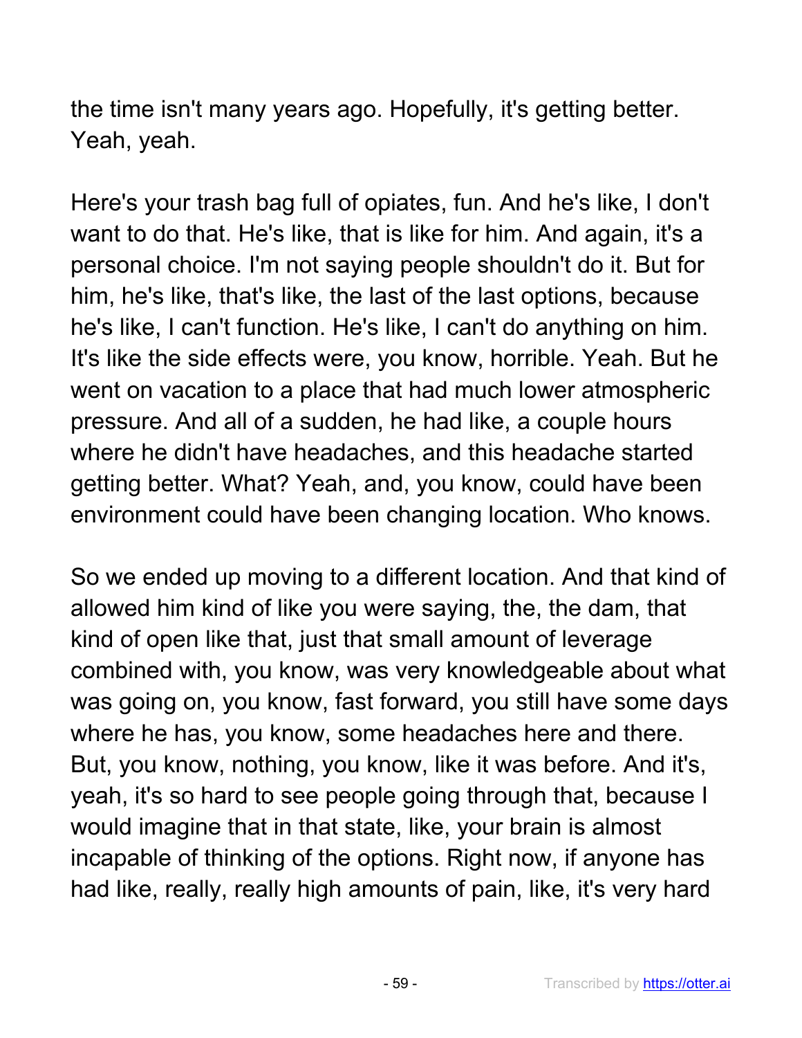the time isn't many years ago. Hopefully, it's getting better. Yeah, yeah.

Here's your trash bag full of opiates, fun. And he's like, I don't want to do that. He's like, that is like for him. And again, it's a personal choice. I'm not saying people shouldn't do it. But for him, he's like, that's like, the last of the last options, because he's like, I can't function. He's like, I can't do anything on him. It's like the side effects were, you know, horrible. Yeah. But he went on vacation to a place that had much lower atmospheric pressure. And all of a sudden, he had like, a couple hours where he didn't have headaches, and this headache started getting better. What? Yeah, and, you know, could have been environment could have been changing location. Who knows.

So we ended up moving to a different location. And that kind of allowed him kind of like you were saying, the, the dam, that kind of open like that, just that small amount of leverage combined with, you know, was very knowledgeable about what was going on, you know, fast forward, you still have some days where he has, you know, some headaches here and there. But, you know, nothing, you know, like it was before. And it's, yeah, it's so hard to see people going through that, because I would imagine that in that state, like, your brain is almost incapable of thinking of the options. Right now, if anyone has had like, really, really high amounts of pain, like, it's very hard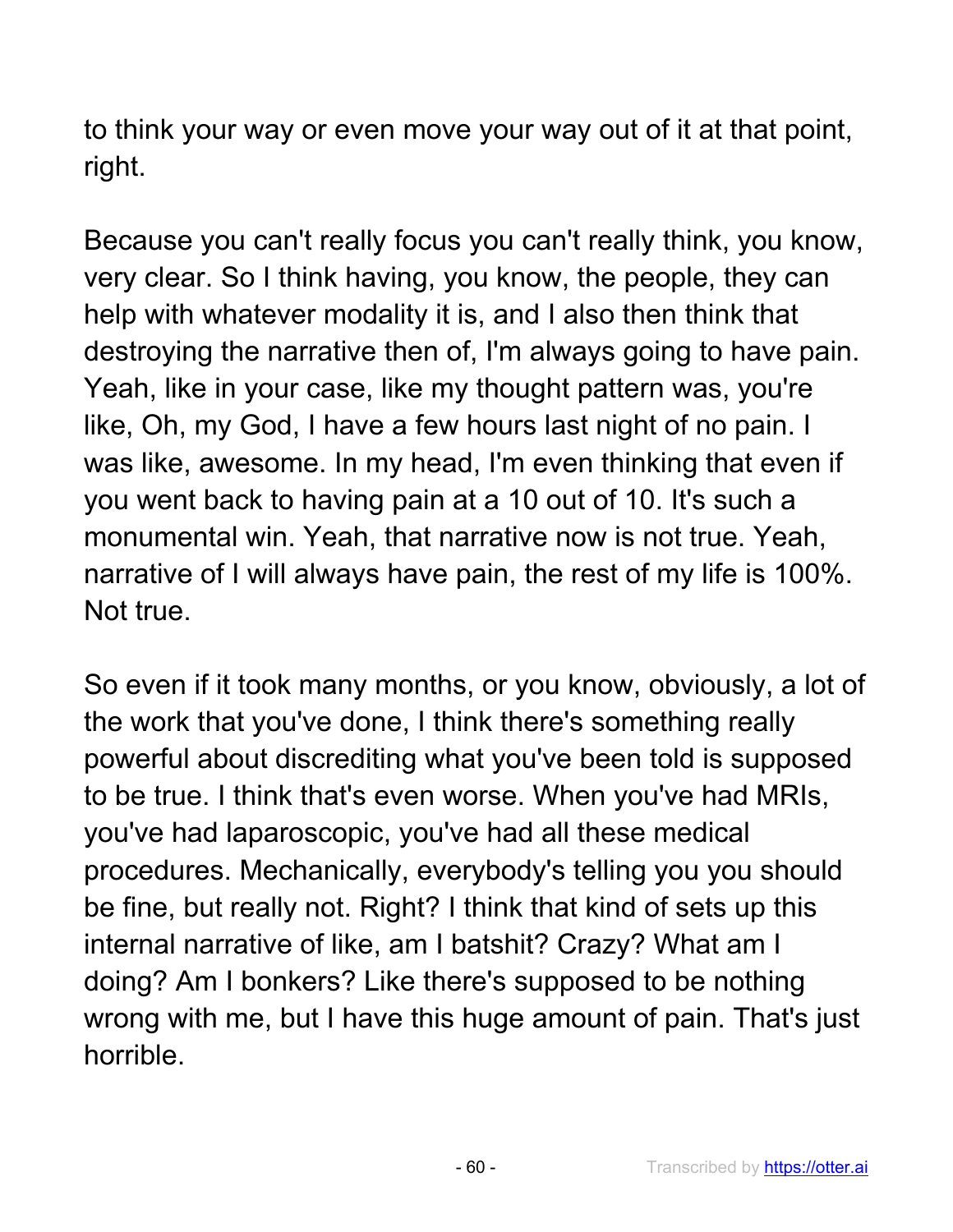to think your way or even move your way out of it at that point, right.

Because you can't really focus you can't really think, you know, very clear. So I think having, you know, the people, they can help with whatever modality it is, and I also then think that destroying the narrative then of, I'm always going to have pain. Yeah, like in your case, like my thought pattern was, you're like, Oh, my God, I have a few hours last night of no pain. I was like, awesome. In my head, I'm even thinking that even if you went back to having pain at a 10 out of 10. It's such a monumental win. Yeah, that narrative now is not true. Yeah, narrative of I will always have pain, the rest of my life is 100%. Not true.

So even if it took many months, or you know, obviously, a lot of the work that you've done, I think there's something really powerful about discrediting what you've been told is supposed to be true. I think that's even worse. When you've had MRIs, you've had laparoscopic, you've had all these medical procedures. Mechanically, everybody's telling you you should be fine, but really not. Right? I think that kind of sets up this internal narrative of like, am I batshit? Crazy? What am I doing? Am I bonkers? Like there's supposed to be nothing wrong with me, but I have this huge amount of pain. That's just horrible.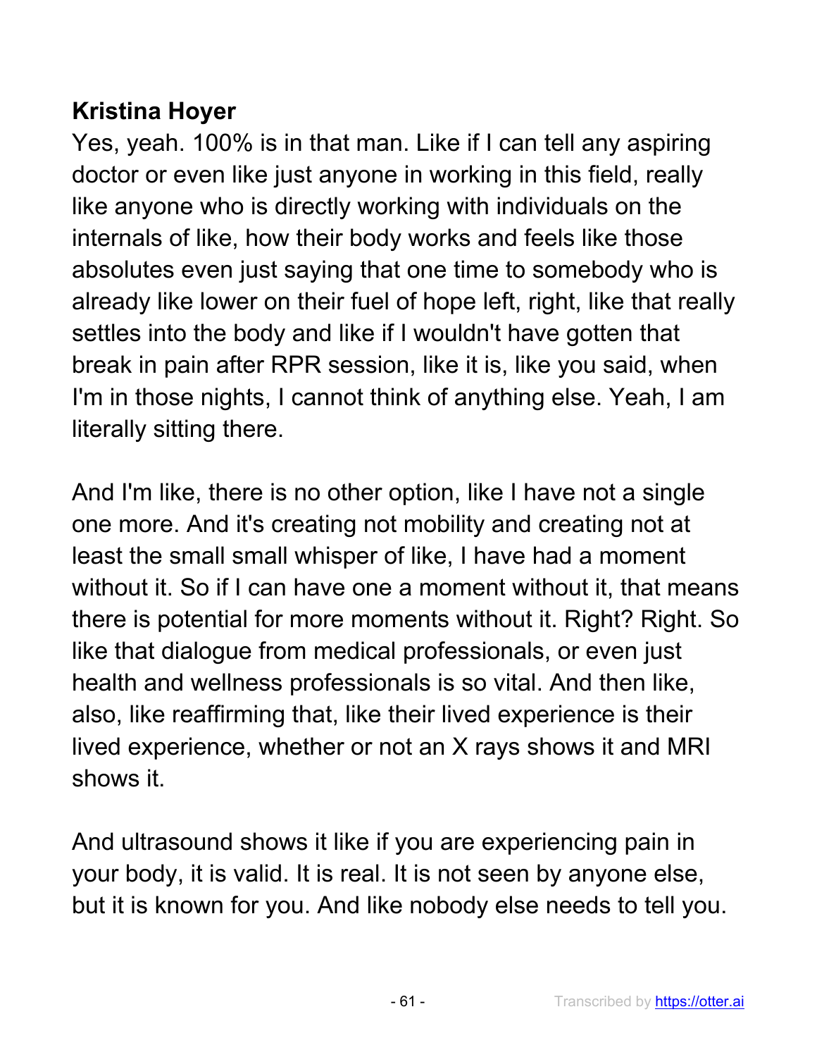**Kristina Hoyer**

Yes, yeah. 100% is in that man. Like if I can tell any aspiring doctor or even like just anyone in working in this field, really like anyone who is directly working with individuals on the internals of like, how their body works and feels like those absolutes even just saying that one time to somebody who is already like lower on their fuel of hope left, right, like that really settles into the body and like if I wouldn't have gotten that break in pain after RPR session, like it is, like you said, when I'm in those nights, I cannot think of anything else. Yeah, I am literally sitting there.

And I'm like, there is no other option, like I have not a single one more. And it's creating not mobility and creating not at least the small small whisper of like, I have had a moment without it. So if I can have one a moment without it, that means there is potential for more moments without it. Right? Right. So like that dialogue from medical professionals, or even just health and wellness professionals is so vital. And then like, also, like reaffirming that, like their lived experience is their lived experience, whether or not an X rays shows it and MRI shows it.

And ultrasound shows it like if you are experiencing pain in your body, it is valid. It is real. It is not seen by anyone else, but it is known for you. And like nobody else needs to tell you.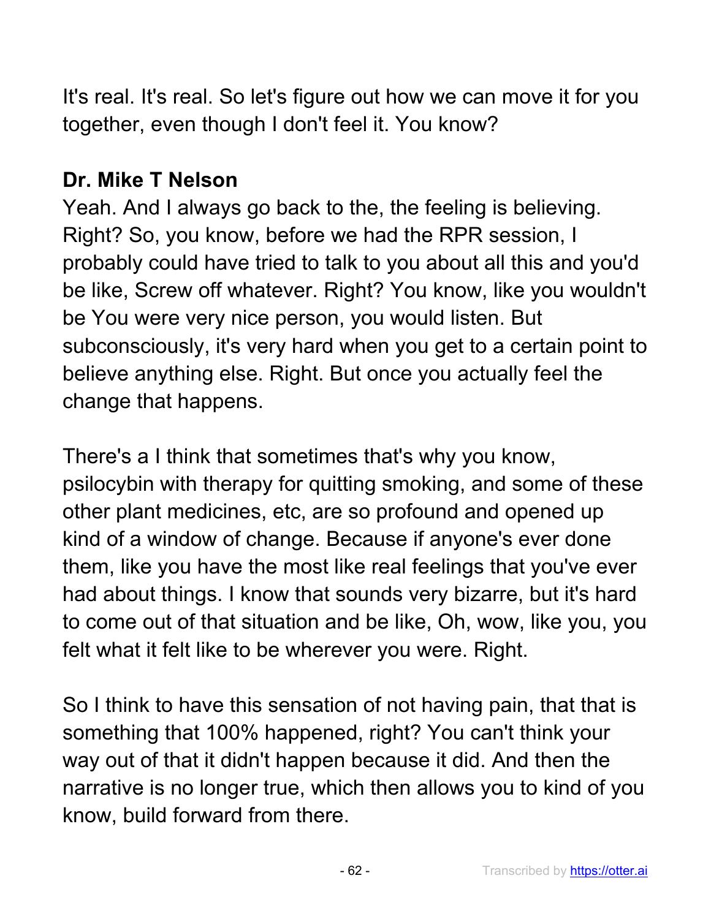It's real. It's real. So let's figure out how we can move it for you together, even though I don't feel it. You know?

**Dr. Mike T Nelson**
Yeah. And I always go back to the, the feeling is believing. Right? So, you know, before we had the RPR session, I probably could have tried to talk to you about all this and you'd be like, Screw off whatever. Right? You know, like you wouldn't be You were very nice person, you would listen. But subconsciously, it's very hard when you get to a certain point to believe anything else. Right. But once you actually feel the change that happens.

There's a I think that sometimes that's why you know, psilocybin with therapy for quitting smoking, and some of these other plant medicines, etc, are so profound and opened up kind of a window of change. Because if anyone's ever done them, like you have the most like real feelings that you've ever had about things. I know that sounds very bizarre, but it's hard to come out of that situation and be like, Oh, wow, like you, you felt what it felt like to be wherever you were. Right.

So I think to have this sensation of not having pain, that that is something that 100% happened, right? You can't think your way out of that it didn't happen because it did. And then the narrative is no longer true, which then allows you to kind of you know, build forward from there.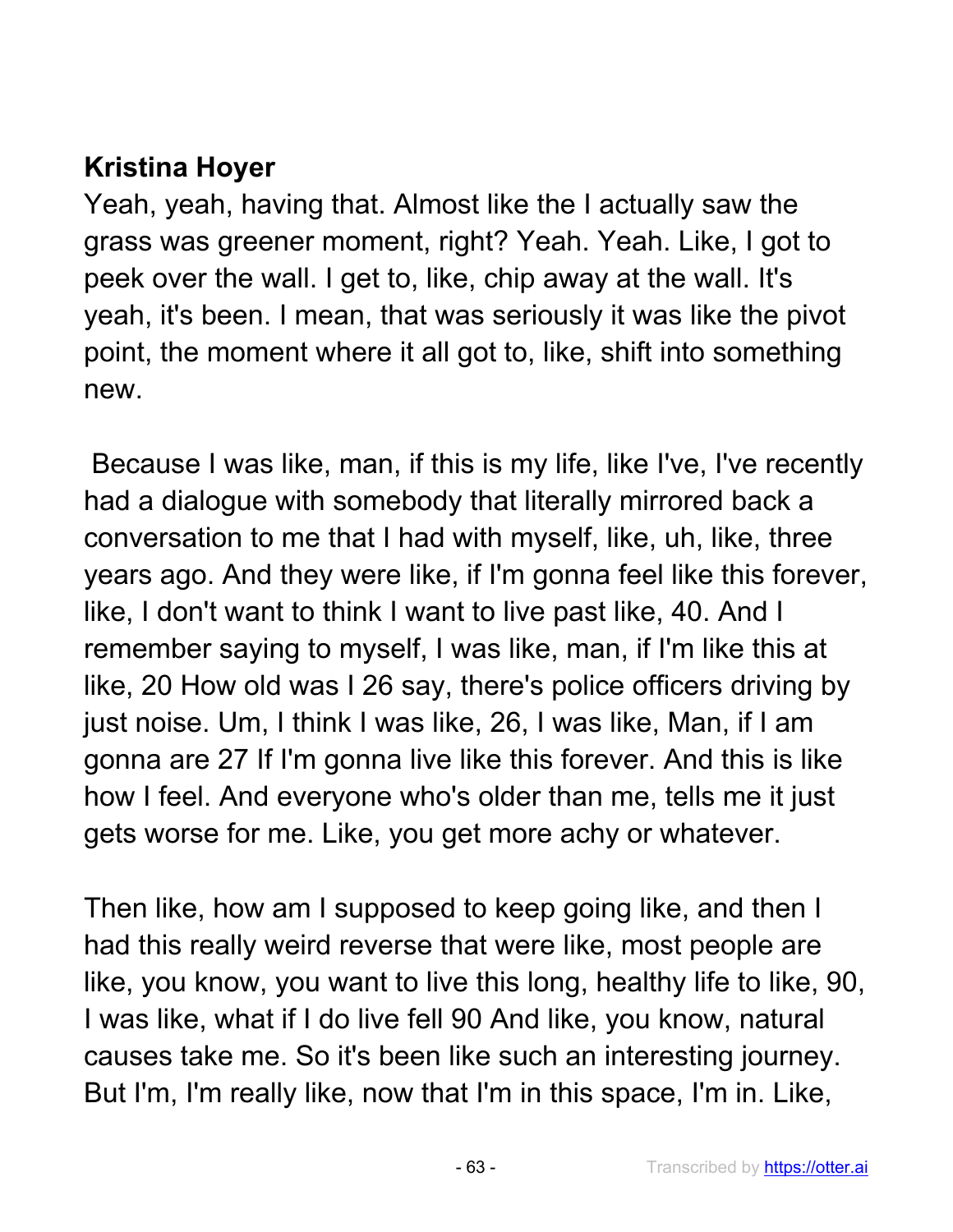**Kristina Hoyer**

Yeah, yeah, having that. Almost like the I actually saw the grass was greener moment, right? Yeah. Yeah. Like, I got to peek over the wall. I get to, like, chip away at the wall. It's yeah, it's been. I mean, that was seriously it was like the pivot point, the moment where it all got to, like, shift into something new.

Because I was like, man, if this is my life, like I've, I've recently had a dialogue with somebody that literally mirrored back a conversation to me that I had with myself, like, uh, like, three years ago. And they were like, if I'm gonna feel like this forever, like, I don't want to think I want to live past like, 40. And I remember saying to myself, I was like, man, if I'm like this at like, 20 How old was I 26 say, there's police officers driving by just noise. Um, I think I was like, 26, I was like, Man, if I am gonna are 27 If I'm gonna live like this forever. And this is like how I feel. And everyone who's older than me, tells me it just gets worse for me. Like, you get more achy or whatever.

Then like, how am I supposed to keep going like, and then I had this really weird reverse that were like, most people are like, you know, you want to live this long, healthy life to like, 90, I was like, what if I do live fell 90 And like, you know, natural causes take me. So it's been like such an interesting journey. But I'm, I'm really like, now that I'm in this space, I'm in. Like,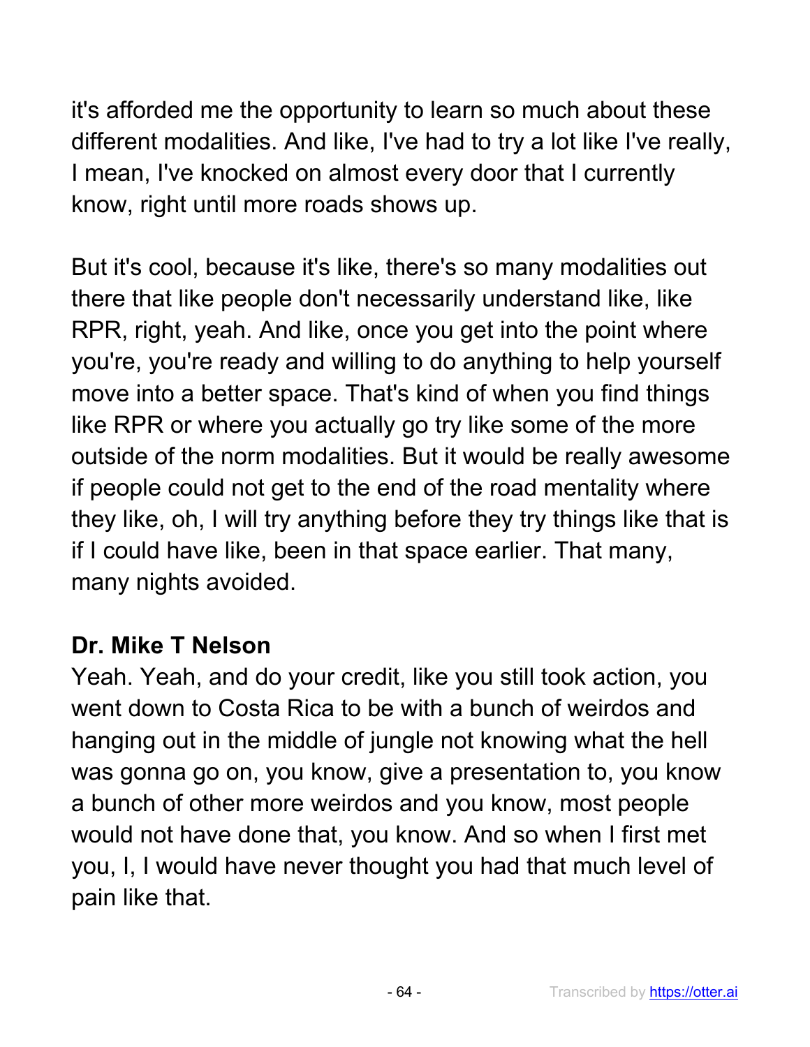it's afforded me the opportunity to learn so much about these different modalities. And like, I've had to try a lot like I've really, I mean, I've knocked on almost every door that I currently know, right until more roads shows up.

But it's cool, because it's like, there's so many modalities out there that like people don't necessarily understand like, like RPR, right, yeah. And like, once you get into the point where you're, you're ready and willing to do anything to help yourself move into a better space. That's kind of when you find things like RPR or where you actually go try like some of the more outside of the norm modalities. But it would be really awesome if people could not get to the end of the road mentality where they like, oh, I will try anything before they try things like that is if I could have like, been in that space earlier. That many, many nights avoided.

**Dr. Mike T Nelson**
Yeah. Yeah, and do your credit, like you still took action, you went down to Costa Rica to be with a bunch of weirdos and hanging out in the middle of jungle not knowing what the hell was gonna go on, you know, give a presentation to, you know a bunch of other more weirdos and you know, most people would not have done that, you know. And so when I first met you, I, I would have never thought you had that much level of pain like that.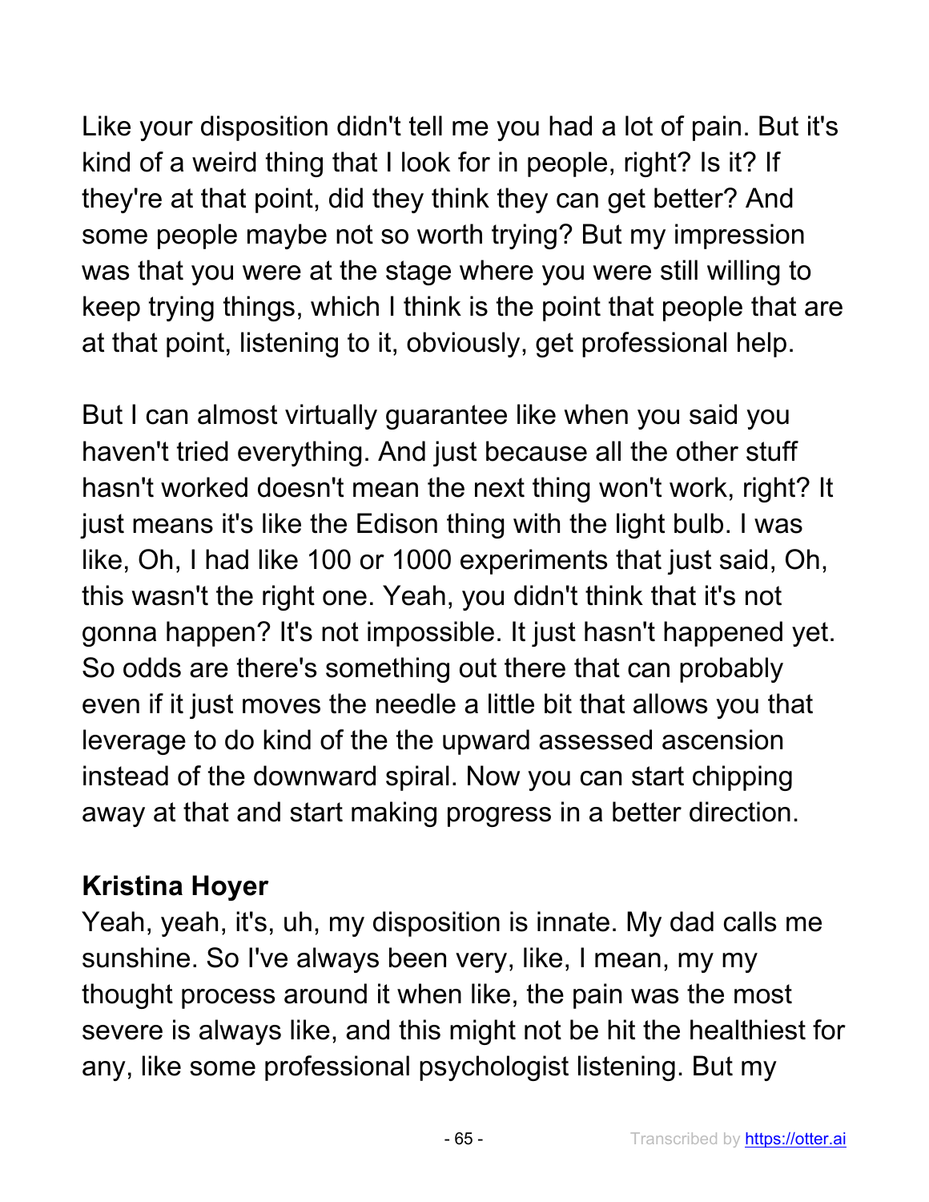Like your disposition didn't tell me you had a lot of pain. But it's kind of a weird thing that I look for in people, right? Is it? If they're at that point, did they think they can get better? And some people maybe not so worth trying? But my impression was that you were at the stage where you were still willing to keep trying things, which I think is the point that people that are at that point, listening to it, obviously, get professional help.

But I can almost virtually guarantee like when you said you haven't tried everything. And just because all the other stuff hasn't worked doesn't mean the next thing won't work, right? It just means it's like the Edison thing with the light bulb. I was like, Oh, I had like 100 or 1000 experiments that just said, Oh, this wasn't the right one. Yeah, you didn't think that it's not gonna happen? It's not impossible. It just hasn't happened yet. So odds are there's something out there that can probably even if it just moves the needle a little bit that allows you that leverage to do kind of the the upward assessed ascension instead of the downward spiral. Now you can start chipping away at that and start making progress in a better direction.

**Kristina Hoyer**
Yeah, yeah, it's, uh, my disposition is innate. My dad calls me sunshine. So I've always been very, like, I mean, my my thought process around it when like, the pain was the most severe is always like, and this might not be hit the healthiest for any, like some professional psychologist listening. But my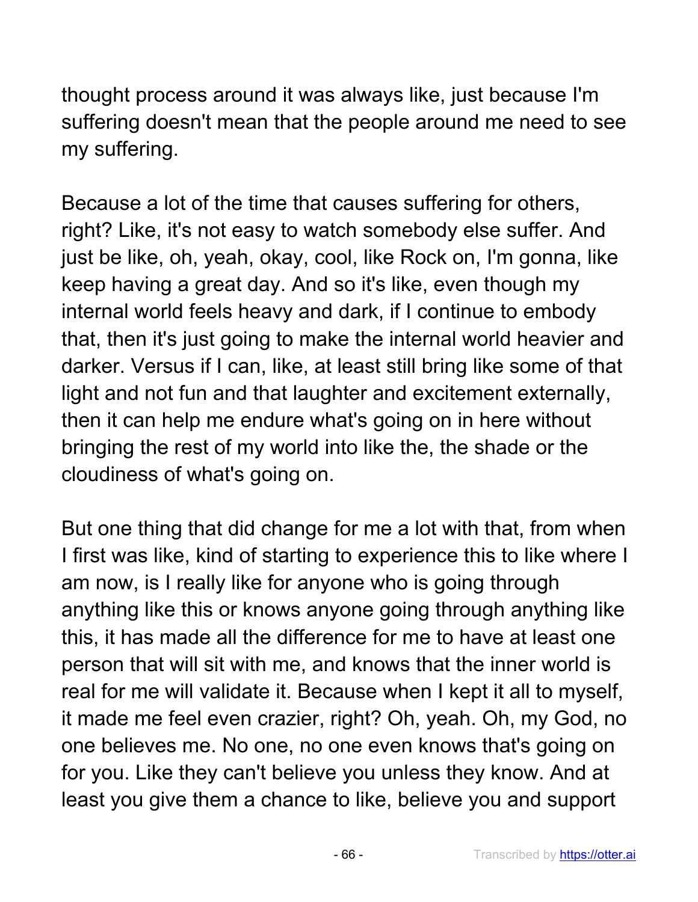thought process around it was always like, just because I'm suffering doesn't mean that the people around me need to see my suffering.

Because a lot of the time that causes suffering for others, right? Like, it's not easy to watch somebody else suffer. And just be like, oh, yeah, okay, cool, like Rock on, I'm gonna, like keep having a great day. And so it's like, even though my internal world feels heavy and dark, if I continue to embody that, then it's just going to make the internal world heavier and darker. Versus if I can, like, at least still bring like some of that light and not fun and that laughter and excitement externally, then it can help me endure what's going on in here without bringing the rest of my world into like the, the shade or the cloudiness of what's going on.

But one thing that did change for me a lot with that, from when I first was like, kind of starting to experience this to like where I am now, is I really like for anyone who is going through anything like this or knows anyone going through anything like this, it has made all the difference for me to have at least one person that will sit with me, and knows that the inner world is real for me will validate it. Because when I kept it all to myself, it made me feel even crazier, right? Oh, yeah. Oh, my God, no one believes me. No one, no one even knows that's going on for you. Like they can't believe you unless they know. And at least you give them a chance to like, believe you and support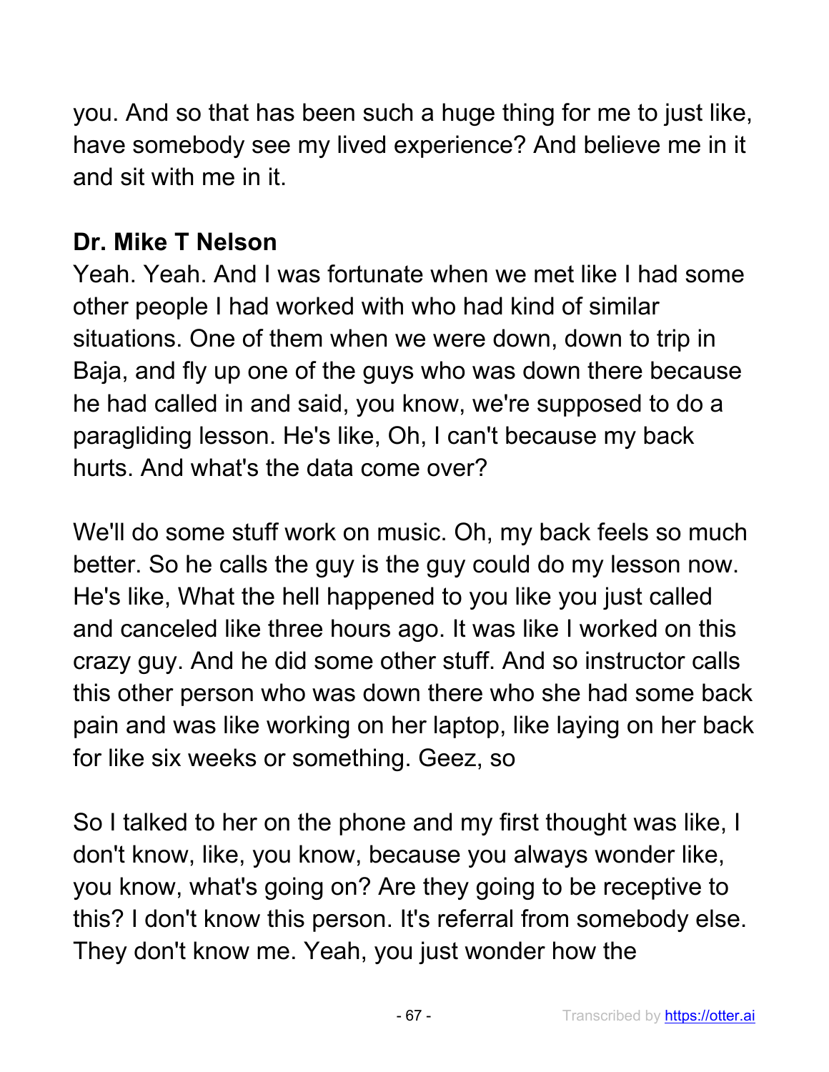you. And so that has been such a huge thing for me to just like, have somebody see my lived experience? And believe me in it and sit with me in it.

**Dr. Mike T Nelson**

Yeah. Yeah. And I was fortunate when we met like I had some other people I had worked with who had kind of similar situations. One of them when we were down, down to trip in Baja, and fly up one of the guys who was down there because he had called in and said, you know, we're supposed to do a paragliding lesson. He's like, Oh, I can't because my back hurts. And what's the data come over?

We'll do some stuff work on music. Oh, my back feels so much better. So he calls the guy is the guy could do my lesson now. He's like, What the hell happened to you like you just called and canceled like three hours ago. It was like I worked on this crazy guy. And he did some other stuff. And so instructor calls this other person who was down there who she had some back pain and was like working on her laptop, like laying on her back for like six weeks or something. Geez, so

So I talked to her on the phone and my first thought was like, I don't know, like, you know, because you always wonder like, you know, what's going on? Are they going to be receptive to this? I don't know this person. It's referral from somebody else. They don't know me. Yeah, you just wonder how the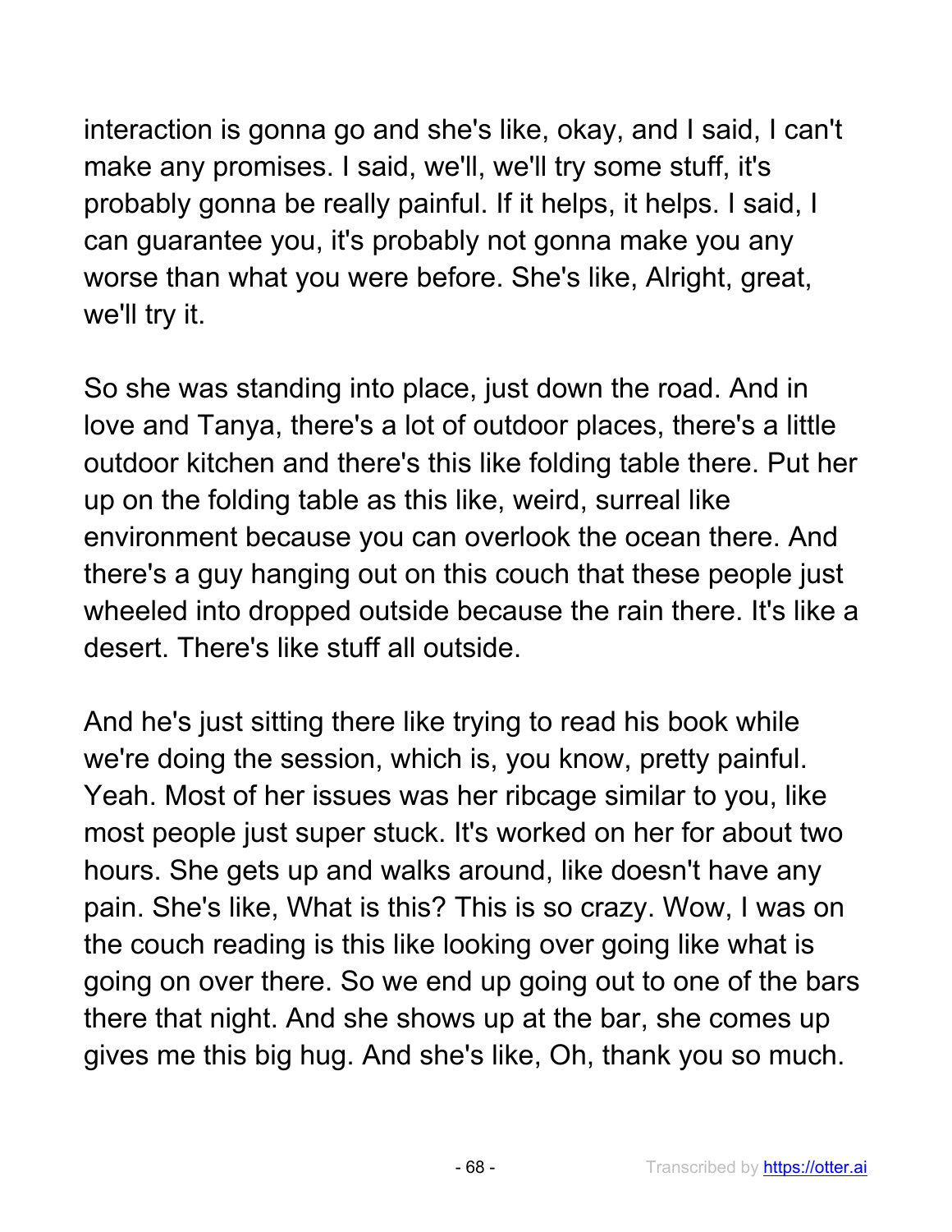interaction is gonna go and she's like, okay, and I said, I can't make any promises. I said, we'll, we'll try some stuff, it's probably gonna be really painful. If it helps, it helps. I said, I can guarantee you, it's probably not gonna make you any worse than what you were before. She's like, Alright, great, we'll try it.

So she was standing into place, just down the road. And in love and Tanya, there's a lot of outdoor places, there's a little outdoor kitchen and there's this like folding table there. Put her up on the folding table as this like, weird, surreal like environment because you can overlook the ocean there. And there's a guy hanging out on this couch that these people just wheeled into dropped outside because the rain there. It's like a desert. There's like stuff all outside.

And he's just sitting there like trying to read his book while we're doing the session, which is, you know, pretty painful. Yeah. Most of her issues was her ribcage similar to you, like most people just super stuck. It's worked on her for about two hours. She gets up and walks around, like doesn't have any pain. She's like, What is this? This is so crazy. Wow, I was on the couch reading is this like looking over going like what is going on over there. So we end up going out to one of the bars there that night. And she shows up at the bar, she comes up gives me this big hug. And she's like, Oh, thank you so much.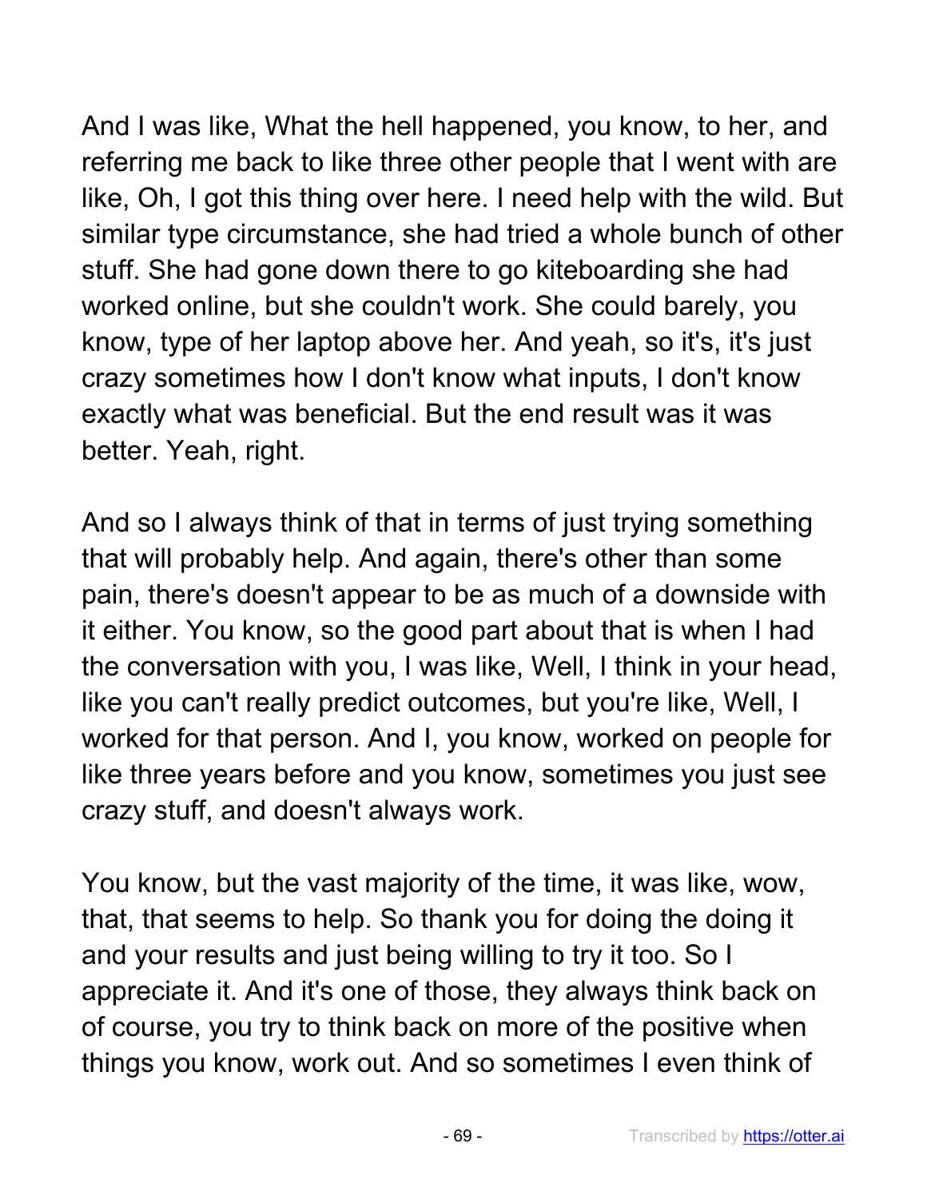And I was like, What the hell happened, you know, to her, and referring me back to like three other people that I went with are like, Oh, I got this thing over here. I need help with the wild. But similar type circumstance, she had tried a whole bunch of other stuff. She had gone down there to go kiteboarding she had worked online, but she couldn't work. She could barely, you know, type of her laptop above her. And yeah, so it's, it's just crazy sometimes how I don't know what inputs, I don't know exactly what was beneficial. But the end result was it was better. Yeah, right.

And so I always think of that in terms of just trying something that will probably help. And again, there's other than some pain, there's doesn't appear to be as much of a downside with it either. You know, so the good part about that is when I had the conversation with you, I was like, Well, I think in your head, like you can't really predict outcomes, but you're like, Well, I worked for that person. And I, you know, worked on people for like three years before and you know, sometimes you just see crazy stuff, and doesn't always work.

You know, but the vast majority of the time, it was like, wow, that, that seems to help. So thank you for doing the doing it and your results and just being willing to try it too. So I appreciate it. And it's one of those, they always think back on of course, you try to think back on more of the positive when things you know, work out. And so sometimes I even think of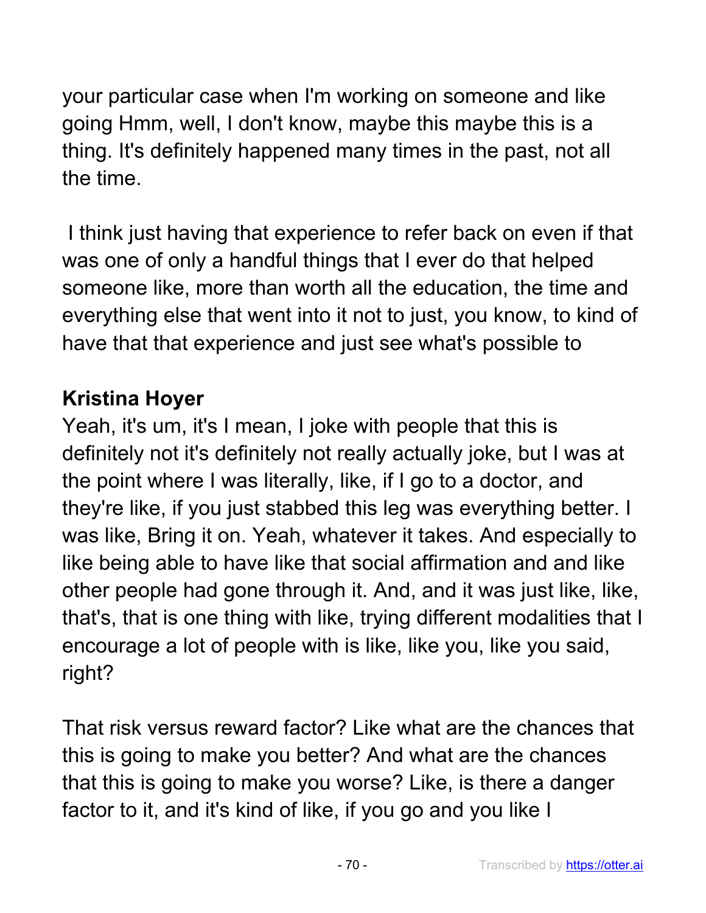your particular case when I'm working on someone and like going Hmm, well, I don't know, maybe this maybe this is a thing. It's definitely happened many times in the past, not all the time.

I think just having that experience to refer back on even if that was one of only a handful things that I ever do that helped someone like, more than worth all the education, the time and everything else that went into it not to just, you know, to kind of have that that experience and just see what's possible to

**Kristina Hoyer**
Yeah, it's um, it's I mean, I joke with people that this is definitely not it's definitely not really actually joke, but I was at the point where I was literally, like, if I go to a doctor, and they're like, if you just stabbed this leg was everything better. I was like, Bring it on. Yeah, whatever it takes. And especially to like being able to have like that social affirmation and and like other people had gone through it. And, and it was just like, like, that's, that is one thing with like, trying different modalities that I encourage a lot of people with is like, like you, like you said, right?

That risk versus reward factor? Like what are the chances that this is going to make you better? And what are the chances that this is going to make you worse? Like, is there a danger factor to it, and it's kind of like, if you go and you like I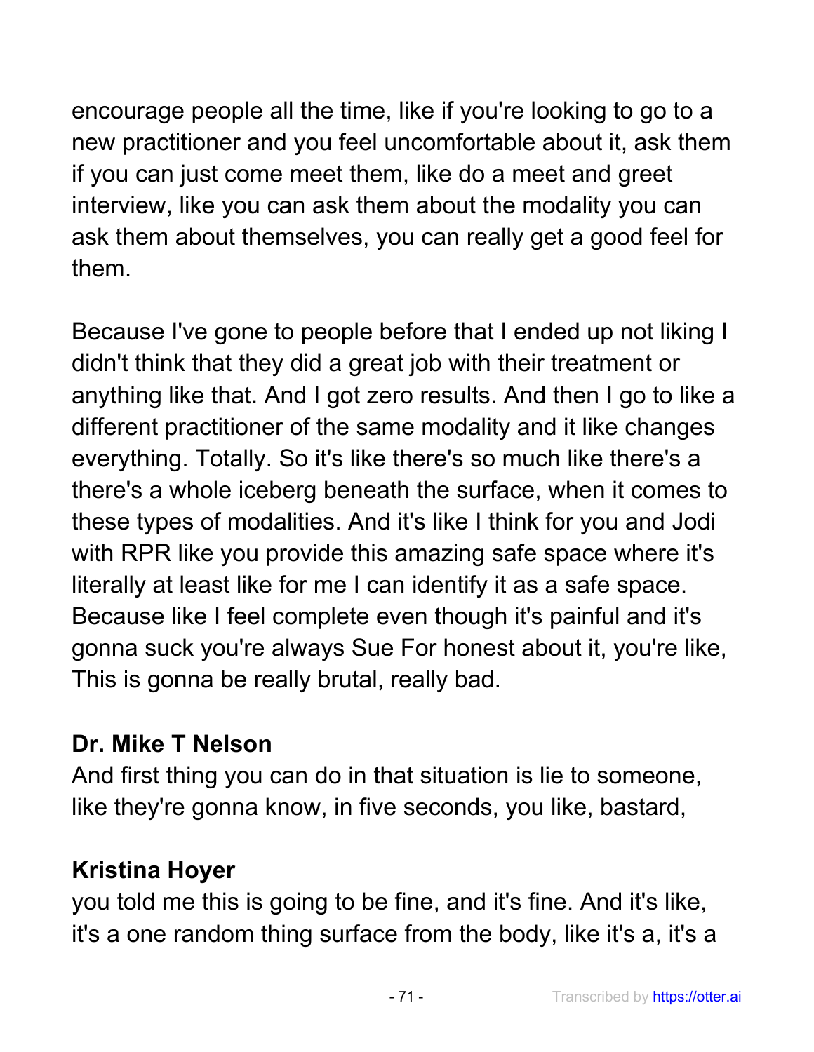encourage people all the time, like if you're looking to go to a new practitioner and you feel uncomfortable about it, ask them if you can just come meet them, like do a meet and greet interview, like you can ask them about the modality you can ask them about themselves, you can really get a good feel for them.

Because I've gone to people before that I ended up not liking I didn't think that they did a great job with their treatment or anything like that. And I got zero results. And then I go to like a different practitioner of the same modality and it like changes everything. Totally. So it's like there's so much like there's a there's a whole iceberg beneath the surface, when it comes to these types of modalities. And it's like I think for you and Jodi with RPR like you provide this amazing safe space where it's literally at least like for me I can identify it as a safe space. Because like I feel complete even though it's painful and it's gonna suck you're always Sue For honest about it, you're like, This is gonna be really brutal, really bad.

**Dr. Mike T Nelson**
And first thing you can do in that situation is lie to someone, like they're gonna know, in five seconds, you like, bastard,

**Kristina Hoyer**
you told me this is going to be fine, and it's fine. And it's like, it's a one random thing surface from the body, like it's a, it's a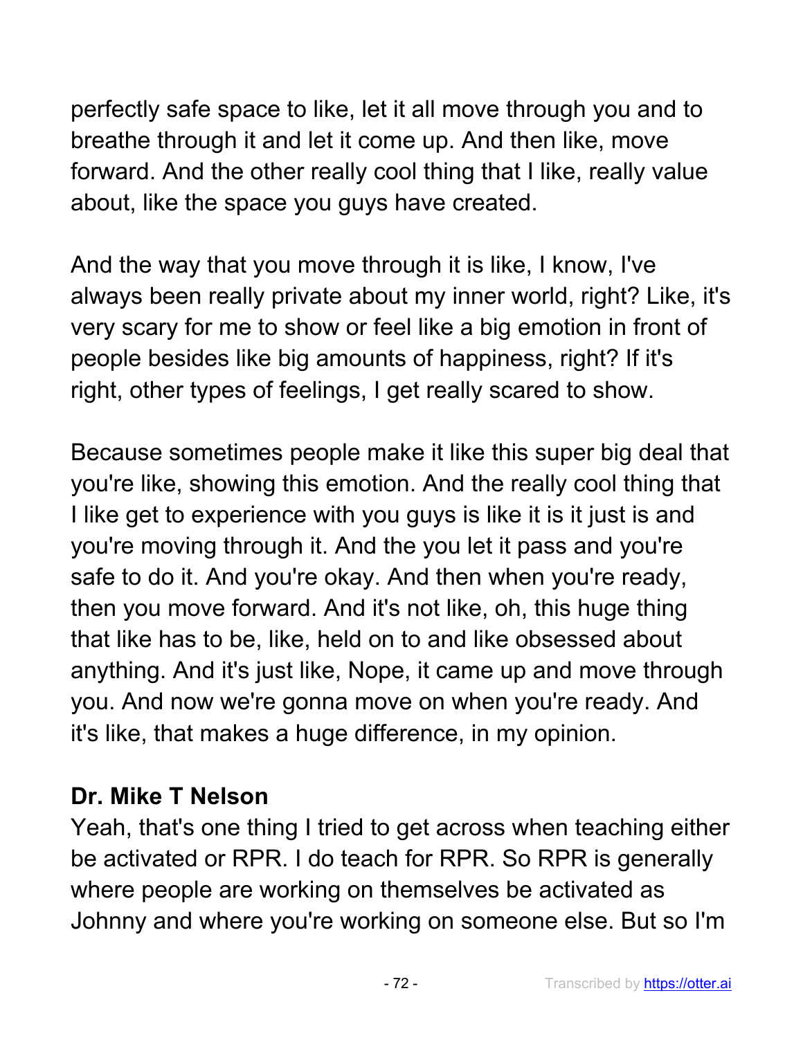perfectly safe space to like, let it all move through you and to breathe through it and let it come up. And then like, move forward. And the other really cool thing that I like, really value about, like the space you guys have created.

And the way that you move through it is like, I know, I've always been really private about my inner world, right? Like, it's very scary for me to show or feel like a big emotion in front of people besides like big amounts of happiness, right? If it's right, other types of feelings, I get really scared to show.

Because sometimes people make it like this super big deal that you're like, showing this emotion. And the really cool thing that I like get to experience with you guys is like it is it just is and you're moving through it. And the you let it pass and you're safe to do it. And you're okay. And then when you're ready, then you move forward. And it's not like, oh, this huge thing that like has to be, like, held on to and like obsessed about anything. And it's just like, Nope, it came up and move through you. And now we're gonna move on when you're ready. And it's like, that makes a huge difference, in my opinion.

**Dr. Mike T Nelson**
Yeah, that's one thing I tried to get across when teaching either be activated or RPR. I do teach for RPR. So RPR is generally where people are working on themselves be activated as Johnny and where you're working on someone else. But so I'm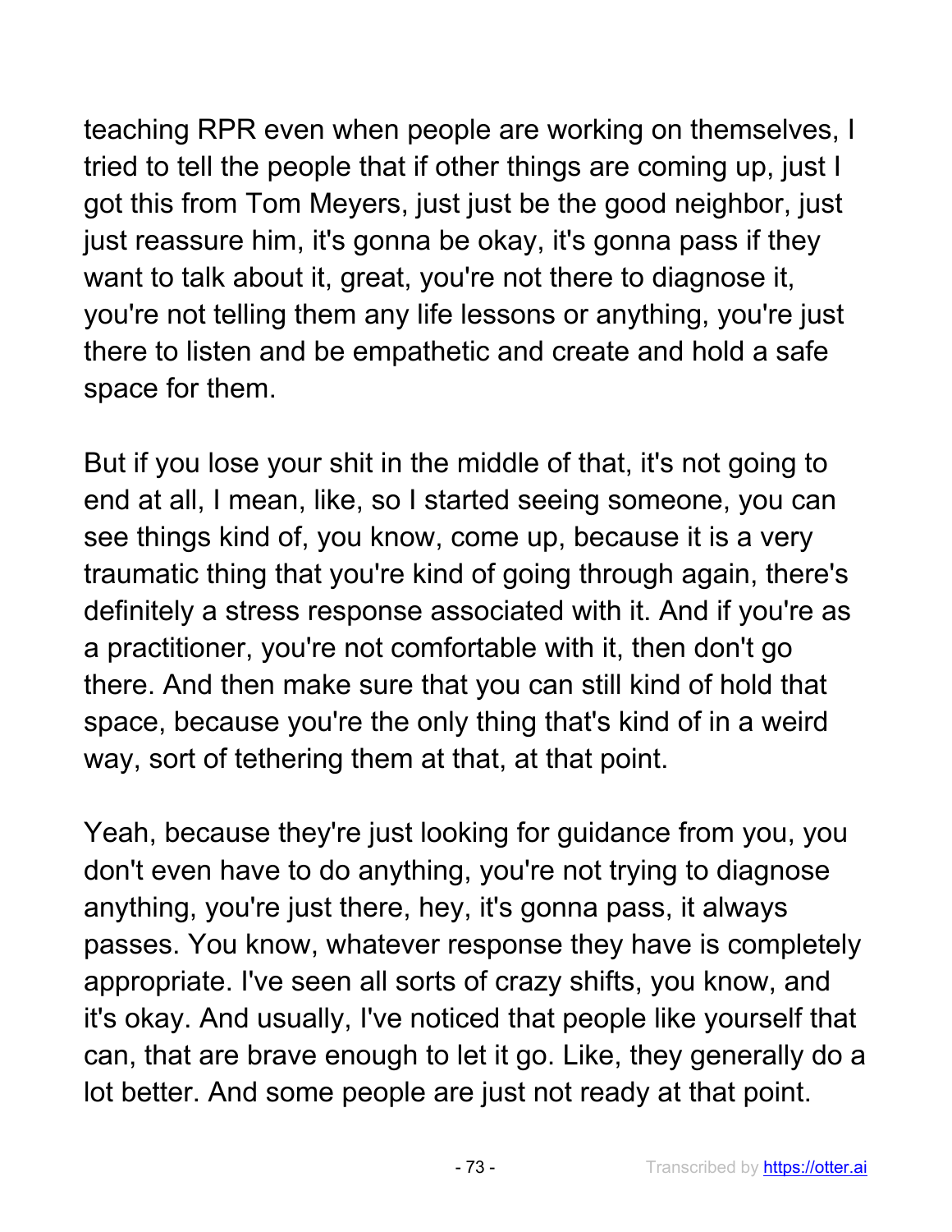teaching RPR even when people are working on themselves, I tried to tell the people that if other things are coming up, just I got this from Tom Meyers, just just be the good neighbor, just just reassure him, it's gonna be okay, it's gonna pass if they want to talk about it, great, you're not there to diagnose it, you're not telling them any life lessons or anything, you're just there to listen and be empathetic and create and hold a safe space for them.

But if you lose your shit in the middle of that, it's not going to end at all, I mean, like, so I started seeing someone, you can see things kind of, you know, come up, because it is a very traumatic thing that you're kind of going through again, there's definitely a stress response associated with it. And if you're as a practitioner, you're not comfortable with it, then don't go there. And then make sure that you can still kind of hold that space, because you're the only thing that's kind of in a weird way, sort of tethering them at that, at that point.

Yeah, because they're just looking for guidance from you, you don't even have to do anything, you're not trying to diagnose anything, you're just there, hey, it's gonna pass, it always passes. You know, whatever response they have is completely appropriate. I've seen all sorts of crazy shifts, you know, and it's okay. And usually, I've noticed that people like yourself that can, that are brave enough to let it go. Like, they generally do a lot better. And some people are just not ready at that point.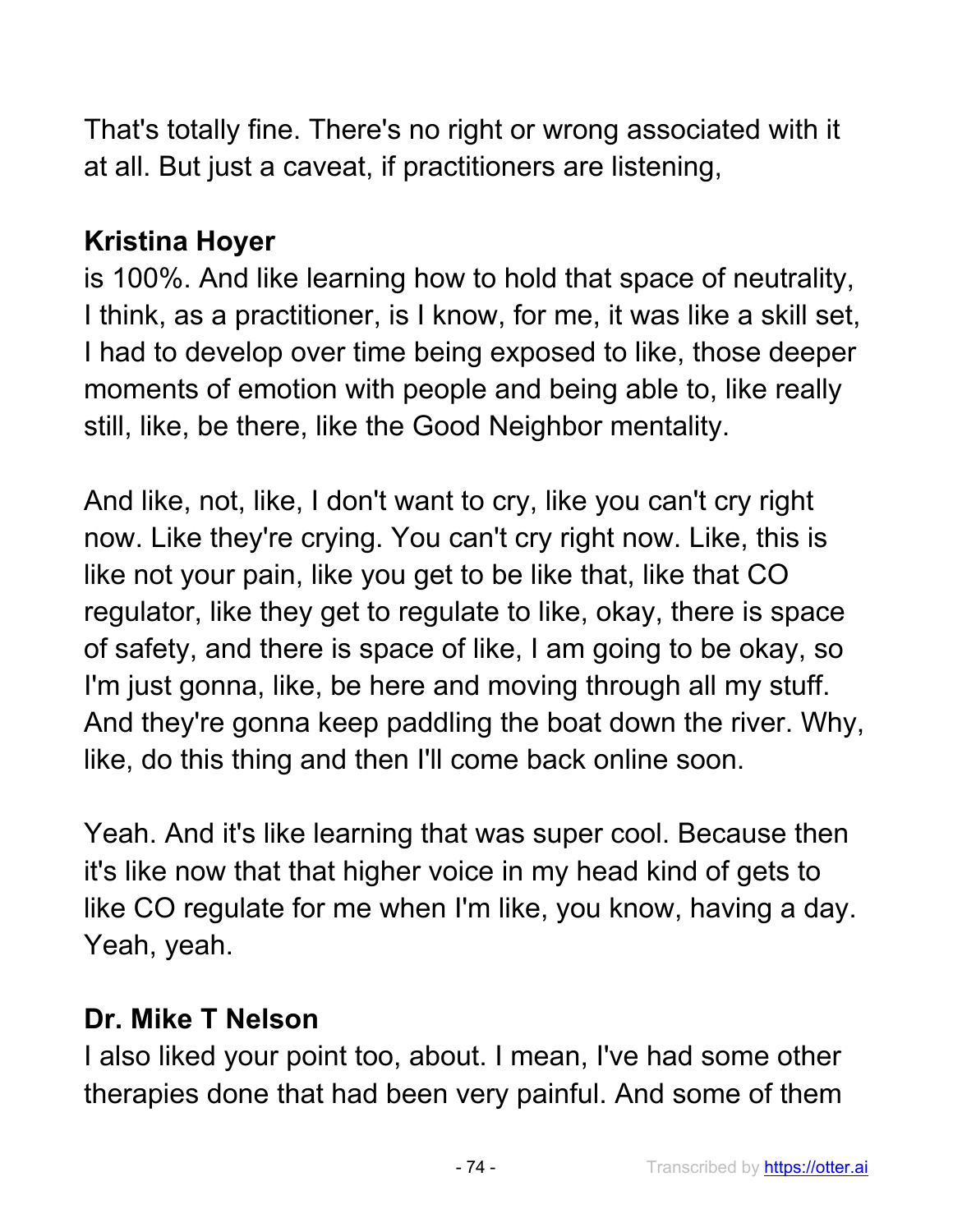That's totally fine. There's no right or wrong associated with it at all. But just a caveat, if practitioners are listening,

**Kristina Hoyer**

is 100%. And like learning how to hold that space of neutrality, I think, as a practitioner, is I know, for me, it was like a skill set, I had to develop over time being exposed to like, those deeper moments of emotion with people and being able to, like really still, like, be there, like the Good Neighbor mentality.

And like, not, like, I don't want to cry, like you can't cry right now. Like they're crying. You can't cry right now. Like, this is like not your pain, like you get to be like that, like that CO regulator, like they get to regulate to like, okay, there is space of safety, and there is space of like, I am going to be okay, so I'm just gonna, like, be here and moving through all my stuff. And they're gonna keep paddling the boat down the river. Why, like, do this thing and then I'll come back online soon.

Yeah. And it's like learning that was super cool. Because then it's like now that that higher voice in my head kind of gets to like CO regulate for me when I'm like, you know, having a day. Yeah, yeah.

**Dr. Mike T Nelson**

I also liked your point too, about. I mean, I've had some other therapies done that had been very painful. And some of them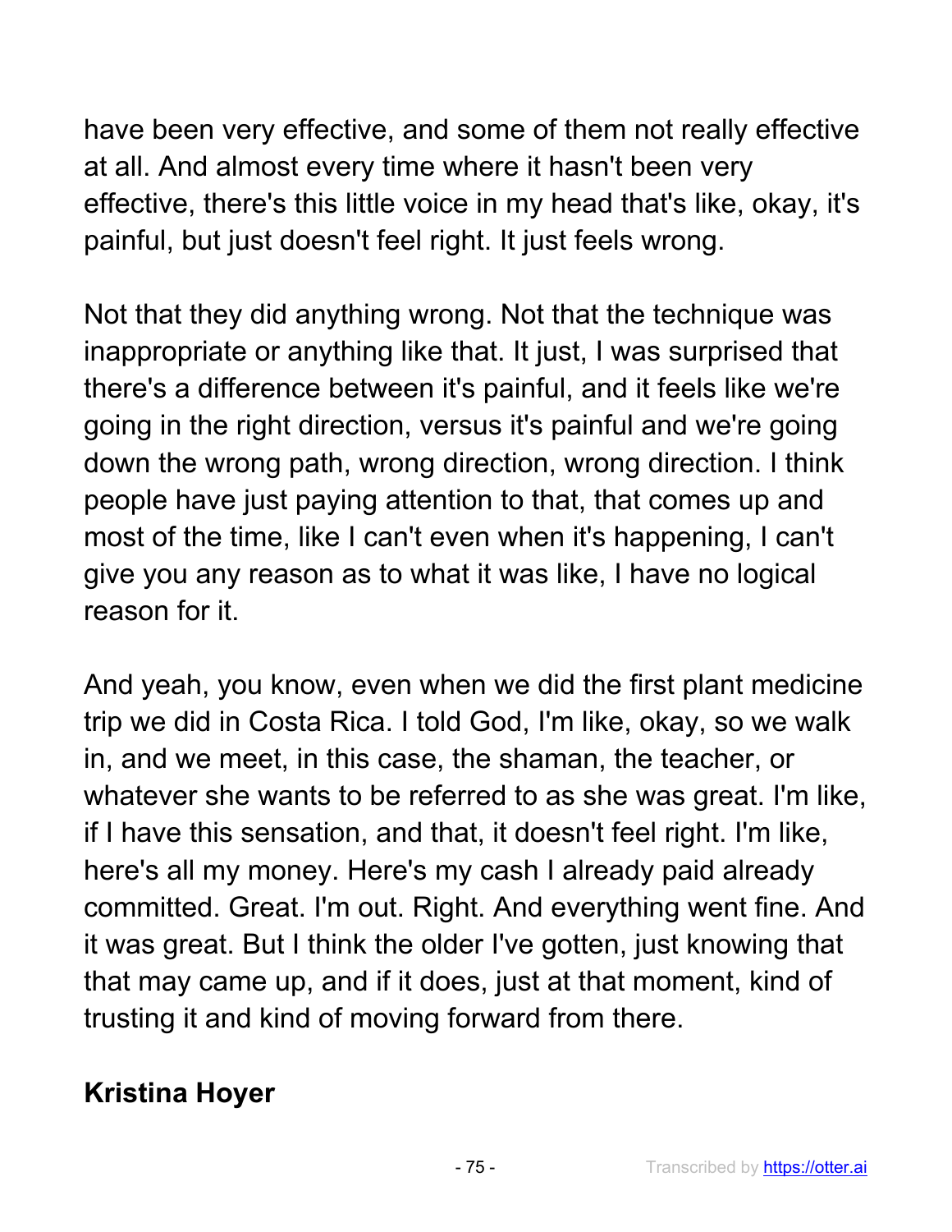have been very effective, and some of them not really effective at all. And almost every time where it hasn't been very effective, there's this little voice in my head that's like, okay, it's painful, but just doesn't feel right. It just feels wrong.

Not that they did anything wrong. Not that the technique was inappropriate or anything like that. It just, I was surprised that there's a difference between it's painful, and it feels like we're going in the right direction, versus it's painful and we're going down the wrong path, wrong direction, wrong direction. I think people have just paying attention to that, that comes up and most of the time, like I can't even when it's happening, I can't give you any reason as to what it was like, I have no logical reason for it.

And yeah, you know, even when we did the first plant medicine trip we did in Costa Rica. I told God, I'm like, okay, so we walk in, and we meet, in this case, the shaman, the teacher, or whatever she wants to be referred to as she was great. I'm like, if I have this sensation, and that, it doesn't feel right. I'm like, here's all my money. Here's my cash I already paid already committed. Great. I'm out. Right. And everything went fine. And it was great. But I think the older I've gotten, just knowing that that may came up, and if it does, just at that moment, kind of trusting it and kind of moving forward from there.

**Kristina Hoyer**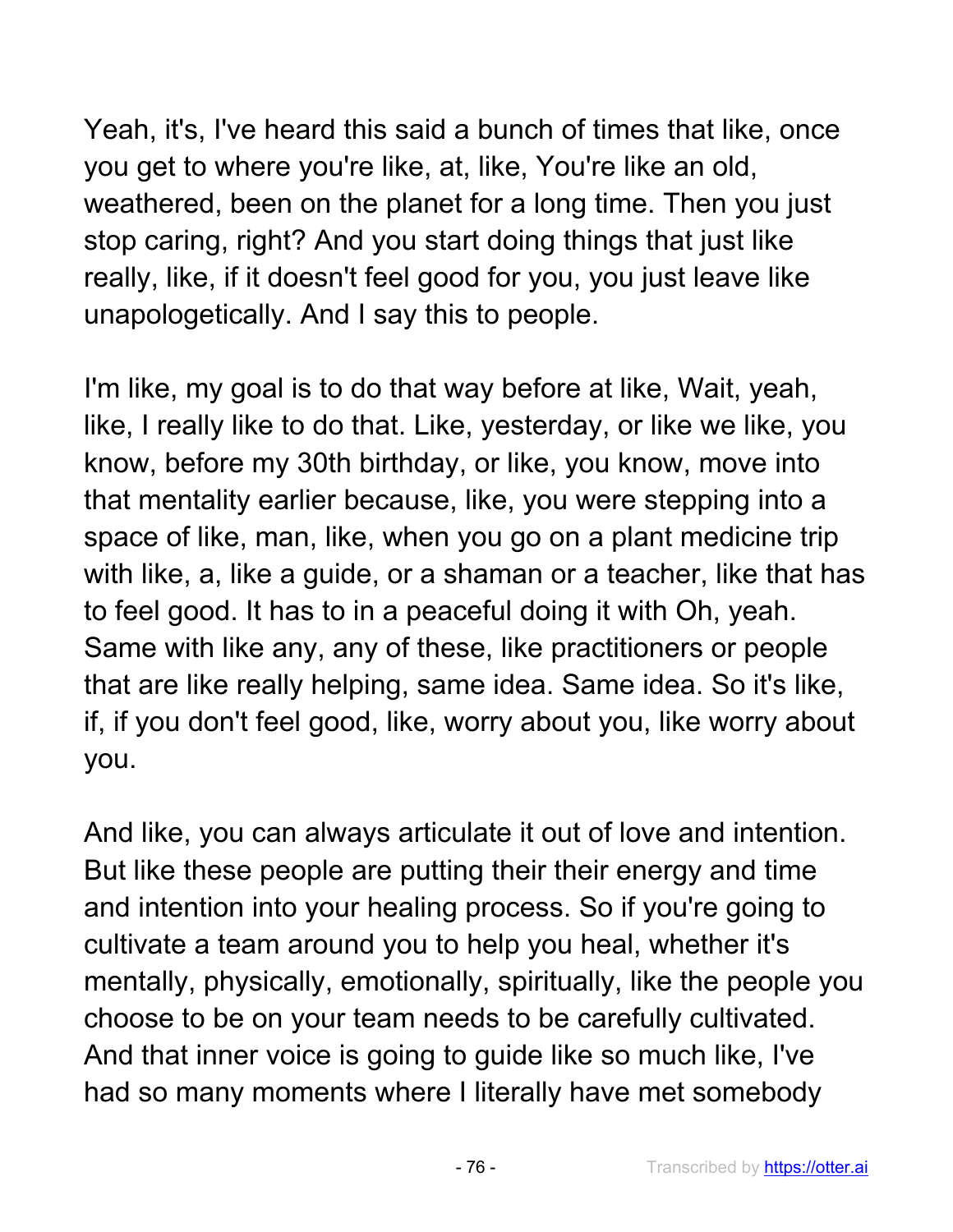Yeah, it's, I've heard this said a bunch of times that like, once you get to where you're like, at, like, You're like an old, weathered, been on the planet for a long time. Then you just stop caring, right? And you start doing things that just like really, like, if it doesn't feel good for you, you just leave like unapologetically. And I say this to people.

I'm like, my goal is to do that way before at like, Wait, yeah, like, I really like to do that. Like, yesterday, or like we like, you know, before my 30th birthday, or like, you know, move into that mentality earlier because, like, you were stepping into a space of like, man, like, when you go on a plant medicine trip with like, a, like a guide, or a shaman or a teacher, like that has to feel good. It has to in a peaceful doing it with Oh, yeah. Same with like any, any of these, like practitioners or people that are like really helping, same idea. Same idea. So it's like, if, if you don't feel good, like, worry about you, like worry about you.

And like, you can always articulate it out of love and intention. But like these people are putting their their energy and time and intention into your healing process. So if you're going to cultivate a team around you to help you heal, whether it's mentally, physically, emotionally, spiritually, like the people you choose to be on your team needs to be carefully cultivated. And that inner voice is going to guide like so much like, I've had so many moments where I literally have met somebody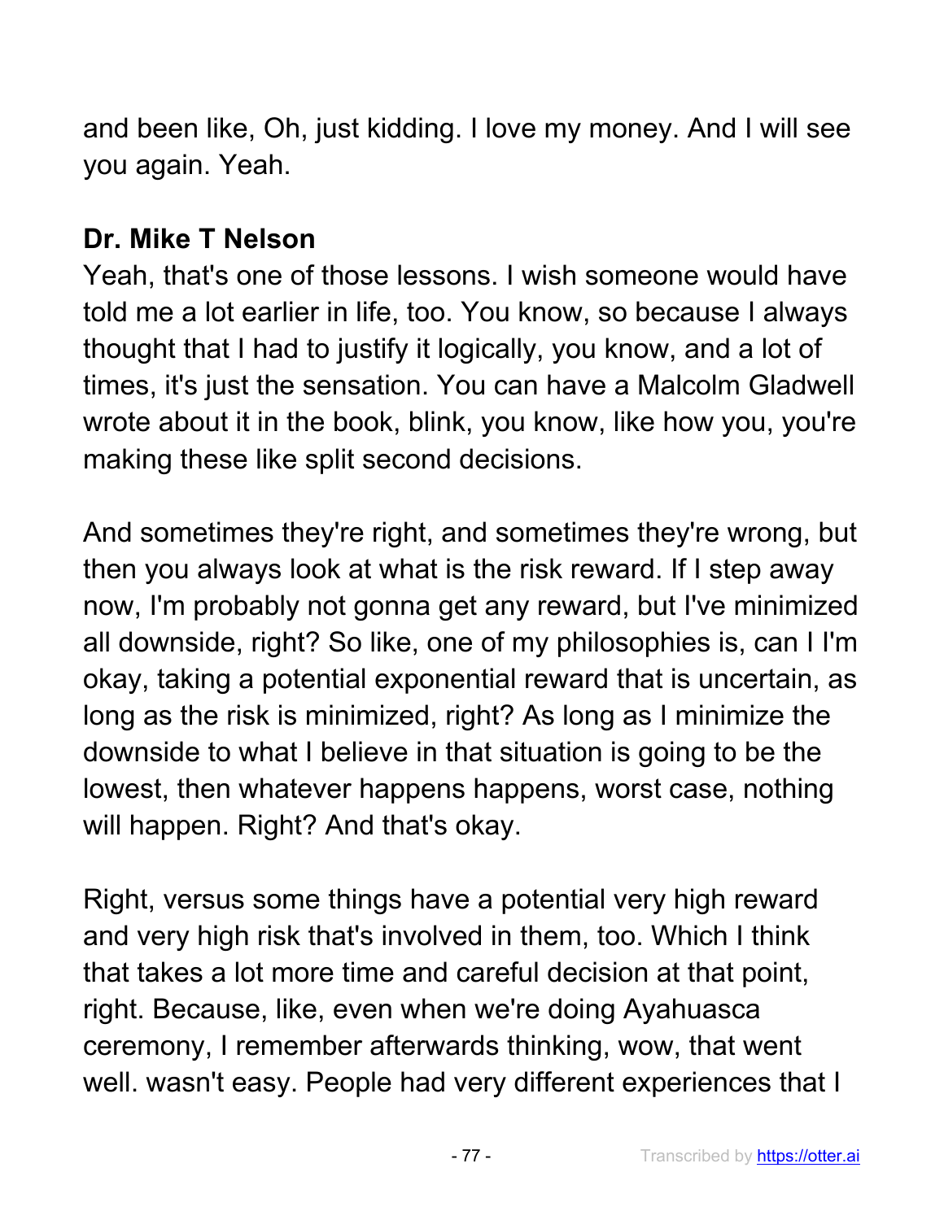and been like, Oh, just kidding. I love my money. And I will see you again. Yeah.

**Dr. Mike T Nelson**
Yeah, that's one of those lessons. I wish someone would have told me a lot earlier in life, too. You know, so because I always thought that I had to justify it logically, you know, and a lot of times, it's just the sensation. You can have a Malcolm Gladwell wrote about it in the book, blink, you know, like how you, you're making these like split second decisions.

And sometimes they're right, and sometimes they're wrong, but then you always look at what is the risk reward. If I step away now, I'm probably not gonna get any reward, but I've minimized all downside, right? So like, one of my philosophies is, can I I'm okay, taking a potential exponential reward that is uncertain, as long as the risk is minimized, right? As long as I minimize the downside to what I believe in that situation is going to be the lowest, then whatever happens happens, worst case, nothing will happen. Right? And that's okay.

Right, versus some things have a potential very high reward and very high risk that's involved in them, too. Which I think that takes a lot more time and careful decision at that point, right. Because, like, even when we're doing Ayahuasca ceremony, I remember afterwards thinking, wow, that went well. wasn't easy. People had very different experiences that I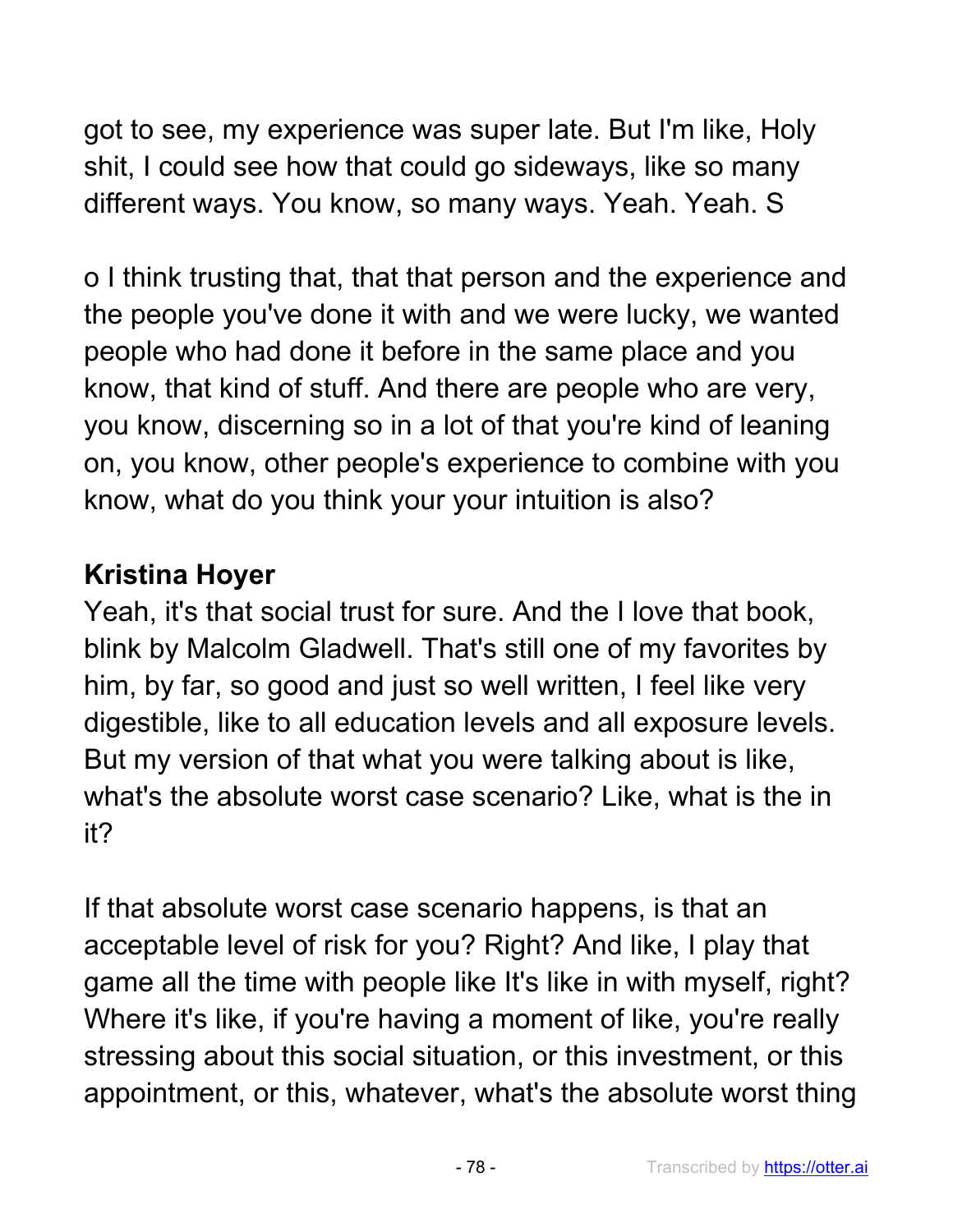got to see, my experience was super late. But I'm like, Holy shit, I could see how that could go sideways, like so many different ways. You know, so many ways. Yeah. Yeah. S

o I think trusting that, that that person and the experience and the people you've done it with and we were lucky, we wanted people who had done it before in the same place and you know, that kind of stuff. And there are people who are very, you know, discerning so in a lot of that you're kind of leaning on, you know, other people's experience to combine with you know, what do you think your your intuition is also?

**Kristina Hoyer**
Yeah, it's that social trust for sure. And the I love that book, blink by Malcolm Gladwell. That's still one of my favorites by him, by far, so good and just so well written, I feel like very digestible, like to all education levels and all exposure levels. But my version of that what you were talking about is like, what's the absolute worst case scenario? Like, what is the in it?

If that absolute worst case scenario happens, is that an acceptable level of risk for you? Right? And like, I play that game all the time with people like It's like in with myself, right? Where it's like, if you're having a moment of like, you're really stressing about this social situation, or this investment, or this appointment, or this, whatever, what's the absolute worst thing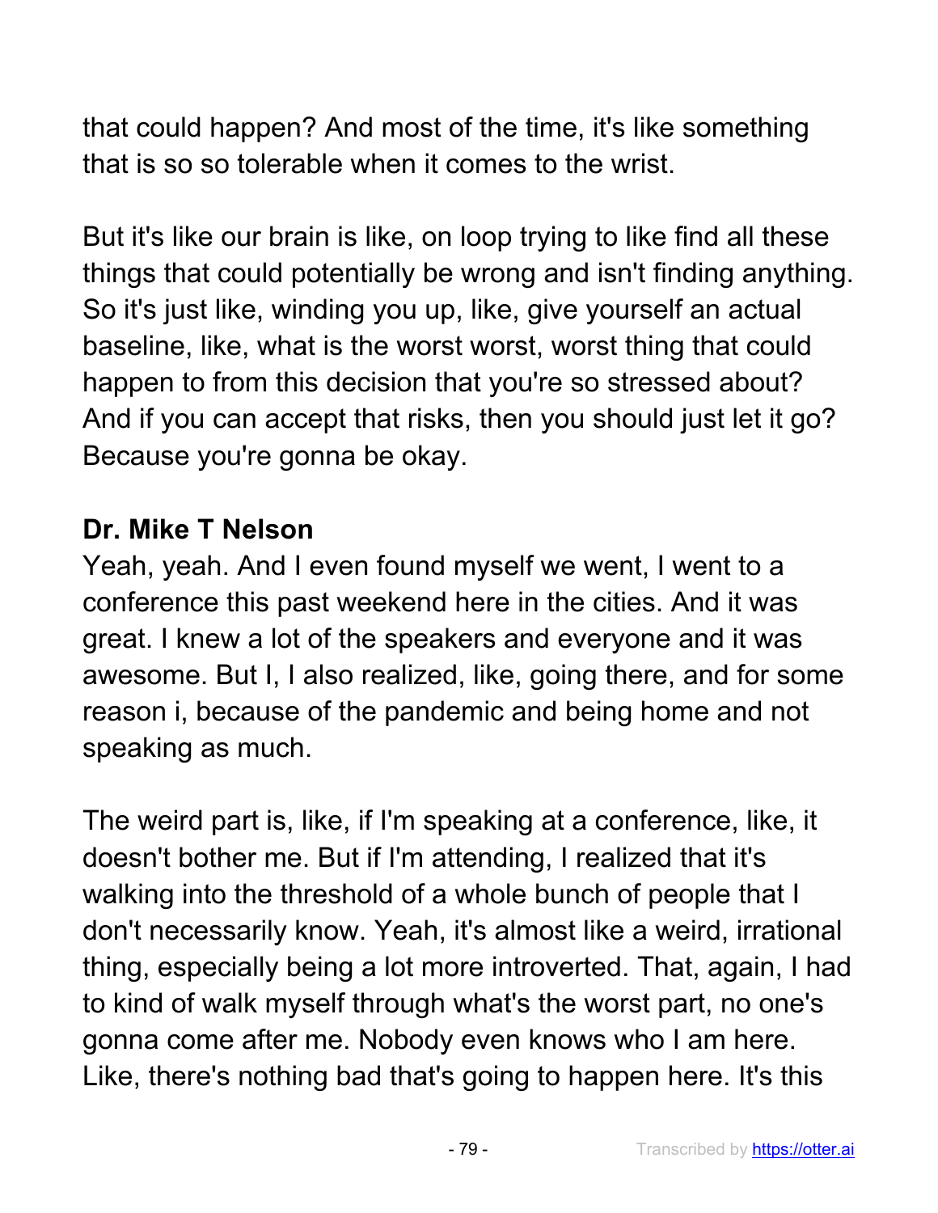that could happen? And most of the time, it's like something that is so so tolerable when it comes to the wrist.

But it's like our brain is like, on loop trying to like find all these things that could potentially be wrong and isn't finding anything. So it's just like, winding you up, like, give yourself an actual baseline, like, what is the worst worst, worst thing that could happen to from this decision that you're so stressed about? And if you can accept that risks, then you should just let it go? Because you're gonna be okay.

**Dr. Mike T Nelson**
Yeah, yeah. And I even found myself we went, I went to a conference this past weekend here in the cities. And it was great. I knew a lot of the speakers and everyone and it was awesome. But I, I also realized, like, going there, and for some reason i, because of the pandemic and being home and not speaking as much.

The weird part is, like, if I'm speaking at a conference, like, it doesn't bother me. But if I'm attending, I realized that it's walking into the threshold of a whole bunch of people that I don't necessarily know. Yeah, it's almost like a weird, irrational thing, especially being a lot more introverted. That, again, I had to kind of walk myself through what's the worst part, no one's gonna come after me. Nobody even knows who I am here. Like, there's nothing bad that's going to happen here. It's this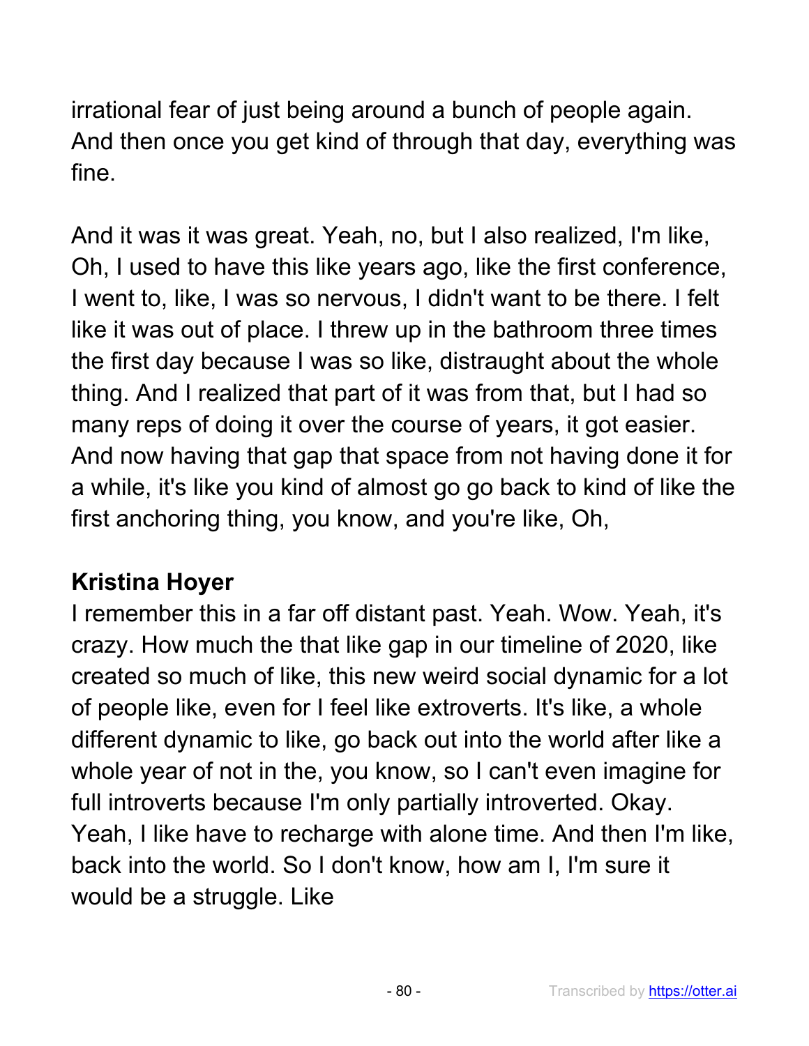irrational fear of just being around a bunch of people again. And then once you get kind of through that day, everything was fine.

And it was it was great. Yeah, no, but I also realized, I'm like, Oh, I used to have this like years ago, like the first conference, I went to, like, I was so nervous, I didn't want to be there. I felt like it was out of place. I threw up in the bathroom three times the first day because I was so like, distraught about the whole thing. And I realized that part of it was from that, but I had so many reps of doing it over the course of years, it got easier. And now having that gap that space from not having done it for a while, it's like you kind of almost go go back to kind of like the first anchoring thing, you know, and you're like, Oh,

**Kristina Hoyer**

I remember this in a far off distant past. Yeah. Wow. Yeah, it's crazy. How much the that like gap in our timeline of 2020, like created so much of like, this new weird social dynamic for a lot of people like, even for I feel like extroverts. It's like, a whole different dynamic to like, go back out into the world after like a whole year of not in the, you know, so I can't even imagine for full introverts because I'm only partially introverted. Okay. Yeah, I like have to recharge with alone time. And then I'm like, back into the world. So I don't know, how am I, I'm sure it would be a struggle. Like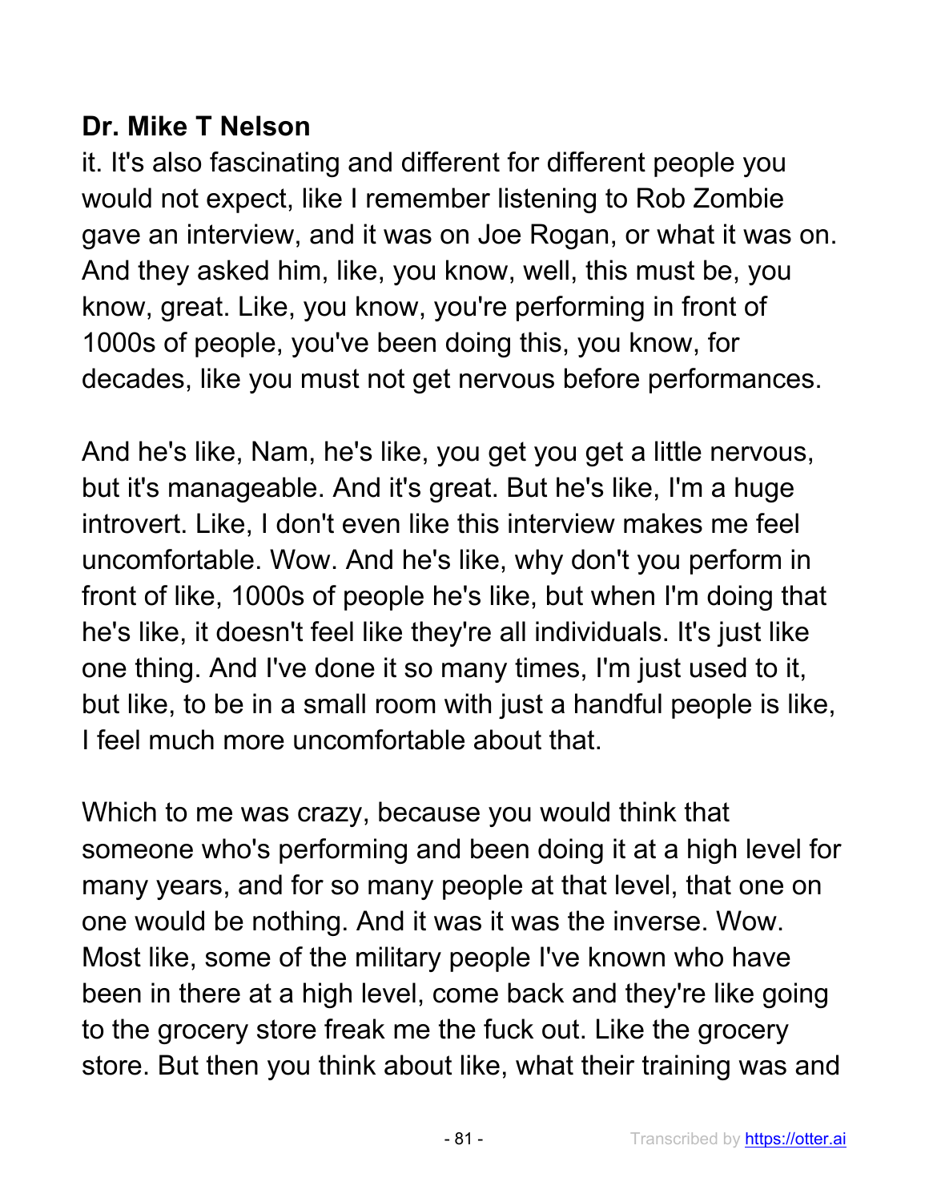**Dr. Mike T Nelson**

it. It's also fascinating and different for different people you would not expect, like I remember listening to Rob Zombie gave an interview, and it was on Joe Rogan, or what it was on. And they asked him, like, you know, well, this must be, you know, great. Like, you know, you're performing in front of 1000s of people, you've been doing this, you know, for decades, like you must not get nervous before performances.

And he's like, Nam, he's like, you get you get a little nervous, but it's manageable. And it's great. But he's like, I'm a huge introvert. Like, I don't even like this interview makes me feel uncomfortable. Wow. And he's like, why don't you perform in front of like, 1000s of people he's like, but when I'm doing that he's like, it doesn't feel like they're all individuals. It's just like one thing. And I've done it so many times, I'm just used to it, but like, to be in a small room with just a handful people is like, I feel much more uncomfortable about that.

Which to me was crazy, because you would think that someone who's performing and been doing it at a high level for many years, and for so many people at that level, that one on one would be nothing. And it was it was the inverse. Wow. Most like, some of the military people I've known who have been in there at a high level, come back and they're like going to the grocery store freak me the fuck out. Like the grocery store. But then you think about like, what their training was and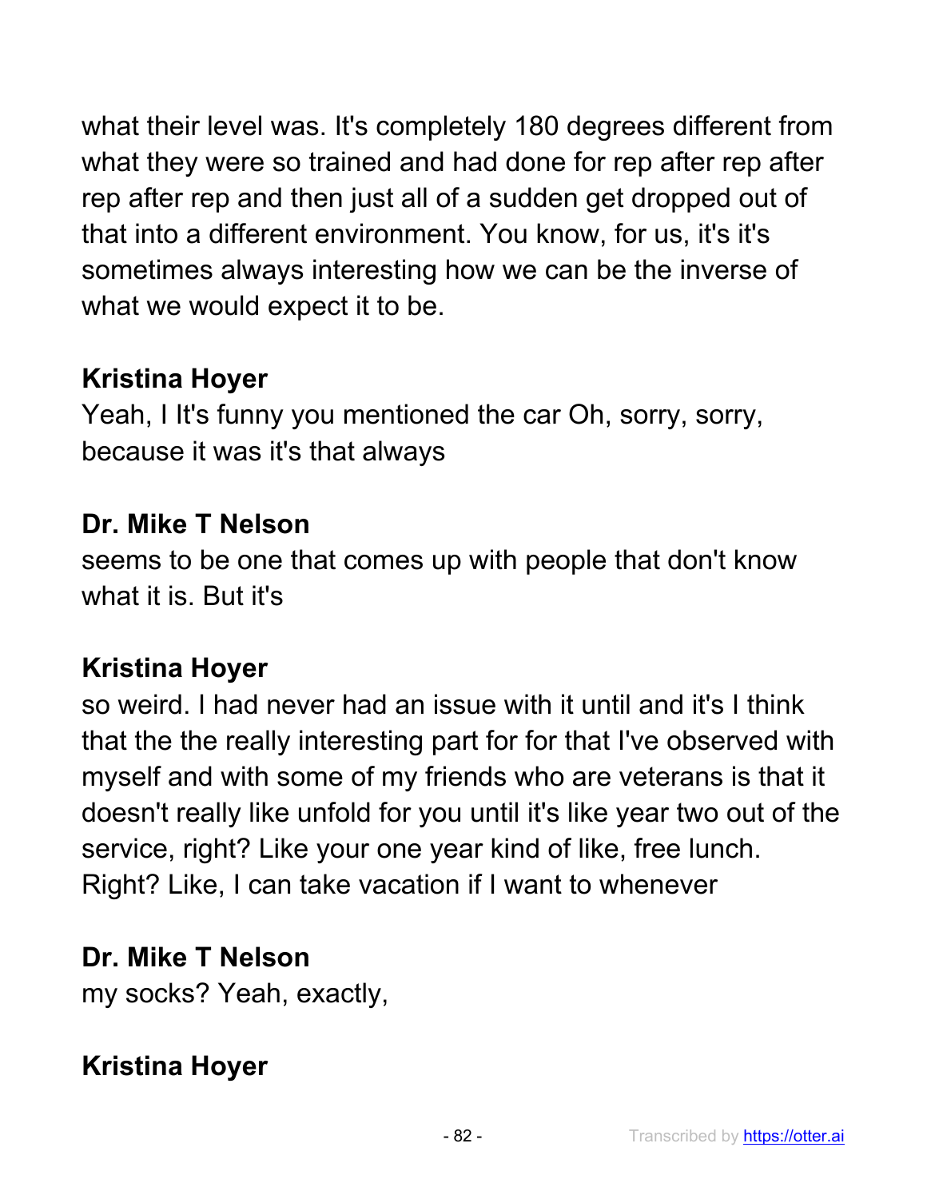what their level was. It's completely 180 degrees different from what they were so trained and had done for rep after rep after rep after rep and then just all of a sudden get dropped out of that into a different environment. You know, for us, it's it's sometimes always interesting how we can be the inverse of what we would expect it to be.

**Kristina Hoyer**

Yeah, I It's funny you mentioned the car Oh, sorry, sorry, because it was it's that always

**Dr. Mike T Nelson**

seems to be one that comes up with people that don't know what it is. But it's

**Kristina Hoyer**

so weird. I had never had an issue with it until and it's I think that the the really interesting part for for that I've observed with myself and with some of my friends who are veterans is that it doesn't really like unfold for you until it's like year two out of the service, right? Like your one year kind of like, free lunch. Right? Like, I can take vacation if I want to whenever

**Dr. Mike T Nelson**

my socks? Yeah, exactly,

**Kristina Hoyer**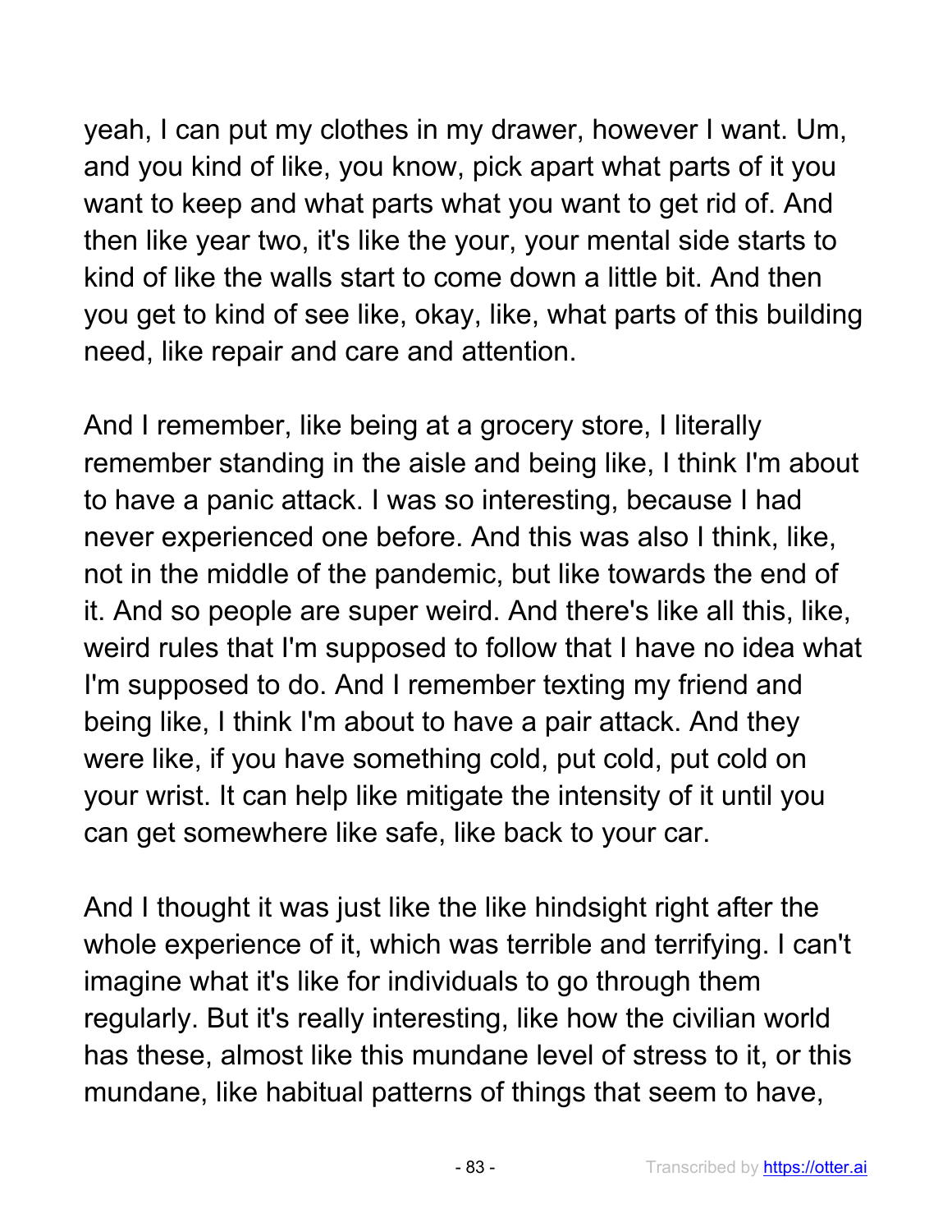yeah, I can put my clothes in my drawer, however I want. Um, and you kind of like, you know, pick apart what parts of it you want to keep and what parts what you want to get rid of. And then like year two, it's like the your, your mental side starts to kind of like the walls start to come down a little bit. And then you get to kind of see like, okay, like, what parts of this building need, like repair and care and attention.

And I remember, like being at a grocery store, I literally remember standing in the aisle and being like, I think I'm about to have a panic attack. I was so interesting, because I had never experienced one before. And this was also I think, like, not in the middle of the pandemic, but like towards the end of it. And so people are super weird. And there's like all this, like, weird rules that I'm supposed to follow that I have no idea what I'm supposed to do. And I remember texting my friend and being like, I think I'm about to have a pair attack. And they were like, if you have something cold, put cold, put cold on your wrist. It can help like mitigate the intensity of it until you can get somewhere like safe, like back to your car.

And I thought it was just like the like hindsight right after the whole experience of it, which was terrible and terrifying. I can't imagine what it's like for individuals to go through them regularly. But it's really interesting, like how the civilian world has these, almost like this mundane level of stress to it, or this mundane, like habitual patterns of things that seem to have,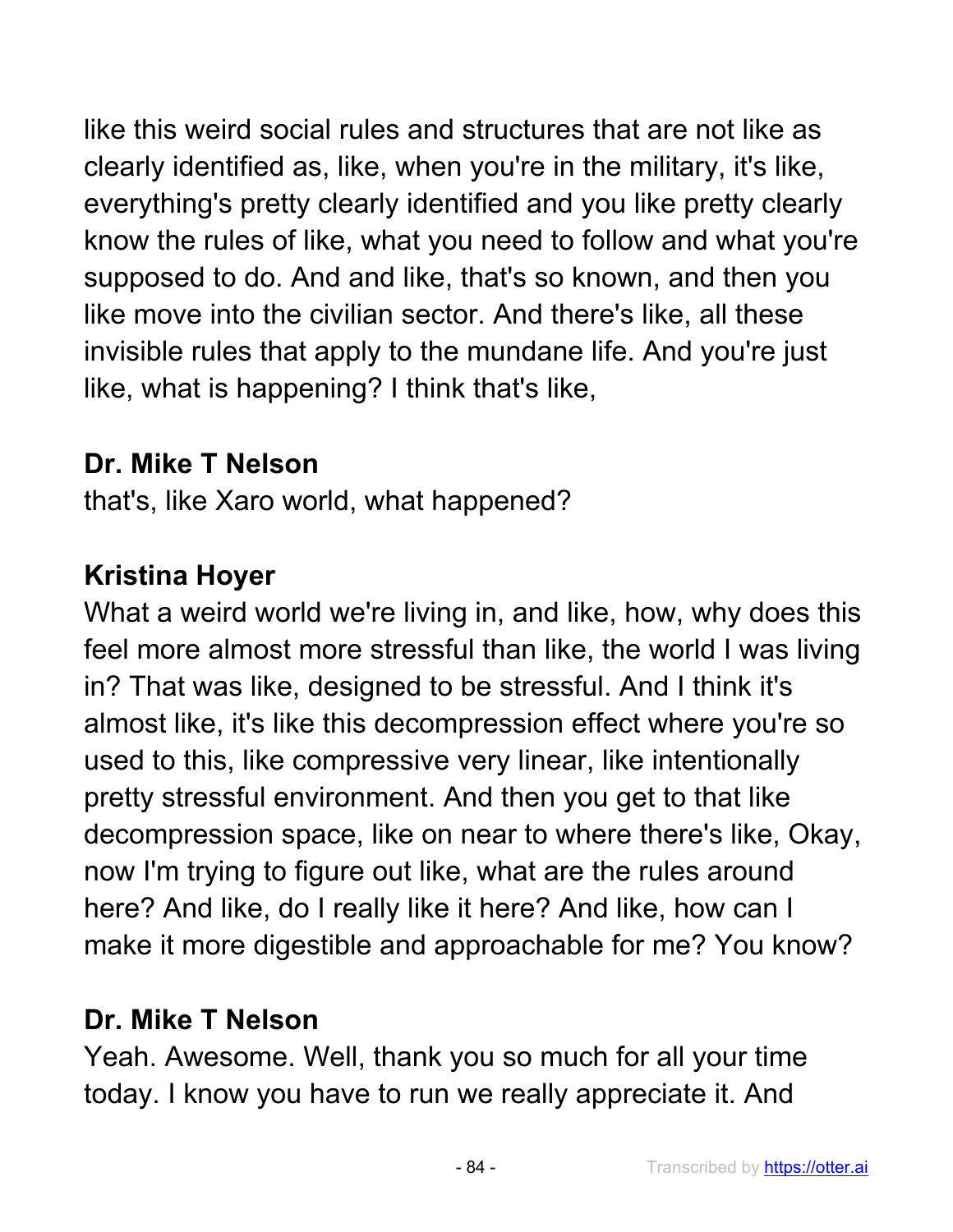like this weird social rules and structures that are not like as clearly identified as, like, when you're in the military, it's like, everything's pretty clearly identified and you like pretty clearly know the rules of like, what you need to follow and what you're supposed to do. And and like, that's so known, and then you like move into the civilian sector. And there's like, all these invisible rules that apply to the mundane life. And you're just like, what is happening? I think that's like,

**Dr. Mike T Nelson**

that's, like Xaro world, what happened?

**Kristina Hoyer**

What a weird world we're living in, and like, how, why does this feel more almost more stressful than like, the world I was living in? That was like, designed to be stressful. And I think it's almost like, it's like this decompression effect where you're so used to this, like compressive very linear, like intentionally pretty stressful environment. And then you get to that like decompression space, like on near to where there's like, Okay, now I'm trying to figure out like, what are the rules around here? And like, do I really like it here? And like, how can I make it more digestible and approachable for me? You know?

**Dr. Mike T Nelson**

Yeah. Awesome. Well, thank you so much for all your time today. I know you have to run we really appreciate it. And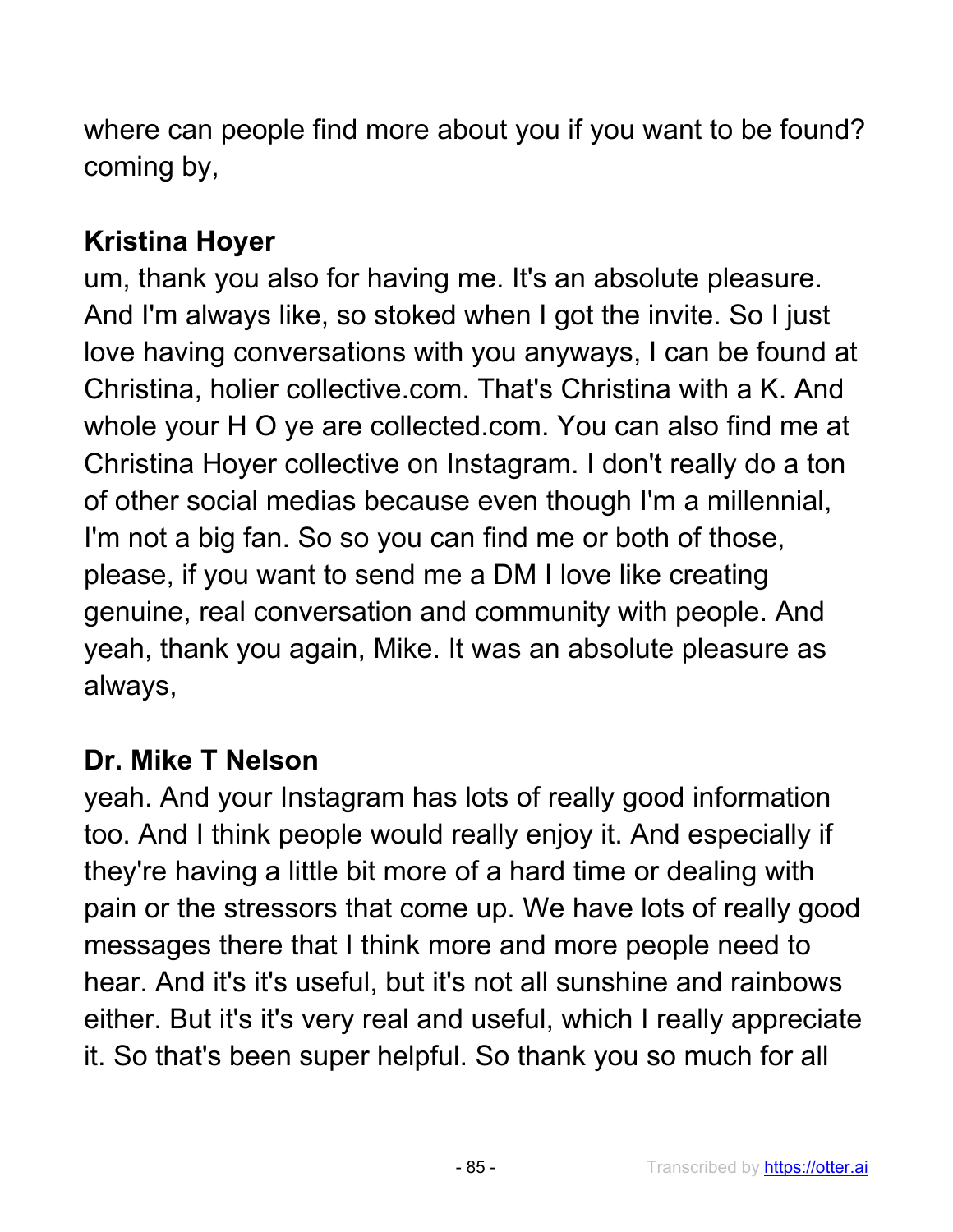where can people find more about you if you want to be found? coming by,

**Kristina Hoyer**

um, thank you also for having me. It's an absolute pleasure. And I'm always like, so stoked when I got the invite. So I just love having conversations with you anyways, I can be found at Christina, holier collective.com. That's Christina with a K. And whole your H O ye are collected.com. You can also find me at Christina Hoyer collective on Instagram. I don't really do a ton of other social medias because even though I'm a millennial, I'm not a big fan. So so you can find me or both of those, please, if you want to send me a DM I love like creating genuine, real conversation and community with people. And yeah, thank you again, Mike. It was an absolute pleasure as always,

**Dr. Mike T Nelson**

yeah. And your Instagram has lots of really good information too. And I think people would really enjoy it. And especially if they're having a little bit more of a hard time or dealing with pain or the stressors that come up. We have lots of really good messages there that I think more and more people need to hear. And it's it's useful, but it's not all sunshine and rainbows either. But it's it's very real and useful, which I really appreciate it. So that's been super helpful. So thank you so much for all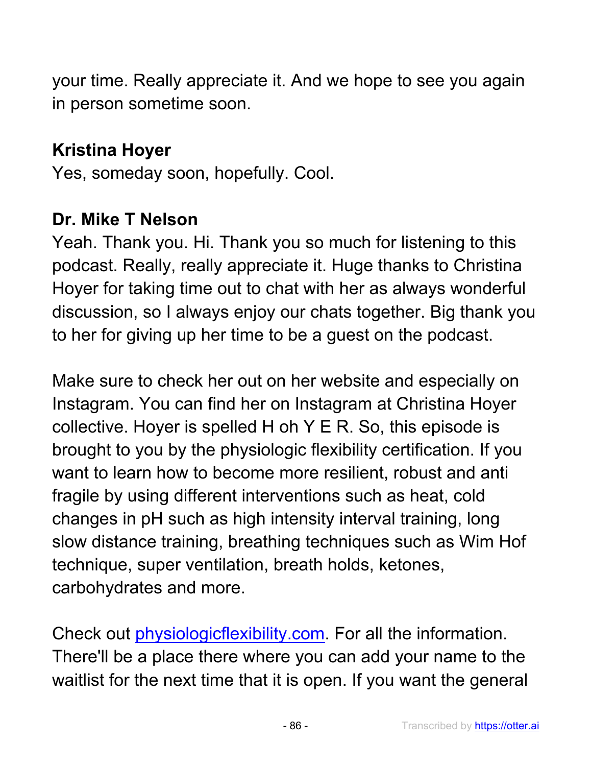your time. Really appreciate it. And we hope to see you again in person sometime soon.

**Kristina Hoyer**

Yes, someday soon, hopefully. Cool.

**Dr. Mike T Nelson**

Yeah. Thank you. Hi. Thank you so much for listening to this podcast. Really, really appreciate it. Huge thanks to Christina Hoyer for taking time out to chat with her as always wonderful discussion, so I always enjoy our chats together. Big thank you to her for giving up her time to be a guest on the podcast.

Make sure to check her out on her website and especially on Instagram. You can find her on Instagram at Christina Hoyer collective. Hoyer is spelled H oh Y E R. So, this episode is brought to you by the physiologic flexibility certification. If you want to learn how to become more resilient, robust and anti fragile by using different interventions such as heat, cold changes in pH such as high intensity interval training, long slow distance training, breathing techniques such as Wim Hof technique, super ventilation, breath holds, ketones, carbohydrates and more.

Check out [physiologicflexibility.com](physiologicflexibility.com). For all the information. There'll be a place there where you can add your name to the waitlist for the next time that it is open. If you want the general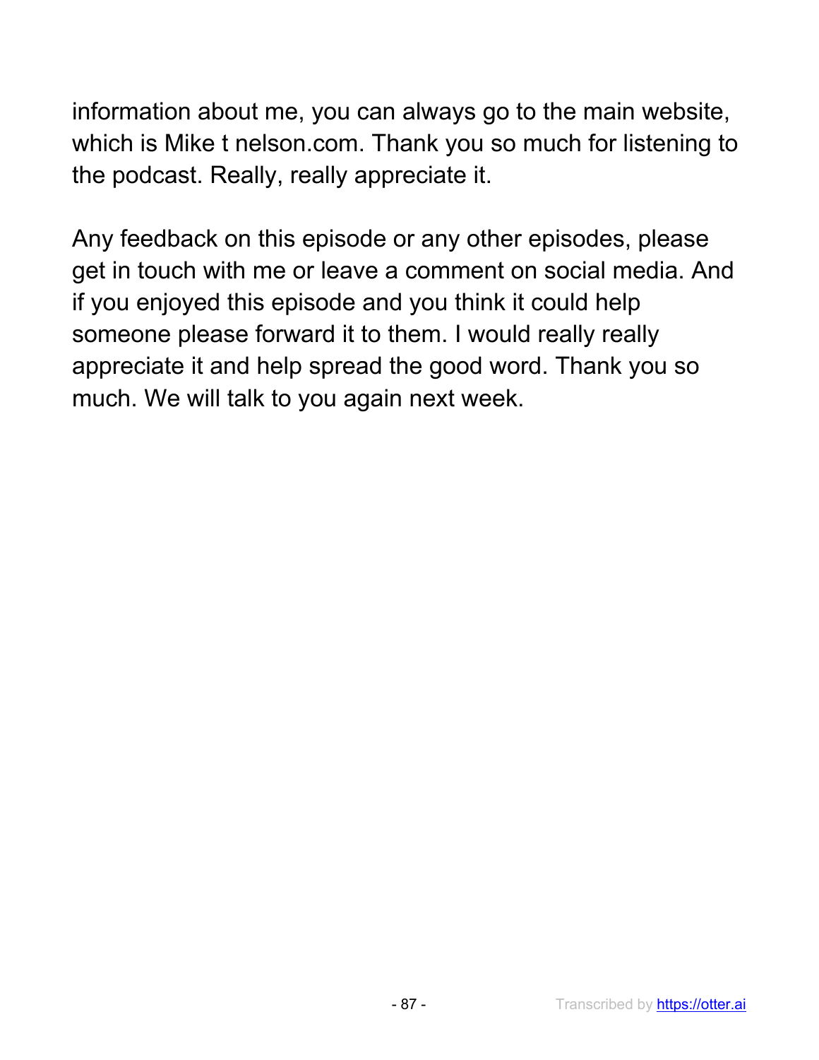information about me, you can always go to the main website, which is Mike t nelson.com. Thank you so much for listening to the podcast. Really, really appreciate it.

Any feedback on this episode or any other episodes, please get in touch with me or leave a comment on social media. And if you enjoyed this episode and you think it could help someone please forward it to them. I would really really appreciate it and help spread the good word. Thank you so much. We will talk to you again next week.